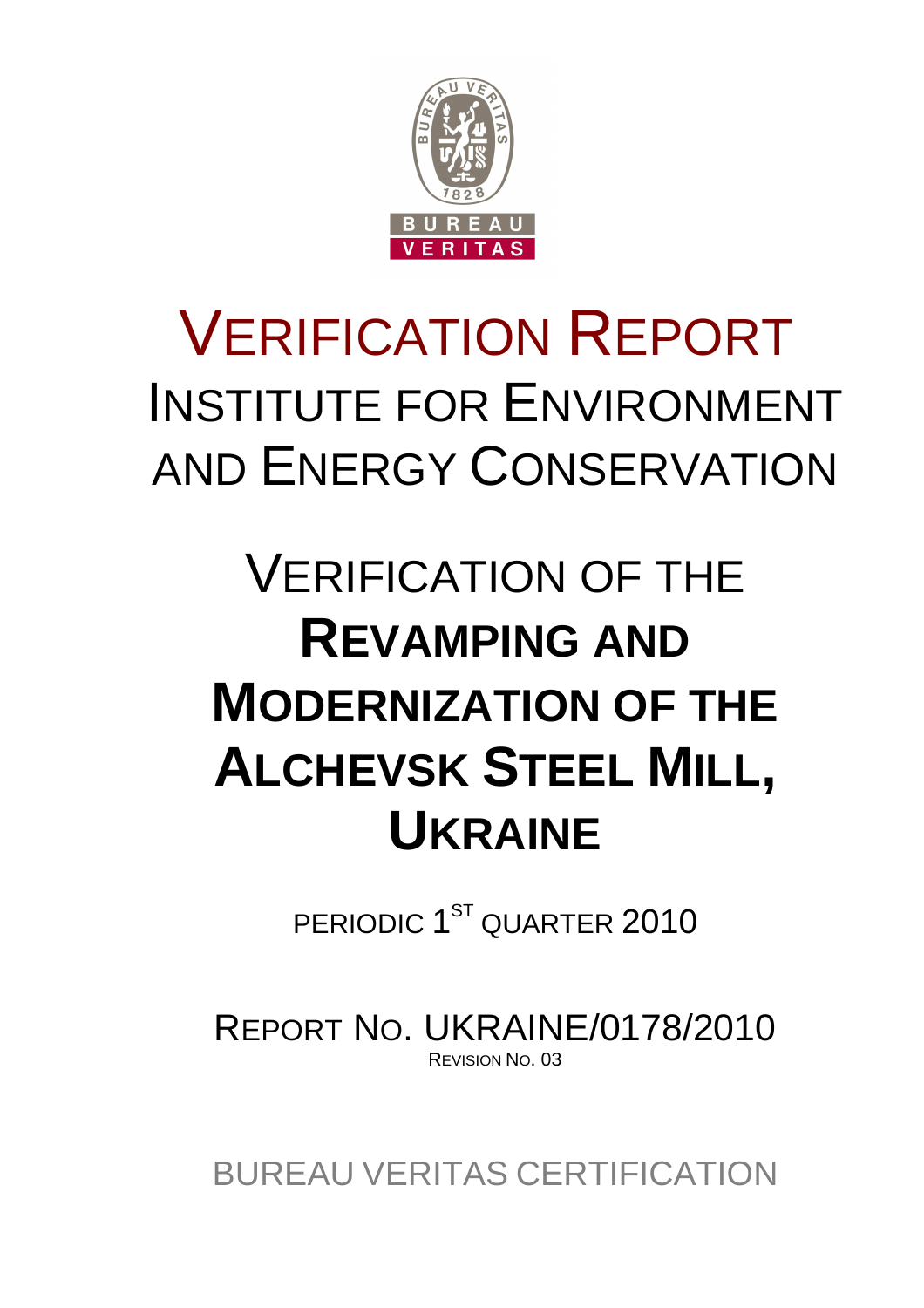BUREAU VERITAS

# VERIFICATION REPORT

## INSTITUTE FOR ENVIRONMENT AND ENERGY CONSERVATION

# VERIFICATION OF THE **REVAMPING AND MODERNIZATION OF THE ALCHEVSK STEEL MILL, UKRAINE**

PERIODIC 1ST QUARTER 2010

REPORT NO. UKRAINE/0178/2010

REVISION NO. 03

BUREAU VERITAS CERTIFICATION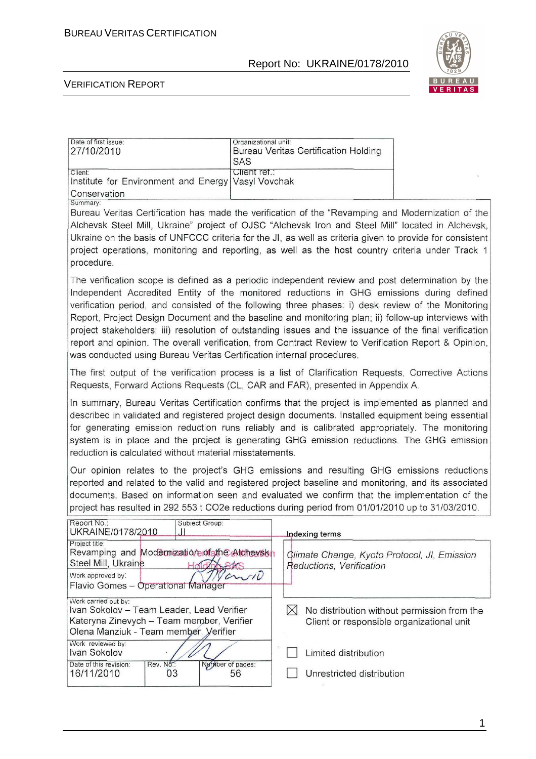| Date of first issue: | Organizational unit: |
|---|---|
| 27/10/2010 | Bureau Veritas Certification Holding SAS |
| Client: Institute for Environment and Energy Conservation | Client ref.: Vasyl Vovchak |

Summary:

Bureau Veritas Certification has made the verification of the "Revamping and Modernization of the Alchevsk Steel Mill, Ukraine" project of OJSC "Alchevsk Iron and Steel Mill" located in Alchevsk, Ukraine on the basis of UNFCCC criteria for the JI, as well as criteria given to provide for consistent project operations, monitoring and reporting, as well as the host country criteria under Track 1 procedure.

The verification scope is defined as a periodic independent review and post determination by the Independent Accredited Entity of the monitored reductions in GHG emissions during defined verification period, and consisted of the following three phases: i) desk review of the Monitoring Report, Project Design Document and the baseline and monitoring plan; ii) follow-up interviews with project stakeholders; iii) resolution of outstanding issues and the issuance of the final verification report and opinion. The overall verification, from Contract Review to Verification Report & Opinion, was conducted using Bureau Veritas Certification internal procedures.

The first output of the verification process is a list of Clarification Requests, Corrective Actions Requests, Forward Actions Requests (CL, CAR and FAR), presented in Appendix A.

In summary, Bureau Veritas Certification confirms that the project is implemented as planned and described in validated and registered project design documents. Installed equipment being essential for generating emission reduction runs reliably and is calibrated appropriately. The monitoring system is in place and the project is generating GHG emission reductions. The GHG emission reduction is calculated without material misstatements.

Our opinion relates to the project's GHG emissions and resulting GHG emissions reductions reported and related to the valid and registered project baseline and monitoring, and its associated documents. Based on information seen and evaluated we confirm that the implementation of the project has resulted in 292 553 t $CO_2e$ reductions during period from 01/01/2010 up to 31/03/2010.

| Report No.: UKRAINE/0178/2010 | Subject Group: JI | Indexing terms |
|---|---|---|
| Project title: Revamping and Modernization of the Alchevsk Steel Mill, Ukraine | | *Climate Change, Kyoto Protocol, JI, Emission Reductions, Verification* |
| Work approved by: Flavio Gomes – Operational Manager | | |
| Work carried out by: Ivan Sokolov – Team Leader, Lead Verifier; Kateryna Zinevych – Team member, Verifier; Olena Manziuk - Team member, Verifier | | ☒ No distribution without permission from the Client or responsible organizational unit |
| Work reviewed by: Ivan Sokolov | | ☐ Limited distribution |
| Date of this revision: 16/11/2010 | Rev. No.: 03 / Number of pages: 56 | ☐ Unrestricted distribution |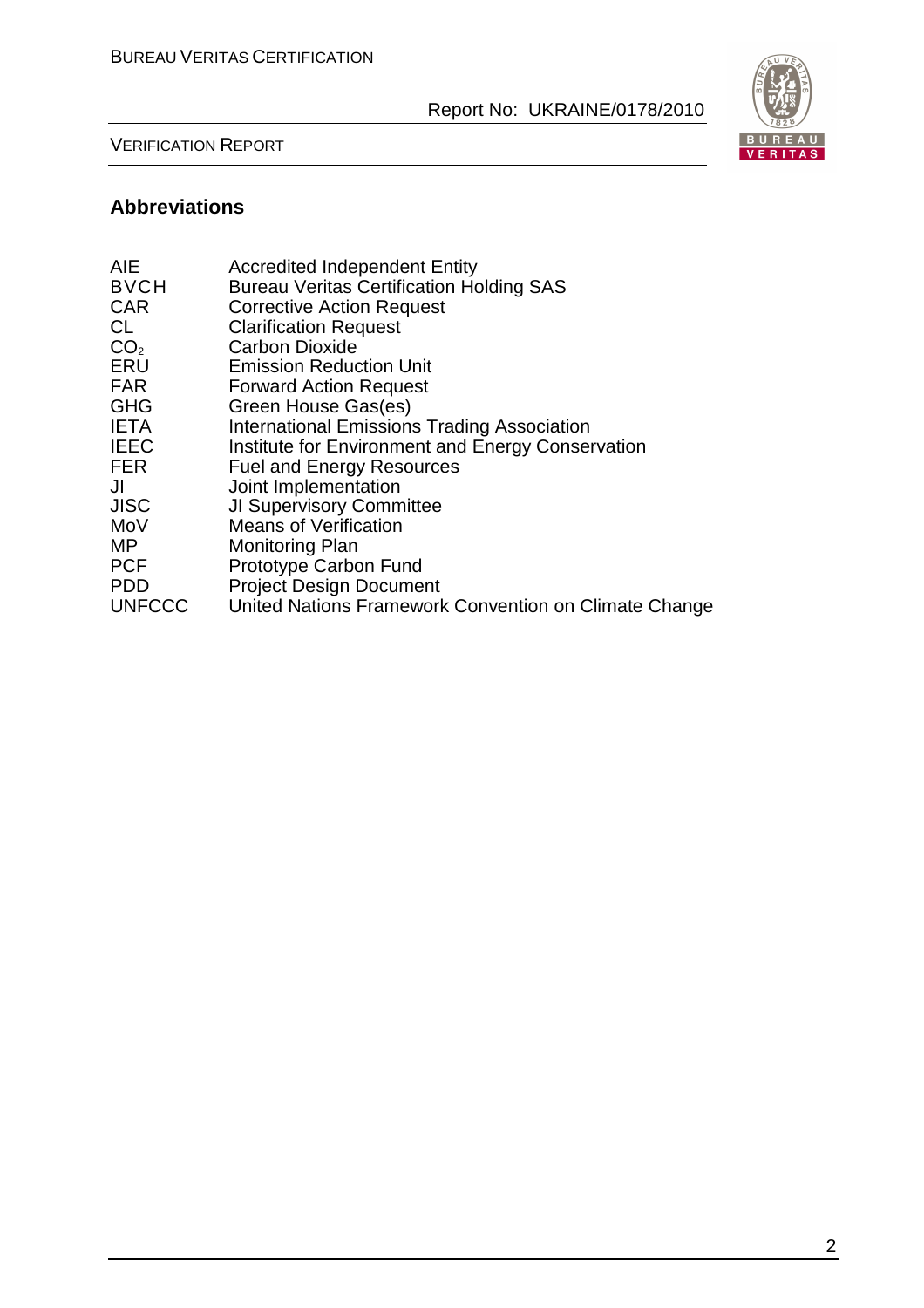## Abbreviations

| | |
|---|---|
| AIE | Accredited Independent Entity |
| BVCH | Bureau Veritas Certification Holding SAS |
| CAR | Corrective Action Request |
| CL | Clarification Request |
| $CO_2$ | Carbon Dioxide |
| ERU | Emission Reduction Unit |
| FAR | Forward Action Request |
| GHG | Green House Gas(es) |
| IETA | International Emissions Trading Association |
| IEEC | Institute for Environment and Energy Conservation |
| FER | Fuel and Energy Resources |
| JI | Joint Implementation |
| JISC | JI Supervisory Committee |
| MoV | Means of Verification |
| MP | Monitoring Plan |
| PCF | Prototype Carbon Fund |
| PDD | Project Design Document |
| UNFCCC | United Nations Framework Convention on Climate Change |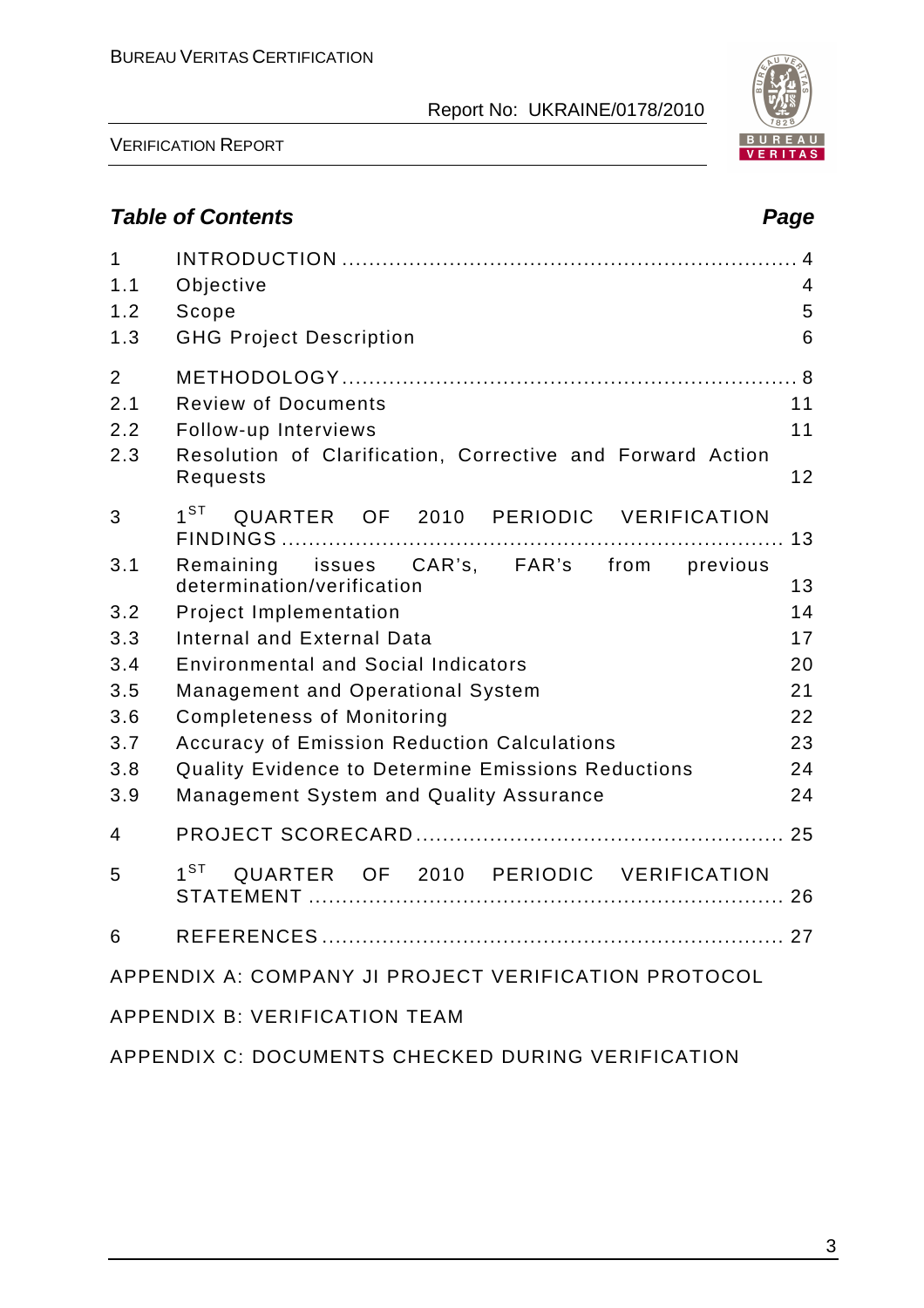## Table of Contents

| | | Page |
|---|---|---|
| 1 | INTRODUCTION | 4 |
| 1.1 | Objective | 4 |
| 1.2 | Scope | 5 |
| 1.3 | GHG Project Description | 6 |
| 2 | METHODOLOGY | 8 |
| 2.1 | Review of Documents | 11 |
| 2.2 | Follow-up Interviews | 11 |
| 2.3 | Resolution of Clarification, Corrective and Forward Action Requests | 12 |
| 3 | 1ST QUARTER OF 2010 PERIODIC VERIFICATION FINDINGS | 13 |
| 3.1 | Remaining issues CAR's, FAR's from previous determination/verification | 13 |
| 3.2 | Project Implementation | 14 |
| 3.3 | Internal and External Data | 17 |
| 3.4 | Environmental and Social Indicators | 20 |
| 3.5 | Management and Operational System | 21 |
| 3.6 | Completeness of Monitoring | 22 |
| 3.7 | Accuracy of Emission Reduction Calculations | 23 |
| 3.8 | Quality Evidence to Determine Emissions Reductions | 24 |
| 3.9 | Management System and Quality Assurance | 24 |
| 4 | PROJECT SCORECARD | 25 |
| 5 | 1ST QUARTER OF 2010 PERIODIC VERIFICATION STATEMENT | 26 |
| 6 | REFERENCES | 27 |

APPENDIX A: COMPANY JI PROJECT VERIFICATION PROTOCOL

APPENDIX B: VERIFICATION TEAM

APPENDIX C: DOCUMENTS CHECKED DURING VERIFICATION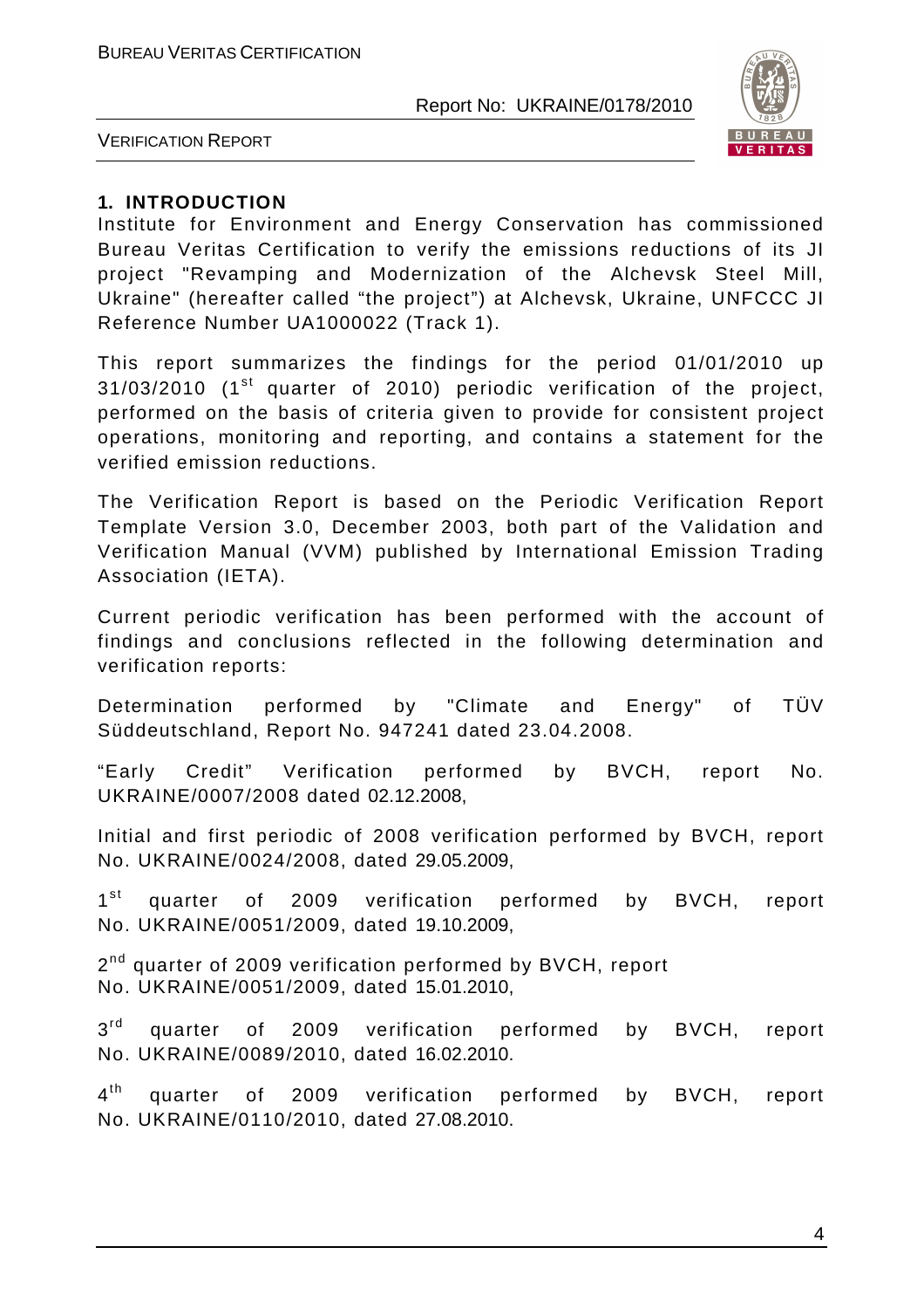## 1. INTRODUCTION

Institute for Environment and Energy Conservation has commissioned Bureau Veritas Certification to verify the emissions reductions of its JI project "Revamping and Modernization of the Alchevsk Steel Mill, Ukraine" (hereafter called "the project") at Alchevsk, Ukraine, UNFCCC JI Reference Number UA1000022 (Track 1).

This report summarizes the findings for the period 01/01/2010 up 31/03/2010 (1st quarter of 2010) periodic verification of the project, performed on the basis of criteria given to provide for consistent project operations, monitoring and reporting, and contains a statement for the verified emission reductions.

The Verification Report is based on the Periodic Verification Report Template Version 3.0, December 2003, both part of the Validation and Verification Manual (VVM) published by International Emission Trading Association (IETA).

Current periodic verification has been performed with the account of findings and conclusions reflected in the following determination and verification reports:

Determination performed by "Climate and Energy" of TÜV Süddeutschland, Report No. 947241 dated 23.04.2008.

"Early Credit" Verification performed by BVCH, report No. UKRAINE/0007/2008 dated 02.12.2008,

Initial and first periodic of 2008 verification performed by BVCH, report No. UKRAINE/0024/2008, dated 29.05.2009,

1st quarter of 2009 verification performed by BVCH, report No. UKRAINE/0051/2009, dated 19.10.2009,

2nd quarter of 2009 verification performed by BVCH, report No. UKRAINE/0051/2009, dated 15.01.2010,

3rd quarter of 2009 verification performed by BVCH, report No. UKRAINE/0089/2010, dated 16.02.2010.

4th quarter of 2009 verification performed by BVCH, report No. UKRAINE/0110/2010, dated 27.08.2010.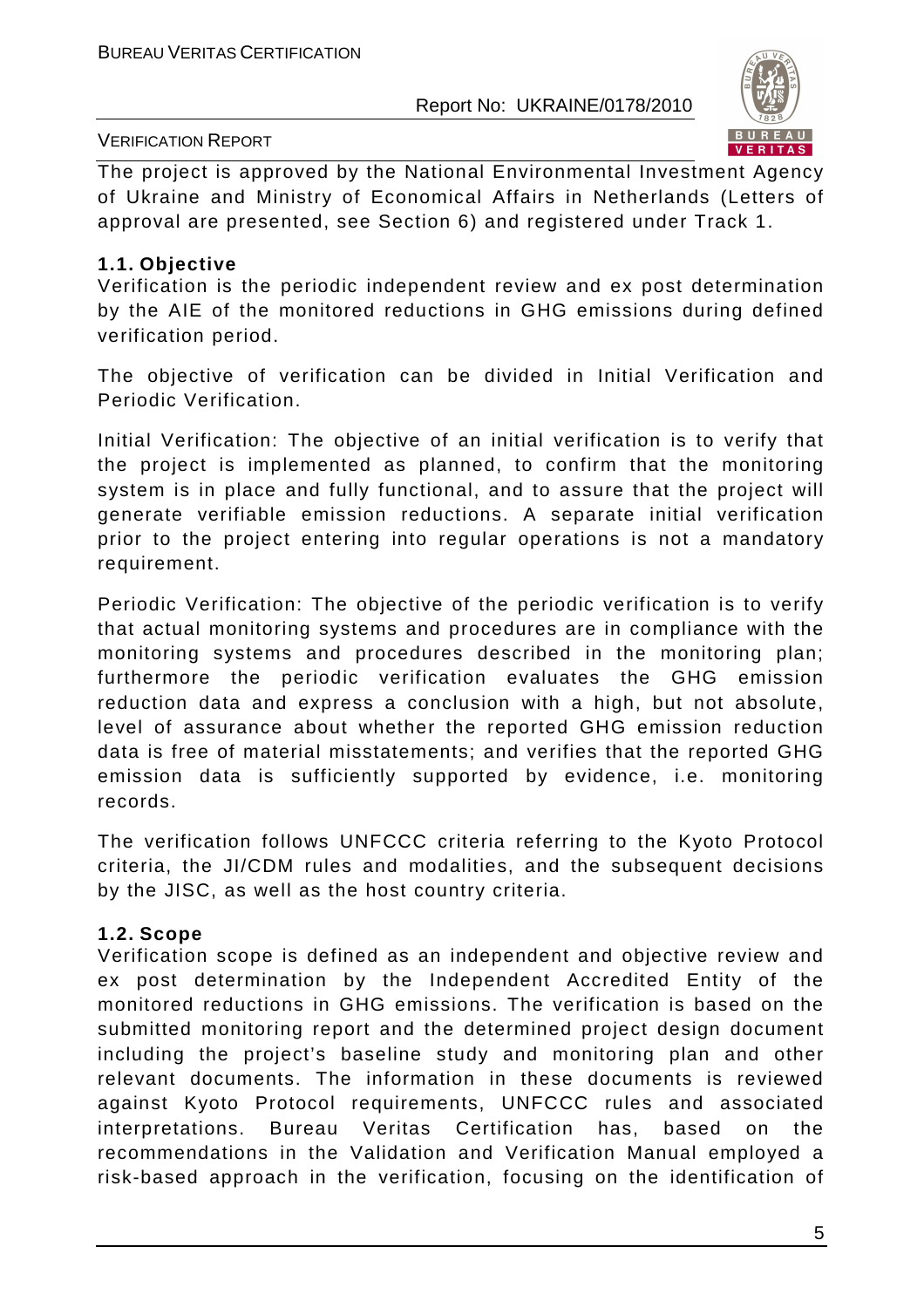The project is approved by the National Environmental Investment Agency of Ukraine and Ministry of Economical Affairs in Netherlands (Letters of approval are presented, see Section 6) and registered under Track 1.

### 1.1. Objective

Verification is the periodic independent review and ex post determination by the AIE of the monitored reductions in GHG emissions during defined verification period.

The objective of verification can be divided in Initial Verification and Periodic Verification.

Initial Verification: The objective of an initial verification is to verify that the project is implemented as planned, to confirm that the monitoring system is in place and fully functional, and to assure that the project will generate verifiable emission reductions. A separate initial verification prior to the project entering into regular operations is not a mandatory requirement.

Periodic Verification: The objective of the periodic verification is to verify that actual monitoring systems and procedures are in compliance with the monitoring systems and procedures described in the monitoring plan; furthermore the periodic verification evaluates the GHG emission reduction data and express a conclusion with a high, but not absolute, level of assurance about whether the reported GHG emission reduction data is free of material misstatements; and verifies that the reported GHG emission data is sufficiently supported by evidence, i.e. monitoring records.

The verification follows UNFCCC criteria referring to the Kyoto Protocol criteria, the JI/CDM rules and modalities, and the subsequent decisions by the JISC, as well as the host country criteria.

### 1.2. Scope

Verification scope is defined as an independent and objective review and ex post determination by the Independent Accredited Entity of the monitored reductions in GHG emissions. The verification is based on the submitted monitoring report and the determined project design document including the project's baseline study and monitoring plan and other relevant documents. The information in these documents is reviewed against Kyoto Protocol requirements, UNFCCC rules and associated interpretations. Bureau Veritas Certification has, based on the recommendations in the Validation and Verification Manual employed a risk-based approach in the verification, focusing on the identification of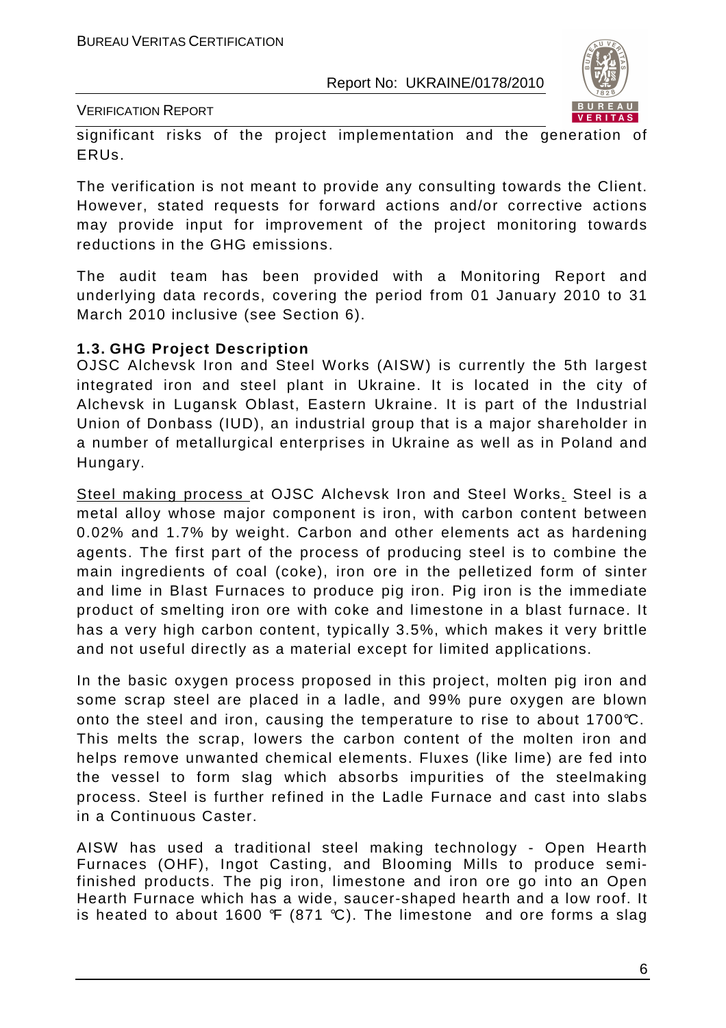significant risks of the project implementation and the generation of ERUs.

The verification is not meant to provide any consulting towards the Client. However, stated requests for forward actions and/or corrective actions may provide input for improvement of the project monitoring towards reductions in the GHG emissions.

The audit team has been provided with a Monitoring Report and underlying data records, covering the period from 01 January 2010 to 31 March 2010 inclusive (see Section 6).

### 1.3. GHG Project Description

OJSC Alchevsk Iron and Steel Works (AISW) is currently the 5th largest integrated iron and steel plant in Ukraine. It is located in the city of Alchevsk in Lugansk Oblast, Eastern Ukraine. It is part of the Industrial Union of Donbass (IUD), an industrial group that is a major shareholder in a number of metallurgical enterprises in Ukraine as well as in Poland and Hungary.

Steel making process at OJSC Alchevsk Iron and Steel Works. Steel is a metal alloy whose major component is iron, with carbon content between 0.02% and 1.7% by weight. Carbon and other elements act as hardening agents. The first part of the process of producing steel is to combine the main ingredients of coal (coke), iron ore in the pelletized form of sinter and lime in Blast Furnaces to produce pig iron. Pig iron is the immediate product of smelting iron ore with coke and limestone in a blast furnace. It has a very high carbon content, typically 3.5%, which makes it very brittle and not useful directly as a material except for limited applications.

In the basic oxygen process proposed in this project, molten pig iron and some scrap steel are placed in a ladle, and 99% pure oxygen are blown onto the steel and iron, causing the temperature to rise to about 1700℃. This melts the scrap, lowers the carbon content of the molten iron and helps remove unwanted chemical elements. Fluxes (like lime) are fed into the vessel to form slag which absorbs impurities of the steelmaking process. Steel is further refined in the Ladle Furnace and cast into slabs in a Continuous Caster.

AISW has used a traditional steel making technology - Open Hearth Furnaces (OHF), Ingot Casting, and Blooming Mills to produce semi-finished products. The pig iron, limestone and iron ore go into an Open Hearth Furnace which has a wide, saucer-shaped hearth and a low roof. It is heated to about 1600 ℉ (871 ℃). The limestone and ore forms a slag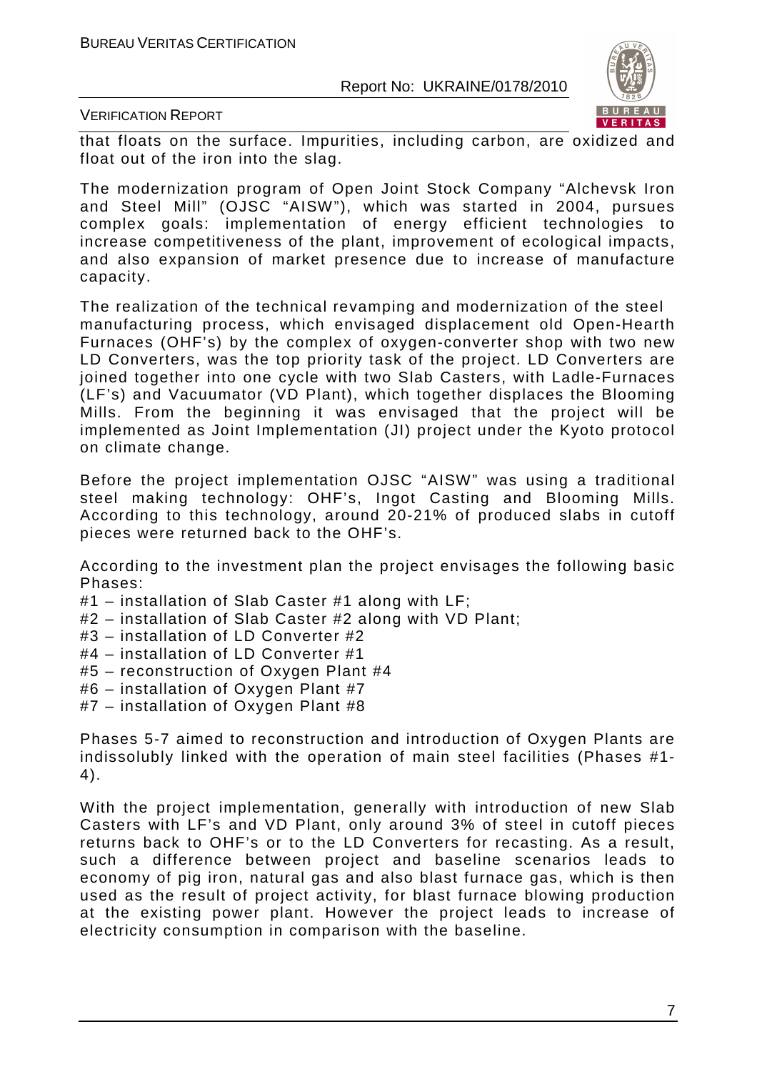that floats on the surface. Impurities, including carbon, are oxidized and float out of the iron into the slag.

The modernization program of Open Joint Stock Company "Alchevsk Iron and Steel Mill" (OJSC "AISW"), which was started in 2004, pursues complex goals: implementation of energy efficient technologies to increase competitiveness of the plant, improvement of ecological impacts, and also expansion of market presence due to increase of manufacture capacity.

The realization of the technical revamping and modernization of the steel manufacturing process, which envisaged displacement old Open-Hearth Furnaces (OHF's) by the complex of oxygen-converter shop with two new LD Converters, was the top priority task of the project. LD Converters are joined together into one cycle with two Slab Casters, with Ladle-Furnaces (LF's) and Vacuumator (VD Plant), which together displaces the Blooming Mills. From the beginning it was envisaged that the project will be implemented as Joint Implementation (JI) project under the Kyoto protocol on climate change.

Before the project implementation OJSC "AISW" was using a traditional steel making technology: OHF's, Ingot Casting and Blooming Mills. According to this technology, around 20-21% of produced slabs in cutoff pieces were returned back to the OHF's.

According to the investment plan the project envisages the following basic Phases:

#1 – installation of Slab Caster #1 along with LF;
#2 – installation of Slab Caster #2 along with VD Plant;
#3 – installation of LD Converter #2
#4 – installation of LD Converter #1
#5 – reconstruction of Oxygen Plant #4
#6 – installation of Oxygen Plant #7
#7 – installation of Oxygen Plant #8

Phases 5-7 aimed to reconstruction and introduction of Oxygen Plants are indissolubly linked with the operation of main steel facilities (Phases #1-4).

With the project implementation, generally with introduction of new Slab Casters with LF's and VD Plant, only around 3% of steel in cutoff pieces returns back to OHF's or to the LD Converters for recasting. As a result, such a difference between project and baseline scenarios leads to economy of pig iron, natural gas and also blast furnace gas, which is then used as the result of project activity, for blast furnace blowing production at the existing power plant. However the project leads to increase of electricity consumption in comparison with the baseline.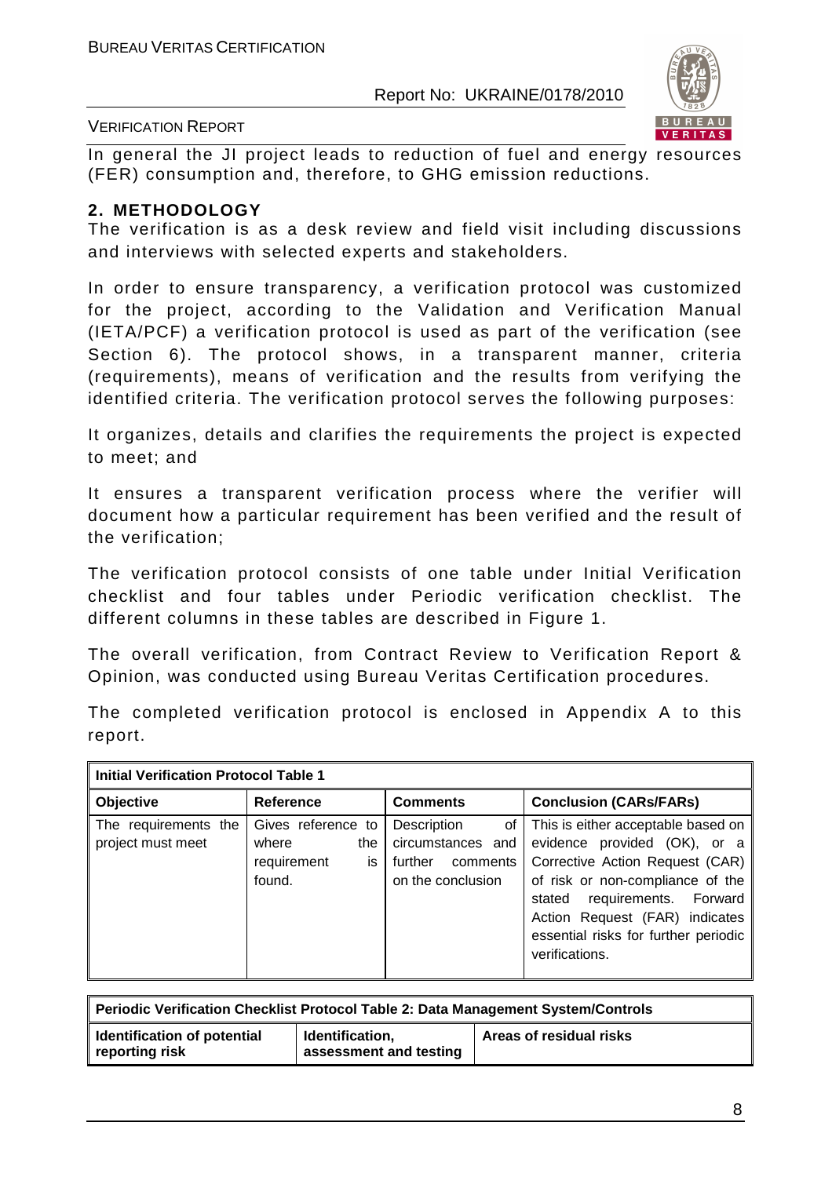In general the JI project leads to reduction of fuel and energy resources (FER) consumption and, therefore, to GHG emission reductions.

## 2. METHODOLOGY

The verification is as a desk review and field visit including discussions and interviews with selected experts and stakeholders.

In order to ensure transparency, a verification protocol was customized for the project, according to the Validation and Verification Manual (IETA/PCF) a verification protocol is used as part of the verification (see Section 6). The protocol shows, in a transparent manner, criteria (requirements), means of verification and the results from verifying the identified criteria. The verification protocol serves the following purposes:

It organizes, details and clarifies the requirements the project is expected to meet; and

It ensures a transparent verification process where the verifier will document how a particular requirement has been verified and the result of the verification;

The verification protocol consists of one table under Initial Verification checklist and four tables under Periodic verification checklist. The different columns in these tables are described in Figure 1.

The overall verification, from Contract Review to Verification Report & Opinion, was conducted using Bureau Veritas Certification procedures.

The completed verification protocol is enclosed in Appendix A to this report.

| **Initial Verification Protocol Table 1** | | | |
|---|---|---|---|
| **Objective** | **Reference** | **Comments** | **Conclusion (CARs/FARs)** |
| The requirements the project must meet | Gives reference to where the requirement is found. | Description of circumstances and further comments on the conclusion | This is either acceptable based on evidence provided (OK), or a Corrective Action Request (CAR) of risk or non-compliance of the stated requirements. Forward Action Request (FAR) indicates essential risks for further periodic verifications. |

| **Periodic Verification Checklist Protocol Table 2: Data Management System/Controls** | | |
|---|---|---|
| **Identification of potential reporting risk** | **Identification, assessment and testing** | **Areas of residual risks** |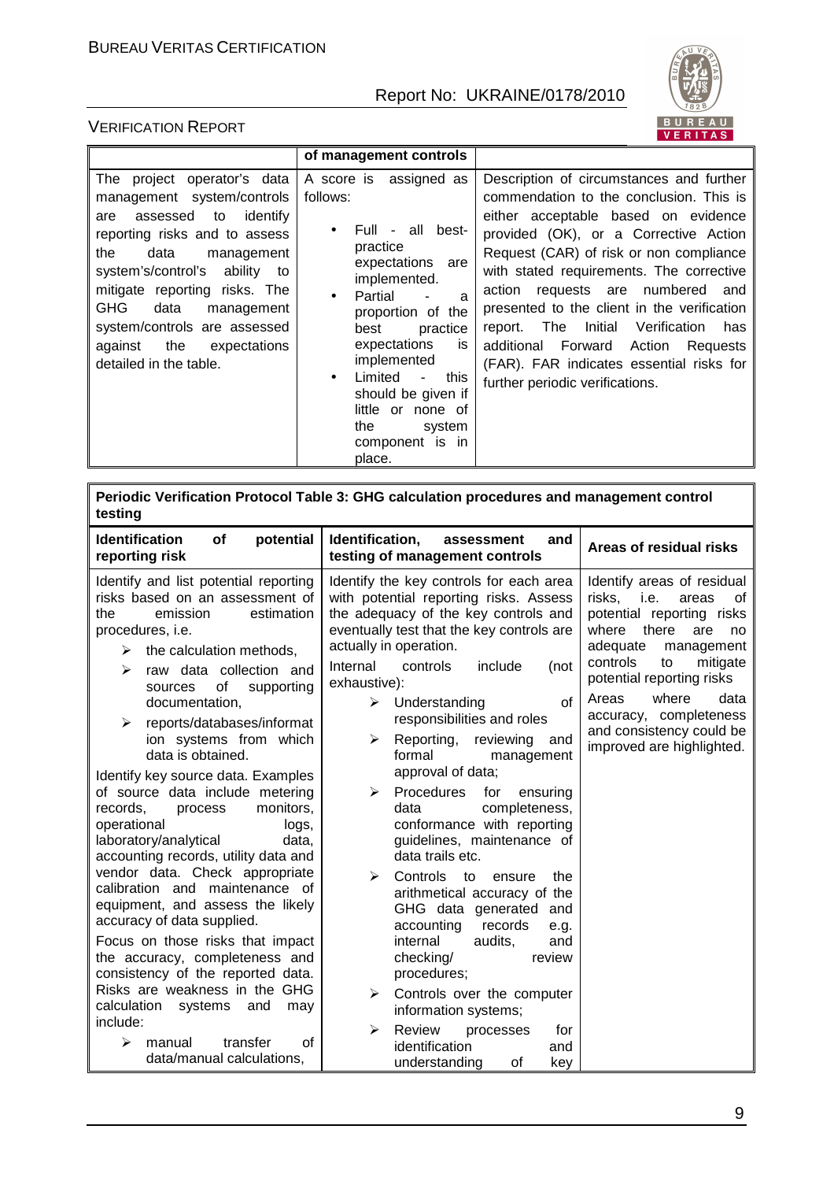| | of management controls | |
|---|---|---|
| The project operator's data management system/controls are assessed to identify reporting risks and to assess the data management system's/control's ability to mitigate reporting risks. The GHG data management system/controls are assessed against the expectations detailed in the table. | A score is assigned as follows:<br>• Full - all best-practice expectations are implemented.<br>• Partial - a proportion of the best practice expectations is implemented<br>• Limited - this should be given if little or none of the system component is in place. | Description of circumstances and further commendation to the conclusion. This is either acceptable based on evidence provided (OK), or a Corrective Action Request (CAR) of risk or non compliance with stated requirements. The corrective action requests are numbered and presented to the client in the verification report. The Initial Verification has additional Forward Action Requests (FAR). FAR indicates essential risks for further periodic verifications. |

| **Periodic Verification Protocol Table 3: GHG calculation procedures and management control testing** | | |
|---|---|---|
| **Identification of potential reporting risk** | **Identification, assessment and testing of management controls** | **Areas of residual risks** |
| Identify and list potential reporting risks based on an assessment of the emission estimation procedures, i.e.<br>➢ the calculation methods,<br>➢ raw data collection and sources of supporting documentation,<br>➢ reports/databases/information systems from which data is obtained.<br>Identify key source data. Examples of source data include metering records, process monitors, operational logs, laboratory/analytical data, accounting records, utility data and vendor data. Check appropriate calibration and maintenance of equipment, and assess the likely accuracy of data supplied.<br>Focus on those risks that impact the accuracy, completeness and consistency of the reported data. Risks are weakness in the GHG calculation systems and may include:<br>➢ manual transfer of data/manual calculations, | Identify the key controls for each area with potential reporting risks. Assess the adequacy of the key controls and eventually test that the key controls are actually in operation.<br>Internal controls include (not exhaustive):<br>➢ Understanding of responsibilities and roles<br>➢ Reporting, reviewing and formal management approval of data;<br>➢ Procedures for ensuring data completeness, conformance with reporting guidelines, maintenance of data trails etc.<br>➢ Controls to ensure the arithmetical accuracy of the GHG data generated and accounting records e.g. internal audits, and checking/ review procedures;<br>➢ Controls over the computer information systems;<br>➢ Review processes for identification and understanding of key | Identify areas of residual risks, i.e. areas of potential reporting risks where there are no adequate management controls to mitigate potential reporting risks<br>Areas where data accuracy, completeness and consistency could be improved are highlighted. |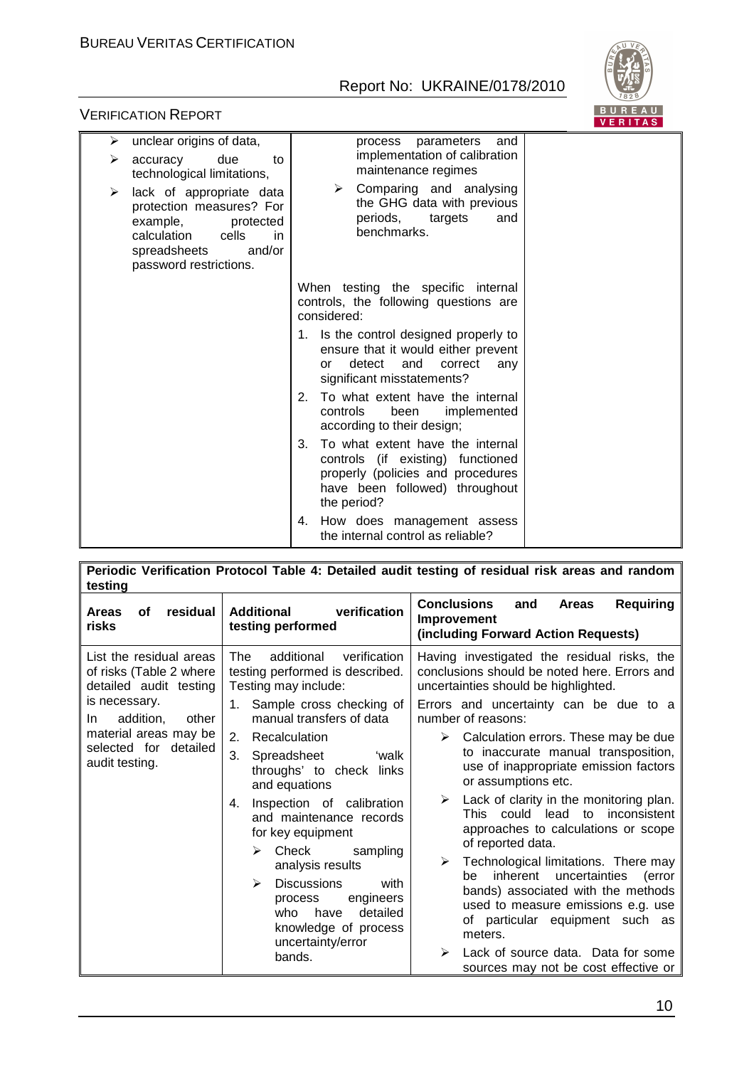| | | |
|---|---|---|
| ➢ unclear origins of data,<br>➢ accuracy due to technological limitations,<br>➢ lack of appropriate data protection measures? For example, protected calculation cells in spreadsheets and/or password restrictions. | process parameters and implementation of calibration maintenance regimes<br>➢ Comparing and analysing the GHG data with previous periods, targets and benchmarks.<br><br>When testing the specific internal controls, the following questions are considered:<br>1. Is the control designed properly to ensure that it would either prevent or detect and correct any significant misstatements?<br>2. To what extent have the internal controls been implemented according to their design;<br>3. To what extent have the internal controls (if existing) functioned properly (policies and procedures have been followed) throughout the period?<br>4. How does management assess the internal control as reliable? | |

| **Periodic Verification Protocol Table 4: Detailed audit testing of residual risk areas and random testing** | | |
|---|---|---|
| **Areas of residual risks** | **Additional verification testing performed** | **Conclusions and Areas Requiring Improvement (including Forward Action Requests)** |
| List the residual areas of risks (Table 2 where detailed audit testing is necessary.<br>In addition, other material areas may be selected for detailed audit testing. | The additional verification testing performed is described. Testing may include:<br>1. Sample cross checking of manual transfers of data<br>2. Recalculation<br>3. Spreadsheet 'walk throughs' to check links and equations<br>4. Inspection of calibration and maintenance records for key equipment<br>➢ Check sampling analysis results<br>➢ Discussions with process engineers who have detailed knowledge of process uncertainty/error bands. | Having investigated the residual risks, the conclusions should be noted here. Errors and uncertainties should be highlighted.<br>Errors and uncertainty can be due to a number of reasons:<br>➢ Calculation errors. These may be due to inaccurate manual transposition, use of inappropriate emission factors or assumptions etc.<br>➢ Lack of clarity in the monitoring plan. This could lead to inconsistent approaches to calculations or scope of reported data.<br>➢ Technological limitations. There may be inherent uncertainties (error bands) associated with the methods used to measure emissions e.g. use of particular equipment such as meters.<br>➢ Lack of source data. Data for some sources may not be cost effective or |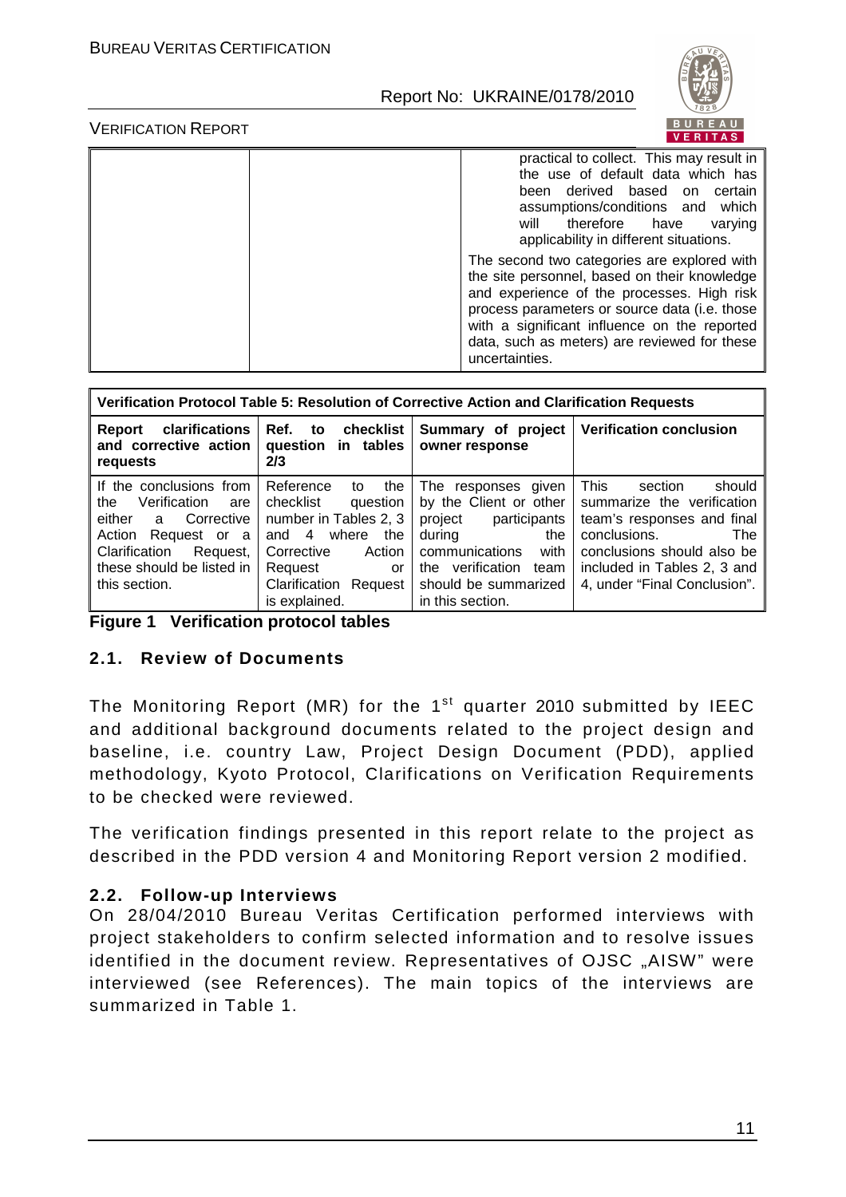| | | practical to collect. This may result in the use of default data which has been derived based on certain assumptions/conditions and which will therefore have varying applicability in different situations.<br><br>The second two categories are explored with the site personnel, based on their knowledge and experience of the processes. High risk process parameters or source data (i.e. those with a significant influence on the reported data, such as meters) are reviewed for these uncertainties. |
|---|---|---|

| Verification Protocol Table 5: Resolution of Corrective Action and Clarification Requests | | | |
|---|---|---|---|
| **Report clarifications and corrective action requests** | **Ref. to checklist question in tables 2/3** | **Summary of project owner response** | **Verification conclusion** |
| If the conclusions from the Verification are either a Corrective Action Request or a Clarification Request, these should be listed in this section. | Reference to the checklist question number in Tables 2, 3 and 4 where the Corrective Action Request or Clarification Request is explained. | The responses given by the Client or other project participants during the communications with the verification team should be summarized in this section. | This section should summarize the verification team's responses and final conclusions. The conclusions should also be included in Tables 2, 3 and 4, under "Final Conclusion". |

**Figure 1 Verification protocol tables**

## 2.1. Review of Documents

The Monitoring Report (MR) for the 1st quarter 2010 submitted by IEEC and additional background documents related to the project design and baseline, i.e. country Law, Project Design Document (PDD), applied methodology, Kyoto Protocol, Clarifications on Verification Requirements to be checked were reviewed.

The verification findings presented in this report relate to the project as described in the PDD version 4 and Monitoring Report version 2 modified.

## 2.2. Follow-up Interviews

On 28/04/2010 Bureau Veritas Certification performed interviews with project stakeholders to confirm selected information and to resolve issues identified in the document review. Representatives of OJSC „AISW" were interviewed (see References). The main topics of the interviews are summarized in Table 1.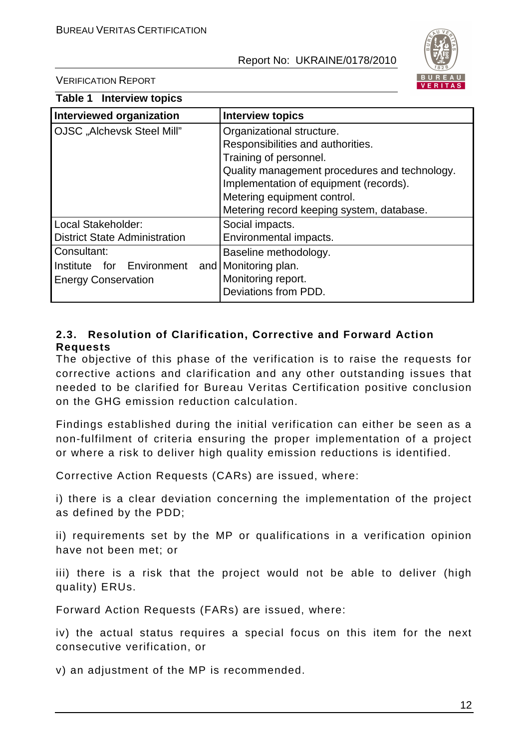**Table 1 Interview topics**

| Interviewed organization | Interview topics |
|---|---|
| OJSC „Alchevsk Steel Mill" | Organizational structure.<br>Responsibilities and authorities.<br>Training of personnel.<br>Quality management procedures and technology.<br>Implementation of equipment (records).<br>Metering equipment control.<br>Metering record keeping system, database. |
| Local Stakeholder:<br>District State Administration | Social impacts.<br>Environmental impacts. |
| Consultant:<br>Institute for Environment and Energy Conservation | Baseline methodology.<br>Monitoring plan.<br>Monitoring report.<br>Deviations from PDD. |

### 2.3. Resolution of Clarification, Corrective and Forward Action Requests

The objective of this phase of the verification is to raise the requests for corrective actions and clarification and any other outstanding issues that needed to be clarified for Bureau Veritas Certification positive conclusion on the GHG emission reduction calculation.

Findings established during the initial verification can either be seen as a non-fulfilment of criteria ensuring the proper implementation of a project or where a risk to deliver high quality emission reductions is identified.

Corrective Action Requests (CARs) are issued, where:

i) there is a clear deviation concerning the implementation of the project as defined by the PDD;

ii) requirements set by the MP or qualifications in a verification opinion have not been met; or

iii) there is a risk that the project would not be able to deliver (high quality) ERUs.

Forward Action Requests (FARs) are issued, where:

iv) the actual status requires a special focus on this item for the next consecutive verification, or

v) an adjustment of the MP is recommended.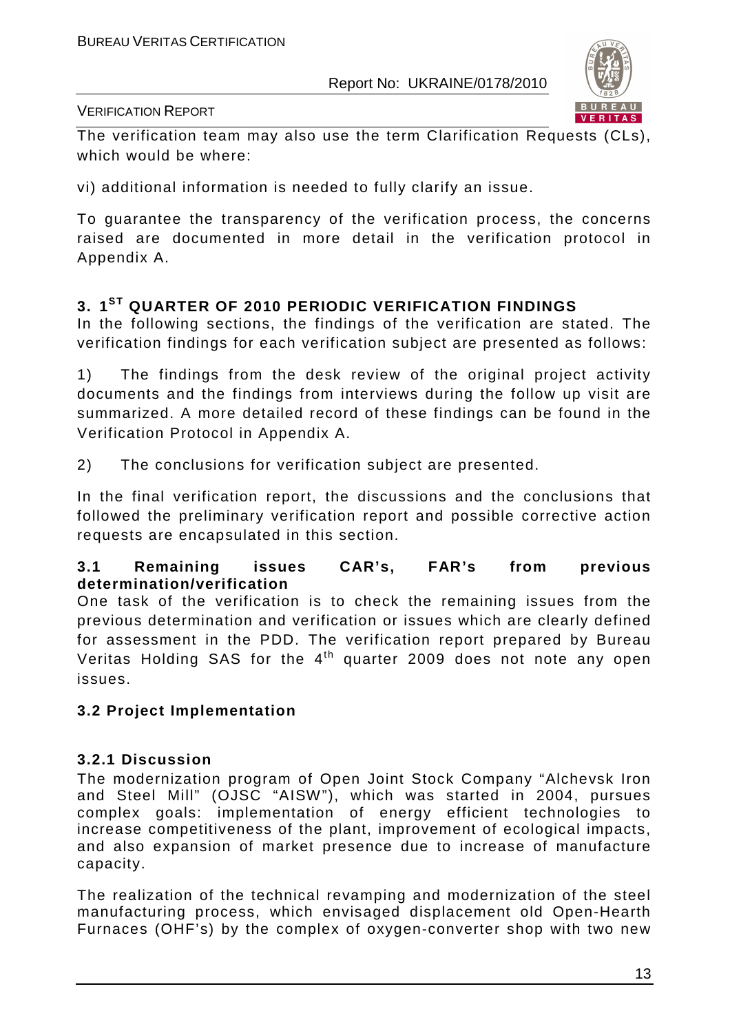The verification team may also use the term Clarification Requests (CLs), which would be where:

vi) additional information is needed to fully clarify an issue.

To guarantee the transparency of the verification process, the concerns raised are documented in more detail in the verification protocol in Appendix A.

## 3. 1ST QUARTER OF 2010 PERIODIC VERIFICATION FINDINGS

In the following sections, the findings of the verification are stated. The verification findings for each verification subject are presented as follows:

1) The findings from the desk review of the original project activity documents and the findings from interviews during the follow up visit are summarized. A more detailed record of these findings can be found in the Verification Protocol in Appendix A.

2) The conclusions for verification subject are presented.

In the final verification report, the discussions and the conclusions that followed the preliminary verification report and possible corrective action requests are encapsulated in this section.

### 3.1 Remaining issues CAR's, FAR's from previous determination/verification

One task of the verification is to check the remaining issues from the previous determination and verification or issues which are clearly defined for assessment in the PDD. The verification report prepared by Bureau Veritas Holding SAS for the 4th quarter 2009 does not note any open issues.

### 3.2 Project Implementation

#### 3.2.1 Discussion

The modernization program of Open Joint Stock Company "Alchevsk Iron and Steel Mill" (OJSC "AISW"), which was started in 2004, pursues complex goals: implementation of energy efficient technologies to increase competitiveness of the plant, improvement of ecological impacts, and also expansion of market presence due to increase of manufacture capacity.

The realization of the technical revamping and modernization of the steel manufacturing process, which envisaged displacement old Open-Hearth Furnaces (OHF's) by the complex of oxygen-converter shop with two new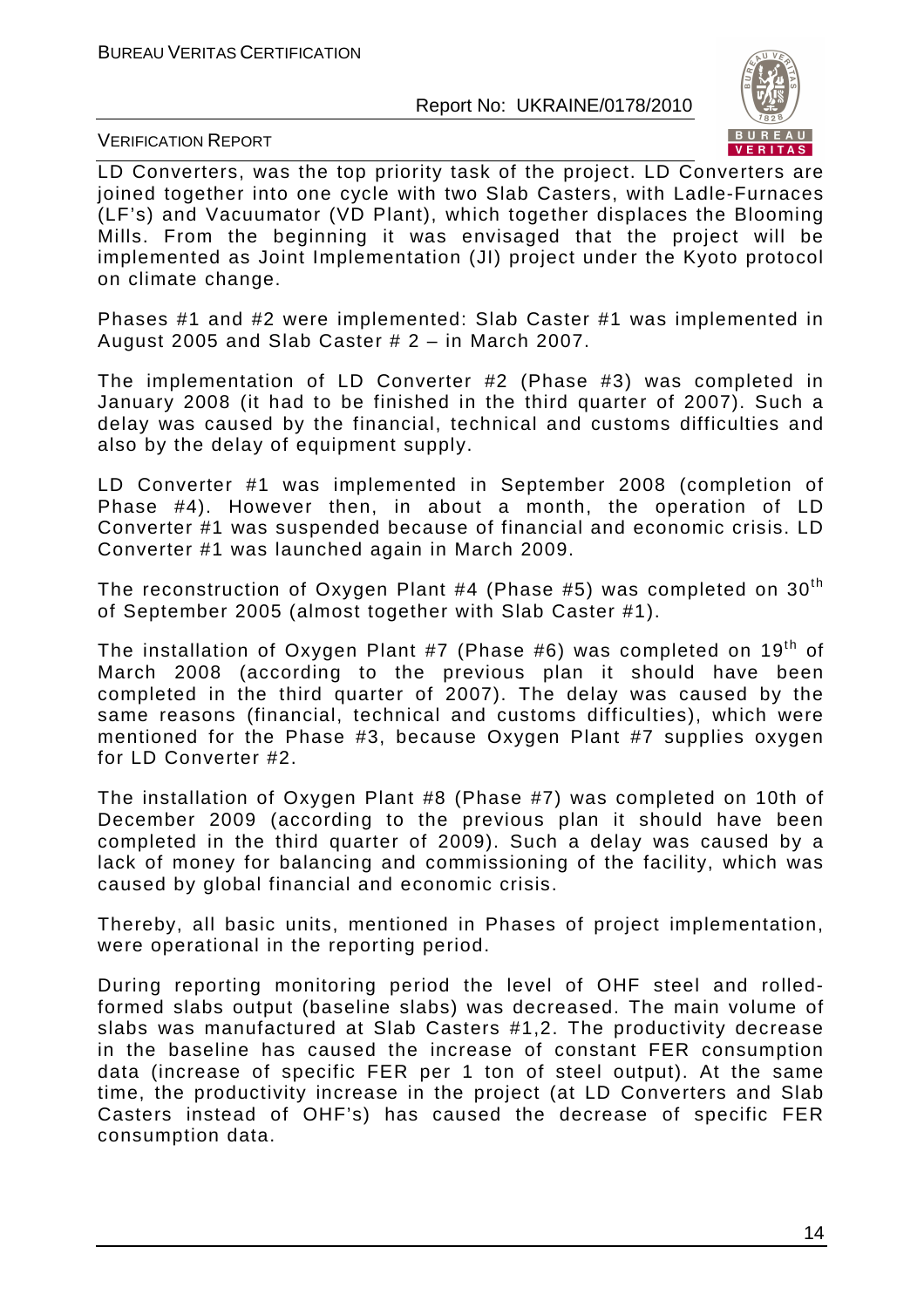LD Converters, was the top priority task of the project. LD Converters are joined together into one cycle with two Slab Casters, with Ladle-Furnaces (LF's) and Vacuumator (VD Plant), which together displaces the Blooming Mills. From the beginning it was envisaged that the project will be implemented as Joint Implementation (JI) project under the Kyoto protocol on climate change.

Phases #1 and #2 were implemented: Slab Caster #1 was implemented in August 2005 and Slab Caster # 2 – in March 2007.

The implementation of LD Converter #2 (Phase #3) was completed in January 2008 (it had to be finished in the third quarter of 2007). Such a delay was caused by the financial, technical and customs difficulties and also by the delay of equipment supply.

LD Converter #1 was implemented in September 2008 (completion of Phase #4). However then, in about a month, the operation of LD Converter #1 was suspended because of financial and economic crisis. LD Converter #1 was launched again in March 2009.

The reconstruction of Oxygen Plant #4 (Phase #5) was completed on 30th of September 2005 (almost together with Slab Caster #1).

The installation of Oxygen Plant #7 (Phase #6) was completed on 19th of March 2008 (according to the previous plan it should have been completed in the third quarter of 2007). The delay was caused by the same reasons (financial, technical and customs difficulties), which were mentioned for the Phase #3, because Oxygen Plant #7 supplies oxygen for LD Converter #2.

The installation of Oxygen Plant #8 (Phase #7) was completed on 10th of December 2009 (according to the previous plan it should have been completed in the third quarter of 2009). Such a delay was caused by a lack of money for balancing and commissioning of the facility, which was caused by global financial and economic crisis.

Thereby, all basic units, mentioned in Phases of project implementation, were operational in the reporting period.

During reporting monitoring period the level of OHF steel and rolled-formed slabs output (baseline slabs) was decreased. The main volume of slabs was manufactured at Slab Casters #1,2. The productivity decrease in the baseline has caused the increase of constant FER consumption data (increase of specific FER per 1 ton of steel output). At the same time, the productivity increase in the project (at LD Converters and Slab Casters instead of OHF's) has caused the decrease of specific FER consumption data.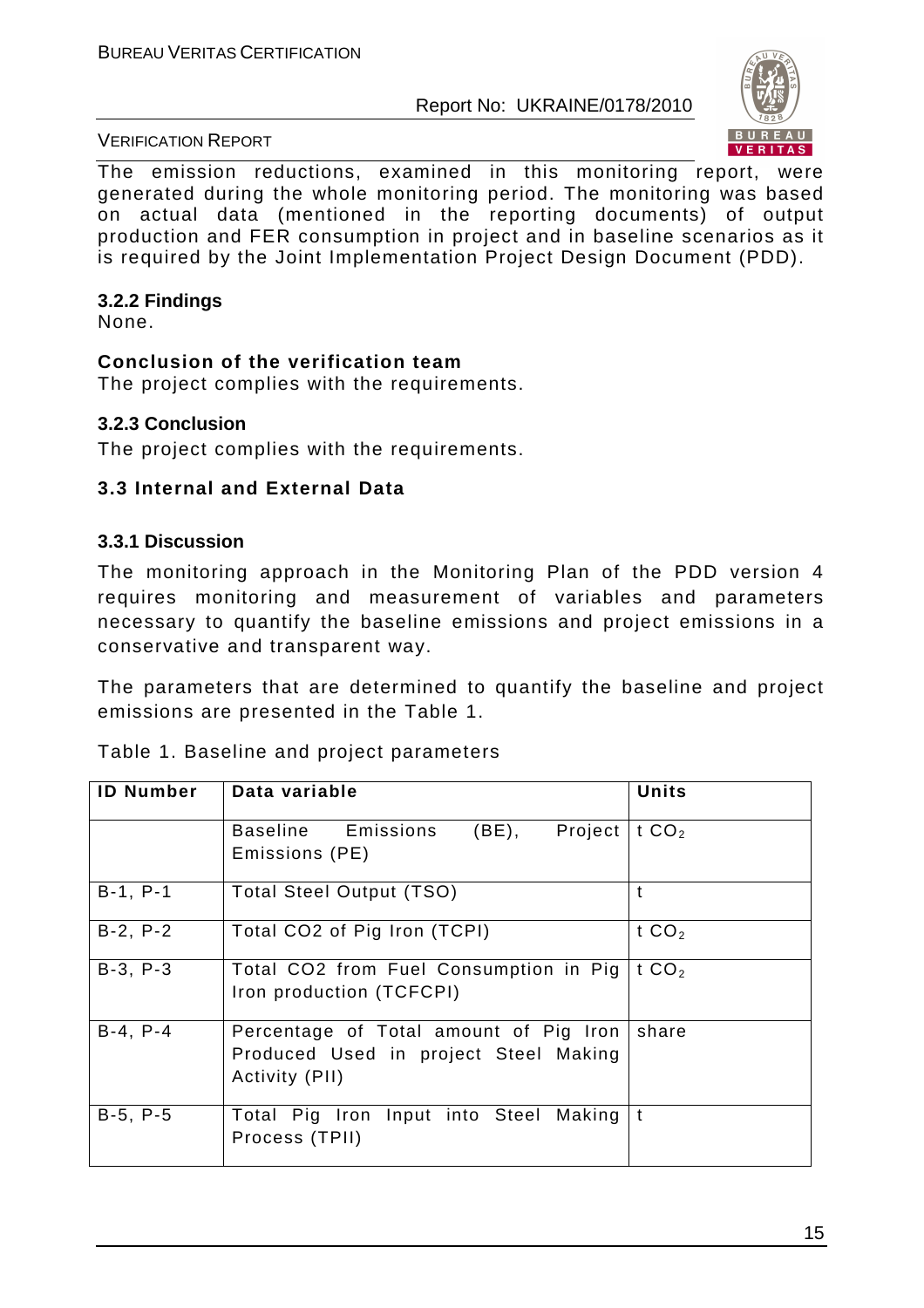The emission reductions, examined in this monitoring report, were generated during the whole monitoring period. The monitoring was based on actual data (mentioned in the reporting documents) of output production and FER consumption in project and in baseline scenarios as it is required by the Joint Implementation Project Design Document (PDD).

### 3.2.2 Findings

None.

**Conclusion of the verification team**

The project complies with the requirements.

### 3.2.3 Conclusion

The project complies with the requirements.

## 3.3 Internal and External Data

### 3.3.1 Discussion

The monitoring approach in the Monitoring Plan of the PDD version 4 requires monitoring and measurement of variables and parameters necessary to quantify the baseline emissions and project emissions in a conservative and transparent way.

The parameters that are determined to quantify the baseline and project emissions are presented in the Table 1.

Table 1. Baseline and project parameters

| ID Number | Data variable | Units |
|---|---|---|
| | Baseline Emissions (BE), Project Emissions (PE) | t $CO_2$ |
| B-1, P-1 | Total Steel Output (TSO) | t |
| B-2, P-2 | Total CO2 of Pig Iron (TCPI) | t $CO_2$ |
| B-3, P-3 | Total CO2 from Fuel Consumption in Pig Iron production (TCFCPI) | t $CO_2$ |
| B-4, P-4 | Percentage of Total amount of Pig Iron Produced Used in project Steel Making Activity (PII) | share |
| B-5, P-5 | Total Pig Iron Input into Steel Making Process (TPII) | t |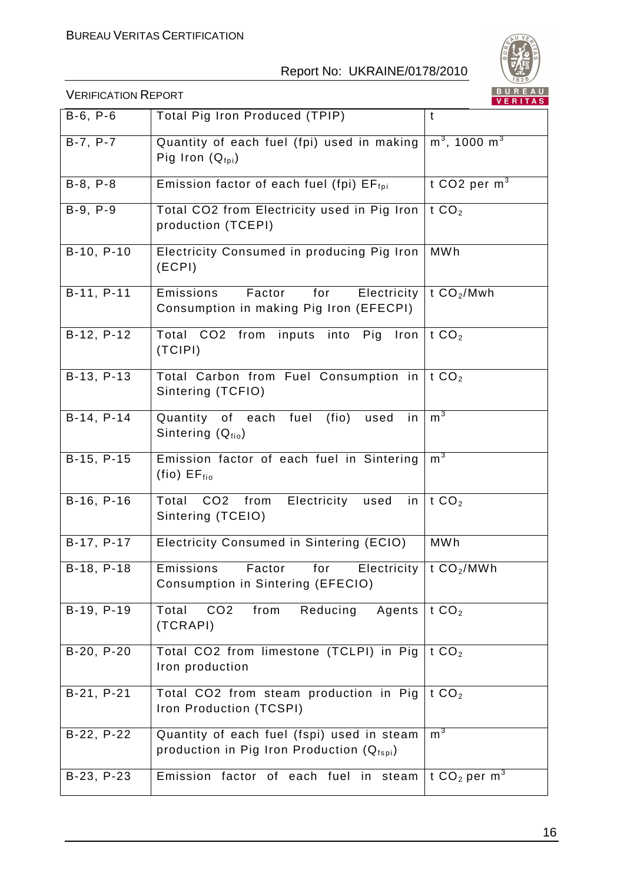| | | |
|---|---|---|
| B-6, P-6 | Total Pig Iron Produced (TPIP) | t |
| B-7, P-7 | Quantity of each fuel (fpi) used in making Pig Iron ($Q_{fpi}$) | $m^3$, 1000 $m^3$ |
| B-8, P-8 | Emission factor of each fuel (fpi) $EF_{fpi}$ | t CO2 per $m^3$ |
| B-9, P-9 | Total CO2 from Electricity used in Pig Iron production (TCEPI) | t $CO_2$ |
| B-10, P-10 | Electricity Consumed in producing Pig Iron (ECPI) | MWh |
| B-11, P-11 | Emissions Factor for Electricity Consumption in making Pig Iron (EFECPI) | t $CO_2$/Mwh |
| B-12, P-12 | Total CO2 from inputs into Pig Iron (TCIPI) | t $CO_2$ |
| B-13, P-13 | Total Carbon from Fuel Consumption in Sintering (TCFIO) | t $CO_2$ |
| B-14, P-14 | Quantity of each fuel (fio) used in Sintering ($Q_{fio}$) | $m^3$ |
| B-15, P-15 | Emission factor of each fuel in Sintering (fio) $EF_{fio}$ | $m^3$ |
| B-16, P-16 | Total CO2 from Electricity used in Sintering (TCEIO) | t $CO_2$ |
| B-17, P-17 | Electricity Consumed in Sintering (ECIO) | MWh |
| B-18, P-18 | Emissions Factor for Electricity Consumption in Sintering (EFECIO) | t $CO_2$/MWh |
| B-19, P-19 | Total CO2 from Reducing Agents (TCRAPI) | t $CO_2$ |
| B-20, P-20 | Total CO2 from limestone (TCLPI) in Pig Iron production | t $CO_2$ |
| B-21, P-21 | Total CO2 from steam production in Pig Iron Production (TCSPI) | t $CO_2$ |
| B-22, P-22 | Quantity of each fuel (fspi) used in steam production in Pig Iron Production ($Q_{fspi}$) | $m^3$ |
| B-23, P-23 | Emission factor of each fuel in steam | t $CO_2$ per $m^3$ |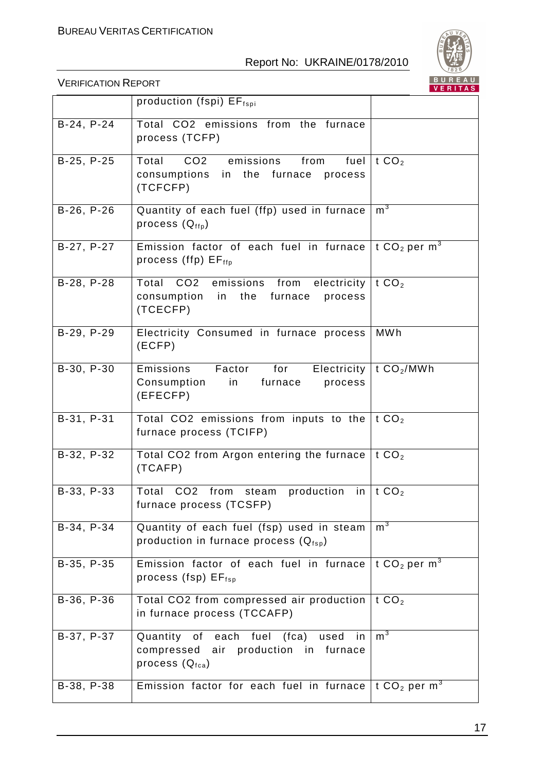| | | |
|---|---|---|
| | production (fspi) $EF_{fspi}$ | |
| B-24, P-24 | Total CO2 emissions from the furnace process (TCFP) | |
| B-25, P-25 | Total CO2 emissions from fuel consumptions in the furnace process (TCFCFP) | t $CO_2$ |
| B-26, P-26 | Quantity of each fuel (ffp) used in furnace process ($Q_{ffp}$) | $m^3$ |
| B-27, P-27 | Emission factor of each fuel in furnace process (ffp) $EF_{ffp}$ | t $CO_2$ per $m^3$ |
| B-28, P-28 | Total CO2 emissions from electricity consumption in the furnace process (TCECFP) | t $CO_2$ |
| B-29, P-29 | Electricity Consumed in furnace process (ECFP) | MWh |
| B-30, P-30 | Emissions Factor for Electricity Consumption in furnace process (EFECFP) | t $CO_2$/MWh |
| B-31, P-31 | Total CO2 emissions from inputs to the furnace process (TCIFP) | t $CO_2$ |
| B-32, P-32 | Total CO2 from Argon entering the furnace (TCAFP) | t $CO_2$ |
| B-33, P-33 | Total CO2 from steam production in furnace process (TCSFP) | t $CO_2$ |
| B-34, P-34 | Quantity of each fuel (fsp) used in steam production in furnace process ($Q_{fsp}$) | $m^3$ |
| B-35, P-35 | Emission factor of each fuel in furnace process (fsp) $EF_{fsp}$ | t $CO_2$ per $m^3$ |
| B-36, P-36 | Total CO2 from compressed air production in furnace process (TCCAFP) | t $CO_2$ |
| B-37, P-37 | Quantity of each fuel (fca) used in compressed air production in furnace process ($Q_{fca}$) | $m^3$ |
| B-38, P-38 | Emission factor for each fuel in furnace | t $CO_2$ per $m^3$ |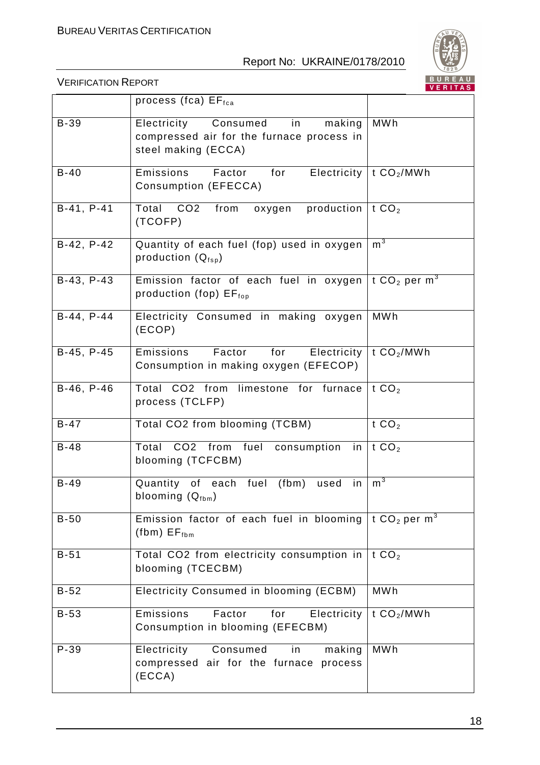| | | |
|---|---|---|
| | process (fca) $EF_{fca}$ | |
| B-39 | Electricity Consumed in making compressed air for the furnace process in steel making (ECCA) | MWh |
| B-40 | Emissions Factor for Electricity Consumption (EFECCA) | t $CO_2$/MWh |
| B-41, P-41 | Total CO2 from oxygen production (TCOFP) | t $CO_2$ |
| B-42, P-42 | Quantity of each fuel (fop) used in oxygen production ($Q_{fsp}$) | $m^3$ |
| B-43, P-43 | Emission factor of each fuel in oxygen production (fop) $EF_{fop}$ | t $CO_2$ per $m^3$ |
| B-44, P-44 | Electricity Consumed in making oxygen (ECOP) | MWh |
| B-45, P-45 | Emissions Factor for Electricity Consumption in making oxygen (EFECOP) | t $CO_2$/MWh |
| B-46, P-46 | Total CO2 from limestone for furnace process (TCLFP) | t $CO_2$ |
| B-47 | Total CO2 from blooming (TCBM) | t $CO_2$ |
| B-48 | Total CO2 from fuel consumption in blooming (TCFCBM) | t $CO_2$ |
| B-49 | Quantity of each fuel (fbm) used in blooming ($Q_{fbm}$) | $m^3$ |
| B-50 | Emission factor of each fuel in blooming (fbm) $EF_{fbm}$ | t $CO_2$ per $m^3$ |
| B-51 | Total CO2 from electricity consumption in blooming (TCECBM) | t $CO_2$ |
| B-52 | Electricity Consumed in blooming (ECBM) | MWh |
| B-53 | Emissions Factor for Electricity Consumption in blooming (EFECBM) | t $CO_2$/MWh |
| P-39 | Electricity Consumed in making compressed air for the furnace process (ECCA) | MWh |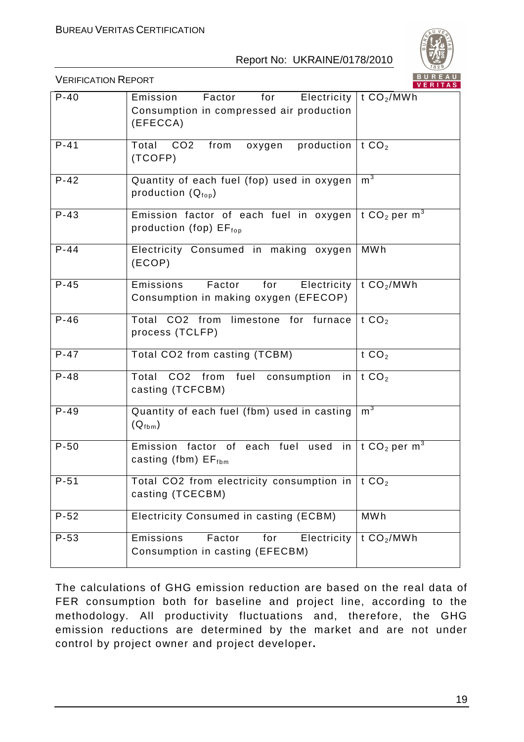| P-40 | Emission Factor for Electricity Consumption in compressed air production (EFECCA) | t $CO_2$/MWh |
|---|---|---|
| P-41 | Total CO2 from oxygen production (TCOFP) | t $CO_2$ |
| P-42 | Quantity of each fuel (fop) used in oxygen production ($Q_{fop}$) | $m^3$ |
| P-43 | Emission factor of each fuel in oxygen production (fop) $EF_{fop}$ | t $CO_2$ per $m^3$ |
| P-44 | Electricity Consumed in making oxygen (ECOP) | MWh |
| P-45 | Emissions Factor for Electricity Consumption in making oxygen (EFECOP) | t $CO_2$/MWh |
| P-46 | Total CO2 from limestone for furnace process (TCLFP) | t $CO_2$ |
| P-47 | Total CO2 from casting (TCBM) | t $CO_2$ |
| P-48 | Total CO2 from fuel consumption in casting (TCFCBM) | t $CO_2$ |
| P-49 | Quantity of each fuel (fbm) used in casting ($Q_{fbm}$) | $m^3$ |
| P-50 | Emission factor of each fuel used in casting (fbm) $EF_{fbm}$ | t $CO_2$ per $m^3$ |
| P-51 | Total CO2 from electricity consumption in casting (TCECBM) | t $CO_2$ |
| P-52 | Electricity Consumed in casting (ECBM) | MWh |
| P-53 | Emissions Factor for Electricity Consumption in casting (EFECBM) | t $CO_2$/MWh |

The calculations of GHG emission reduction are based on the real data of FER consumption both for baseline and project line, according to the methodology. All productivity fluctuations and, therefore, the GHG emission reductions are determined by the market and are not under control by project owner and project developer**.**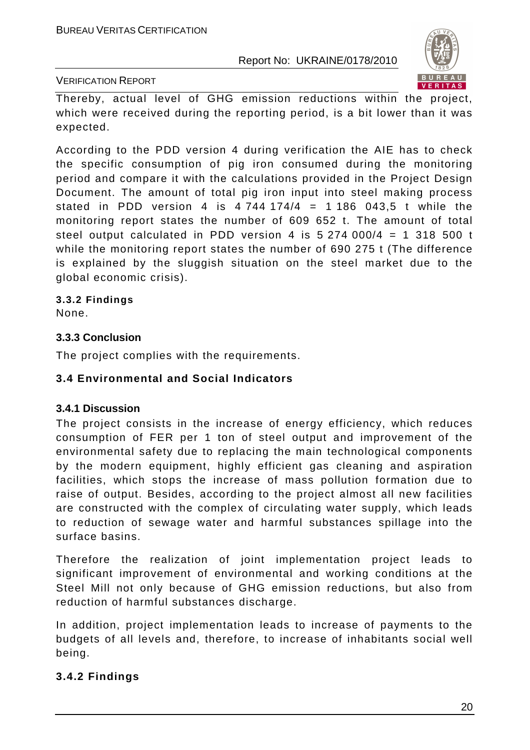Thereby, actual level of GHG emission reductions within the project, which were received during the reporting period, is a bit lower than it was expected.

According to the PDD version 4 during verification the AIE has to check the specific consumption of pig iron consumed during the monitoring period and compare it with the calculations provided in the Project Design Document. The amount of total pig iron input into steel making process stated in PDD version 4 is 4 744 174/4 = 1 186 043,5 t while the monitoring report states the number of 609 652 t. The amount of total steel output calculated in PDD version 4 is 5 274 000/4 = 1 318 500 t while the monitoring report states the number of 690 275 t (The difference is explained by the sluggish situation on the steel market due to the global economic crisis).

**3.3.2 Findings**

None.

**3.3.3 Conclusion**

The project complies with the requirements.

### 3.4 Environmental and Social Indicators

**3.4.1 Discussion**

The project consists in the increase of energy efficiency, which reduces consumption of FER per 1 ton of steel output and improvement of the environmental safety due to replacing the main technological components by the modern equipment, highly efficient gas cleaning and aspiration facilities, which stops the increase of mass pollution formation due to raise of output. Besides, according to the project almost all new facilities are constructed with the complex of circulating water supply, which leads to reduction of sewage water and harmful substances spillage into the surface basins.

Therefore the realization of joint implementation project leads to significant improvement of environmental and working conditions at the Steel Mill not only because of GHG emission reductions, but also from reduction of harmful substances discharge.

In addition, project implementation leads to increase of payments to the budgets of all levels and, therefore, to increase of inhabitants social well being.

**3.4.2 Findings**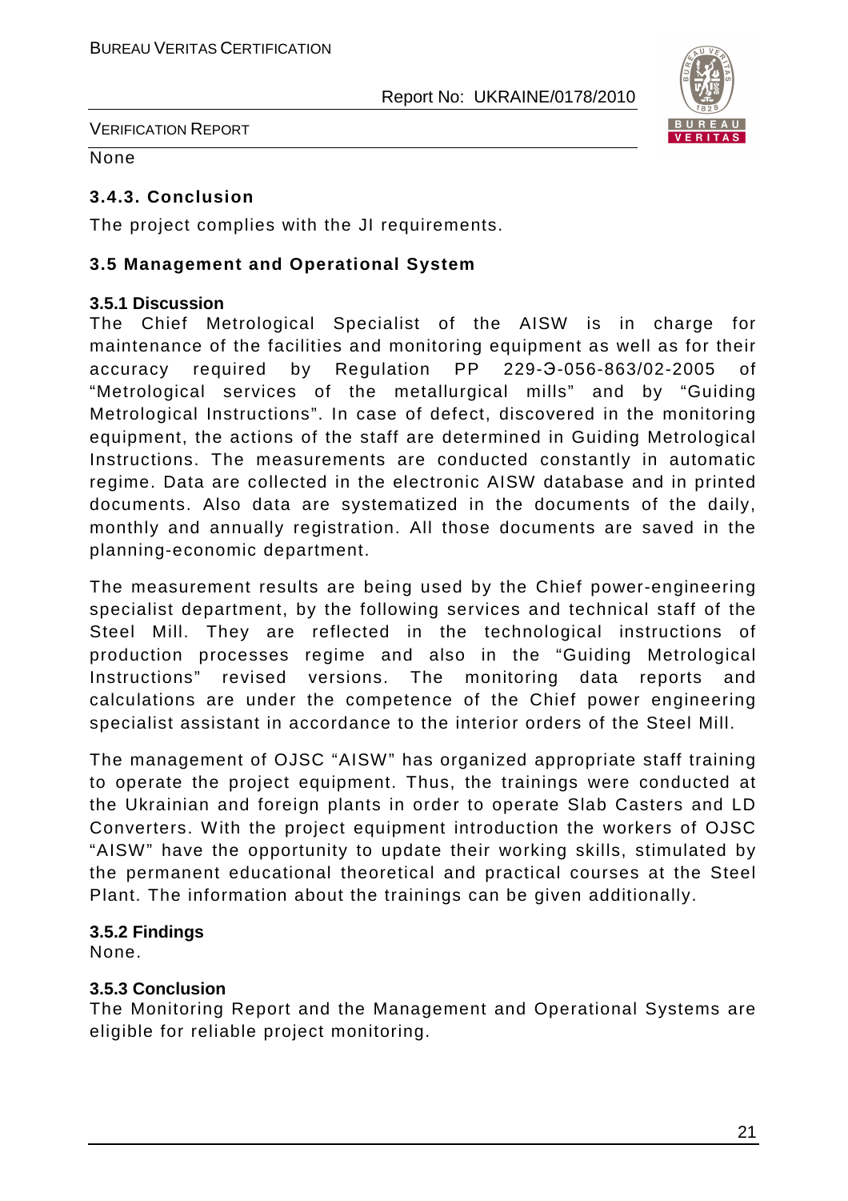None

### 3.4.3. Conclusion

The project complies with the JI requirements.

## 3.5 Management and Operational System

### 3.5.1 Discussion

The Chief Metrological Specialist of the AISW is in charge for maintenance of the facilities and monitoring equipment as well as for their accuracy required by Regulation PP 229-Э-056-863/02-2005 of "Metrological services of the metallurgical mills" and by "Guiding Metrological Instructions". In case of defect, discovered in the monitoring equipment, the actions of the staff are determined in Guiding Metrological Instructions. The measurements are conducted constantly in automatic regime. Data are collected in the electronic AISW database and in printed documents. Also data are systematized in the documents of the daily, monthly and annually registration. All those documents are saved in the planning-economic department.

The measurement results are being used by the Chief power-engineering specialist department, by the following services and technical staff of the Steel Mill. They are reflected in the technological instructions of production processes regime and also in the "Guiding Metrological Instructions" revised versions. The monitoring data reports and calculations are under the competence of the Chief power engineering specialist assistant in accordance to the interior orders of the Steel Mill.

The management of OJSC "AISW" has organized appropriate staff training to operate the project equipment. Thus, the trainings were conducted at the Ukrainian and foreign plants in order to operate Slab Casters and LD Converters. With the project equipment introduction the workers of OJSC "AISW" have the opportunity to update their working skills, stimulated by the permanent educational theoretical and practical courses at the Steel Plant. The information about the trainings can be given additionally.

### 3.5.2 Findings

None.

### 3.5.3 Conclusion

The Monitoring Report and the Management and Operational Systems are eligible for reliable project monitoring.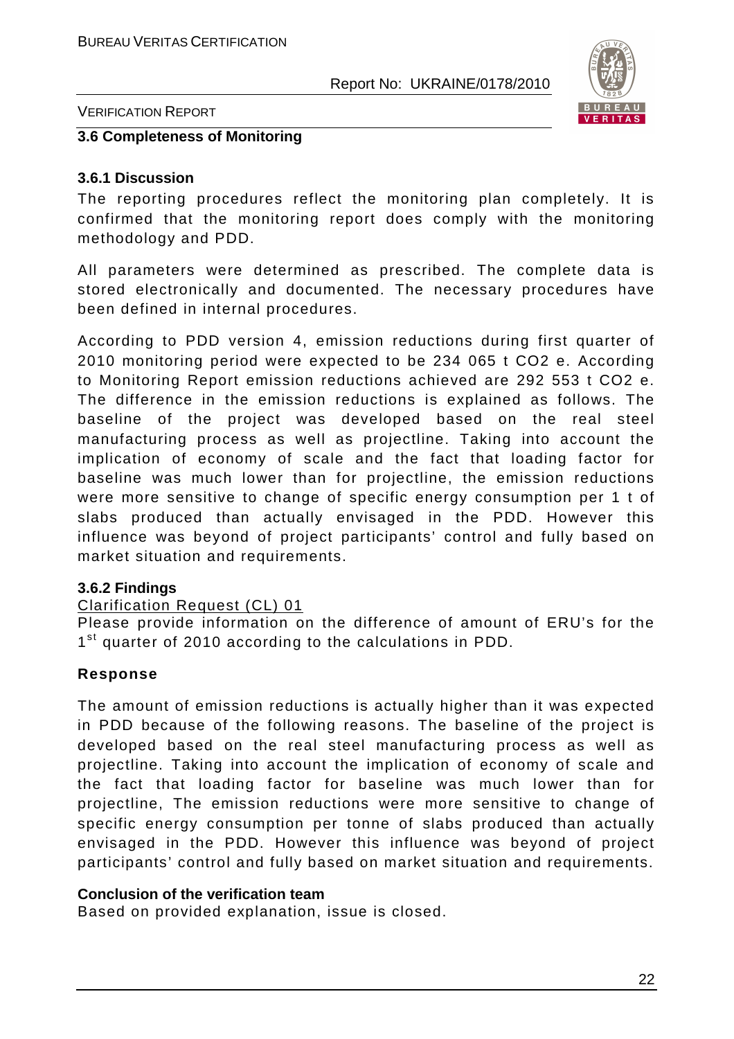### 3.6 Completeness of Monitoring

#### 3.6.1 Discussion

The reporting procedures reflect the monitoring plan completely. It is confirmed that the monitoring report does comply with the monitoring methodology and PDD.

All parameters were determined as prescribed. The complete data is stored electronically and documented. The necessary procedures have been defined in internal procedures.

According to PDD version 4, emission reductions during first quarter of 2010 monitoring period were expected to be 234 065 t CO2 e. According to Monitoring Report emission reductions achieved are 292 553 t CO2 e. The difference in the emission reductions is explained as follows. The baseline of the project was developed based on the real steel manufacturing process as well as projectline. Taking into account the implication of economy of scale and the fact that loading factor for baseline was much lower than for projectline, the emission reductions were more sensitive to change of specific energy consumption per 1 t of slabs produced than actually envisaged in the PDD. However this influence was beyond of project participants' control and fully based on market situation and requirements.

#### 3.6.2 Findings

Clarification Request (CL) 01

Please provide information on the difference of amount of ERU's for the 1st quarter of 2010 according to the calculations in PDD.

**Response**

The amount of emission reductions is actually higher than it was expected in PDD because of the following reasons. The baseline of the project is developed based on the real steel manufacturing process as well as projectline. Taking into account the implication of economy of scale and the fact that loading factor for baseline was much lower than for projectline, The emission reductions were more sensitive to change of specific energy consumption per tonne of slabs produced than actually envisaged in the PDD. However this influence was beyond of project participants' control and fully based on market situation and requirements.

**Conclusion of the verification team**

Based on provided explanation, issue is closed.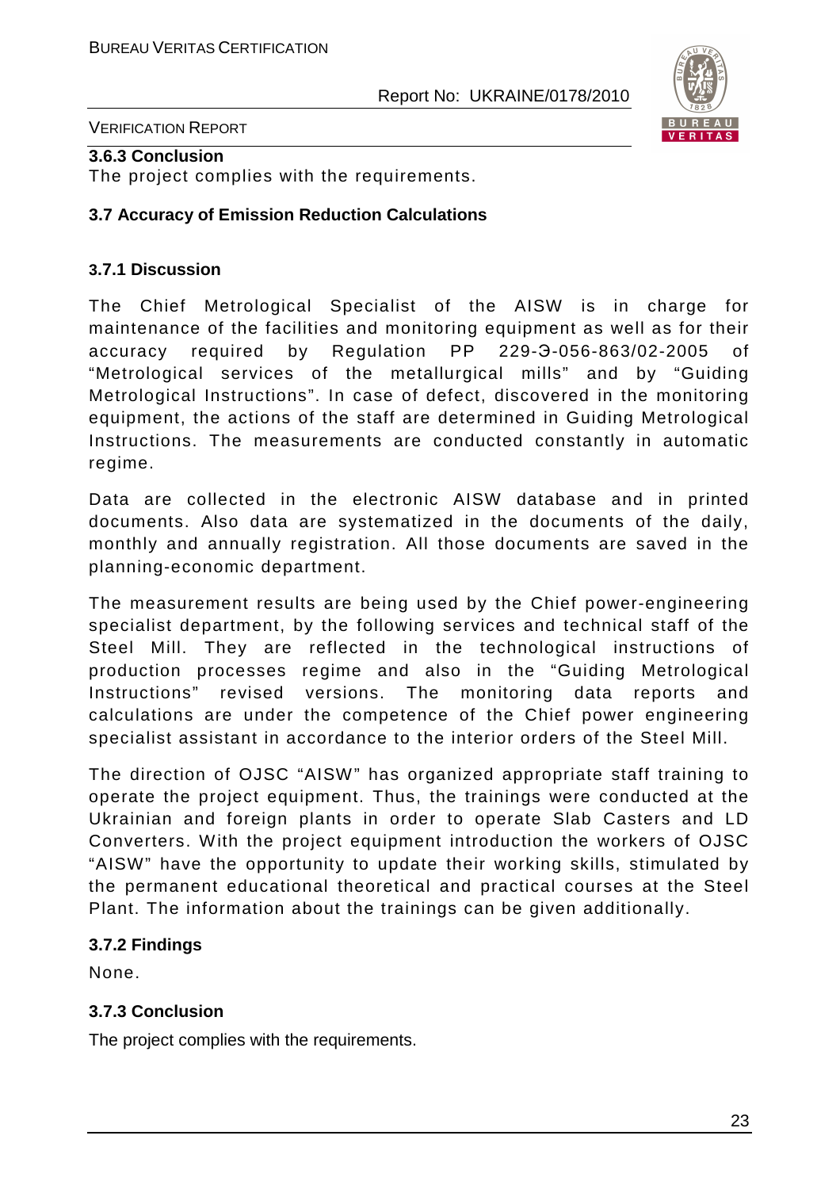### 3.6.3 Conclusion

The project complies with the requirements.

## 3.7 Accuracy of Emission Reduction Calculations

### 3.7.1 Discussion

The Chief Metrological Specialist of the AISW is in charge for maintenance of the facilities and monitoring equipment as well as for their accuracy required by Regulation PP 229-Э-056-863/02-2005 of "Metrological services of the metallurgical mills" and by "Guiding Metrological Instructions". In case of defect, discovered in the monitoring equipment, the actions of the staff are determined in Guiding Metrological Instructions. The measurements are conducted constantly in automatic regime.

Data are collected in the electronic AISW database and in printed documents. Also data are systematized in the documents of the daily, monthly and annually registration. All those documents are saved in the planning-economic department.

The measurement results are being used by the Chief power-engineering specialist department, by the following services and technical staff of the Steel Mill. They are reflected in the technological instructions of production processes regime and also in the "Guiding Metrological Instructions" revised versions. The monitoring data reports and calculations are under the competence of the Chief power engineering specialist assistant in accordance to the interior orders of the Steel Mill.

The direction of OJSC "AISW" has organized appropriate staff training to operate the project equipment. Thus, the trainings were conducted at the Ukrainian and foreign plants in order to operate Slab Casters and LD Converters. With the project equipment introduction the workers of OJSC "AISW" have the opportunity to update their working skills, stimulated by the permanent educational theoretical and practical courses at the Steel Plant. The information about the trainings can be given additionally.

### 3.7.2 Findings

None.

### 3.7.3 Conclusion

The project complies with the requirements.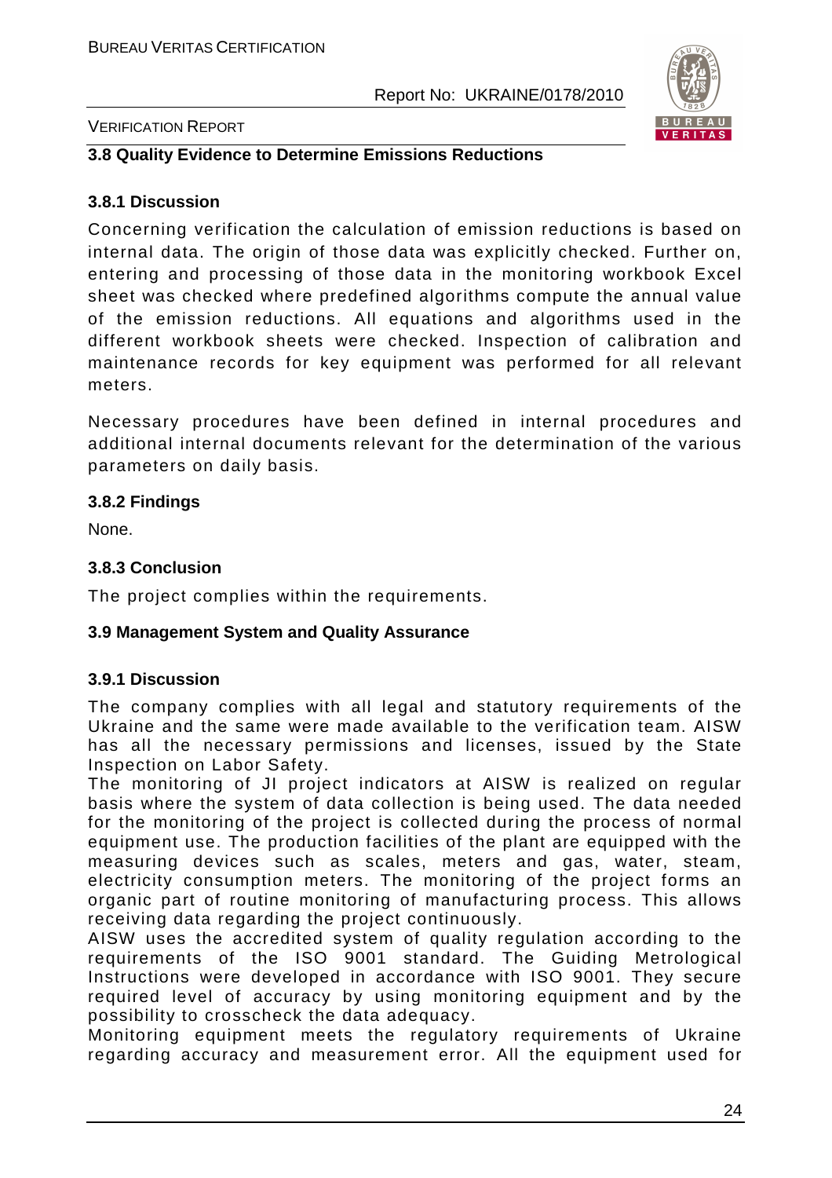### 3.8 Quality Evidence to Determine Emissions Reductions

#### 3.8.1 Discussion

Concerning verification the calculation of emission reductions is based on internal data. The origin of those data was explicitly checked. Further on, entering and processing of those data in the monitoring workbook Excel sheet was checked where predefined algorithms compute the annual value of the emission reductions. All equations and algorithms used in the different workbook sheets were checked. Inspection of calibration and maintenance records for key equipment was performed for all relevant meters.

Necessary procedures have been defined in internal procedures and additional internal documents relevant for the determination of the various parameters on daily basis.

#### 3.8.2 Findings

None.

#### 3.8.3 Conclusion

The project complies within the requirements.

### 3.9 Management System and Quality Assurance

#### 3.9.1 Discussion

The company complies with all legal and statutory requirements of the Ukraine and the same were made available to the verification team. AISW has all the necessary permissions and licenses, issued by the State Inspection on Labor Safety.

The monitoring of JI project indicators at AISW is realized on regular basis where the system of data collection is being used. The data needed for the monitoring of the project is collected during the process of normal equipment use. The production facilities of the plant are equipped with the measuring devices such as scales, meters and gas, water, steam, electricity consumption meters. The monitoring of the project forms an organic part of routine monitoring of manufacturing process. This allows receiving data regarding the project continuously.

AISW uses the accredited system of quality regulation according to the requirements of the ISO 9001 standard. The Guiding Metrological Instructions were developed in accordance with ISO 9001. They secure required level of accuracy by using monitoring equipment and by the possibility to crosscheck the data adequacy.

Monitoring equipment meets the regulatory requirements of Ukraine regarding accuracy and measurement error. All the equipment used for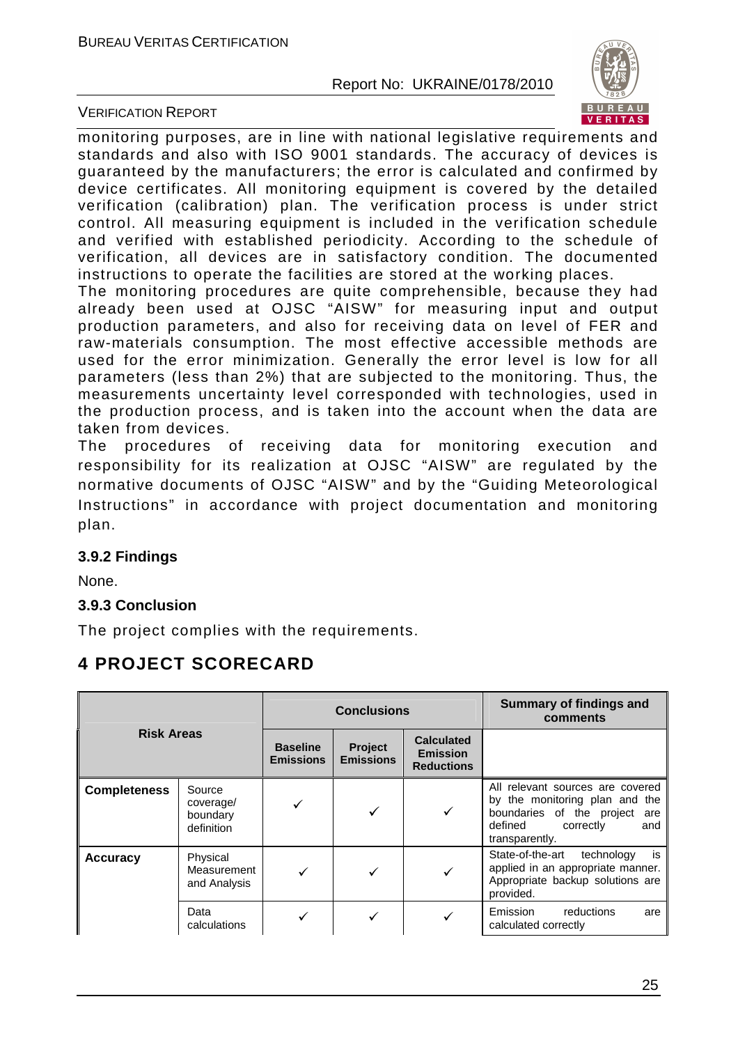monitoring purposes, are in line with national legislative requirements and standards and also with ISO 9001 standards. The accuracy of devices is guaranteed by the manufacturers; the error is calculated and confirmed by device certificates. All monitoring equipment is covered by the detailed verification (calibration) plan. The verification process is under strict control. All measuring equipment is included in the verification schedule and verified with established periodicity. According to the schedule of verification, all devices are in satisfactory condition. The documented instructions to operate the facilities are stored at the working places.
The monitoring procedures are quite comprehensible, because they had already been used at OJSC "AISW" for measuring input and output production parameters, and also for receiving data on level of FER and raw-materials consumption. The most effective accessible methods are used for the error minimization. Generally the error level is low for all parameters (less than 2%) that are subjected to the monitoring. Thus, the measurements uncertainty level corresponded with technologies, used in the production process, and is taken into the account when the data are taken from devices.
The procedures of receiving data for monitoring execution and responsibility for its realization at OJSC "AISW" are regulated by the normative documents of OJSC "AISW" and by the "Guiding Meteorological Instructions" in accordance with project documentation and monitoring plan.

### 3.9.2 Findings

None.

### 3.9.3 Conclusion

The project complies with the requirements.

## 4 PROJECT SCORECARD

| Risk Areas | | Conclusions | | | Summary of findings and comments |
|---|---|---|---|---|---|
| | | Baseline Emissions | Project Emissions | Calculated Emission Reductions | |
| **Completeness** | Source coverage/ boundary definition | ✓ | ✓ | ✓ | All relevant sources are covered by the monitoring plan and the boundaries of the project are defined correctly and transparently. |
| **Accuracy** | Physical Measurement and Analysis | ✓ | ✓ | ✓ | State-of-the-art technology is applied in an appropriate manner. Appropriate backup solutions are provided. |
| | Data calculations | ✓ | ✓ | ✓ | Emission reductions are calculated correctly |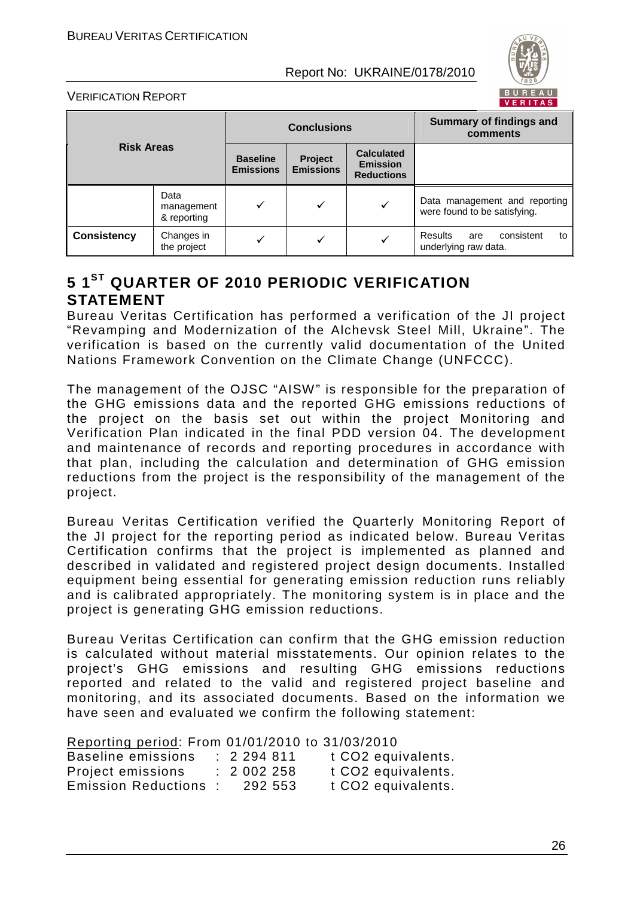| Risk Areas | | Conclusions | | | Summary of findings and comments |
|---|---|---|---|---|---|
| | | Baseline Emissions | Project Emissions | Calculated Emission Reductions | |
| | Data management & reporting | ✓ | ✓ | ✓ | Data management and reporting were found to be satisfying. |
| **Consistency** | Changes in the project | ✓ | ✓ | ✓ | Results are consistent to underlying raw data. |

# 5 1[ST] QUARTER OF 2010 PERIODIC VERIFICATION STATEMENT

Bureau Veritas Certification has performed a verification of the JI project "Revamping and Modernization of the Alchevsk Steel Mill, Ukraine". The verification is based on the currently valid documentation of the United Nations Framework Convention on the Climate Change (UNFCCC).

The management of the OJSC "AISW" is responsible for the preparation of the GHG emissions data and the reported GHG emissions reductions of the project on the basis set out within the project Monitoring and Verification Plan indicated in the final PDD version 04. The development and maintenance of records and reporting procedures in accordance with that plan, including the calculation and determination of GHG emission reductions from the project is the responsibility of the management of the project.

Bureau Veritas Certification verified the Quarterly Monitoring Report of the JI project for the reporting period as indicated below. Bureau Veritas Certification confirms that the project is implemented as planned and described in validated and registered project design documents. Installed equipment being essential for generating emission reduction runs reliably and is calibrated appropriately. The monitoring system is in place and the project is generating GHG emission reductions.

Bureau Veritas Certification can confirm that the GHG emission reduction is calculated without material misstatements. Our opinion relates to the project's GHG emissions and resulting GHG emissions reductions reported and related to the valid and registered project baseline and monitoring, and its associated documents. Based on the information we have seen and evaluated we confirm the following statement:

Reporting period: From 01/01/2010 to 31/03/2010

Baseline emissions : 2 294 811 t $CO_2$ equivalents.
Project emissions : 2 002 258 t $CO_2$ equivalents.
Emission Reductions : 292 553 t $CO_2$ equivalents.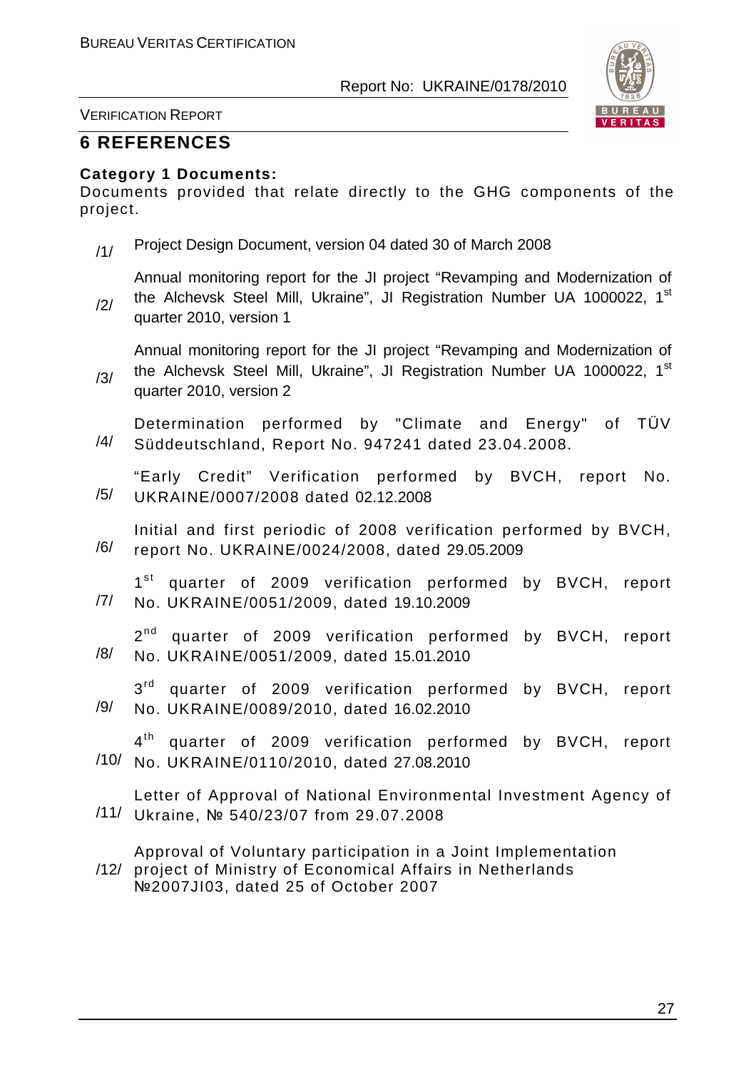# 6 REFERENCES

**Category 1 Documents:**

Documents provided that relate directly to the GHG components of the project.

/1/ Project Design Document, version 04 dated 30 of March 2008

/2/ Annual monitoring report for the JI project "Revamping and Modernization of the Alchevsk Steel Mill, Ukraine", JI Registration Number UA 1000022, 1st quarter 2010, version 1

/3/ Annual monitoring report for the JI project "Revamping and Modernization of the Alchevsk Steel Mill, Ukraine", JI Registration Number UA 1000022, 1st quarter 2010, version 2

/4/ Determination performed by "Climate and Energy" of TÜV Süddeutschland, Report No. 947241 dated 23.04.2008.

/5/ "Early Credit" Verification performed by BVCH, report No. UKRAINE/0007/2008 dated 02.12.2008

/6/ Initial and first periodic of 2008 verification performed by BVCH, report No. UKRAINE/0024/2008, dated 29.05.2009

/7/ 1st quarter of 2009 verification performed by BVCH, report No. UKRAINE/0051/2009, dated 19.10.2009

/8/ 2nd quarter of 2009 verification performed by BVCH, report No. UKRAINE/0051/2009, dated 15.01.2010

/9/ 3rd quarter of 2009 verification performed by BVCH, report No. UKRAINE/0089/2010, dated 16.02.2010

/10/ 4th quarter of 2009 verification performed by BVCH, report No. UKRAINE/0110/2010, dated 27.08.2010

/11/ Letter of Approval of National Environmental Investment Agency of Ukraine, № 540/23/07 from 29.07.2008

/12/ Approval of Voluntary participation in a Joint Implementation project of Ministry of Economical Affairs in Netherlands №2007JI03, dated 25 of October 2007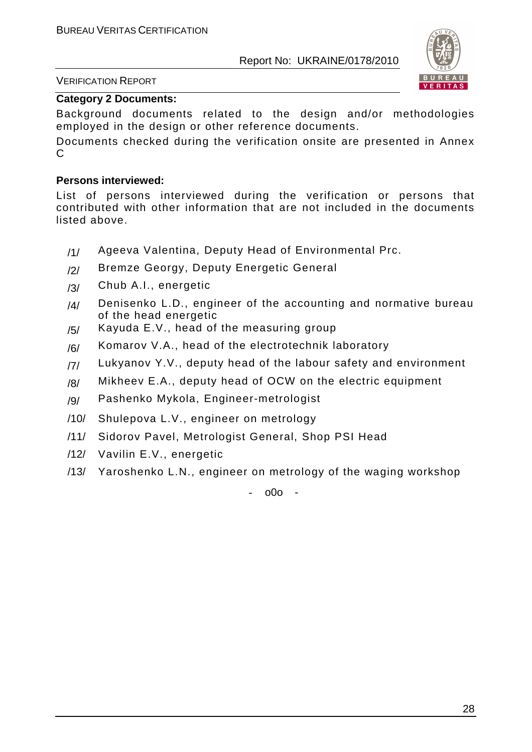**Category 2 Documents:**

Background documents related to the design and/or methodologies employed in the design or other reference documents.

Documents checked during the verification onsite are presented in Annex C

**Persons interviewed:**

List of persons interviewed during the verification or persons that contributed with other information that are not included in the documents listed above.

/1/ Ageeva Valentina, Deputy Head of Environmental Prc.

/2/ Bremze Georgy, Deputy Energetic General

/3/ Chub A.I., energetic

/4/ Denisenko L.D., engineer of the accounting and normative bureau of the head energetic

/5/ Kayuda E.V., head of the measuring group

/6/ Komarov V.A., head of the electrotechnik laboratory

/7/ Lukyanov Y.V., deputy head of the labour safety and environment

/8/ Mikheev E.A., deputy head of OCW on the electric equipment

/9/ Pashenko Mykola, Engineer-metrologist

/10/ Shulepova L.V., engineer on metrology

/11/ Sidorov Pavel, Metrologist General, Shop PSI Head

/12/ Vavilin E.V., energetic

/13/ Yaroshenko L.N., engineer on metrology of the waging workshop

\- o0o -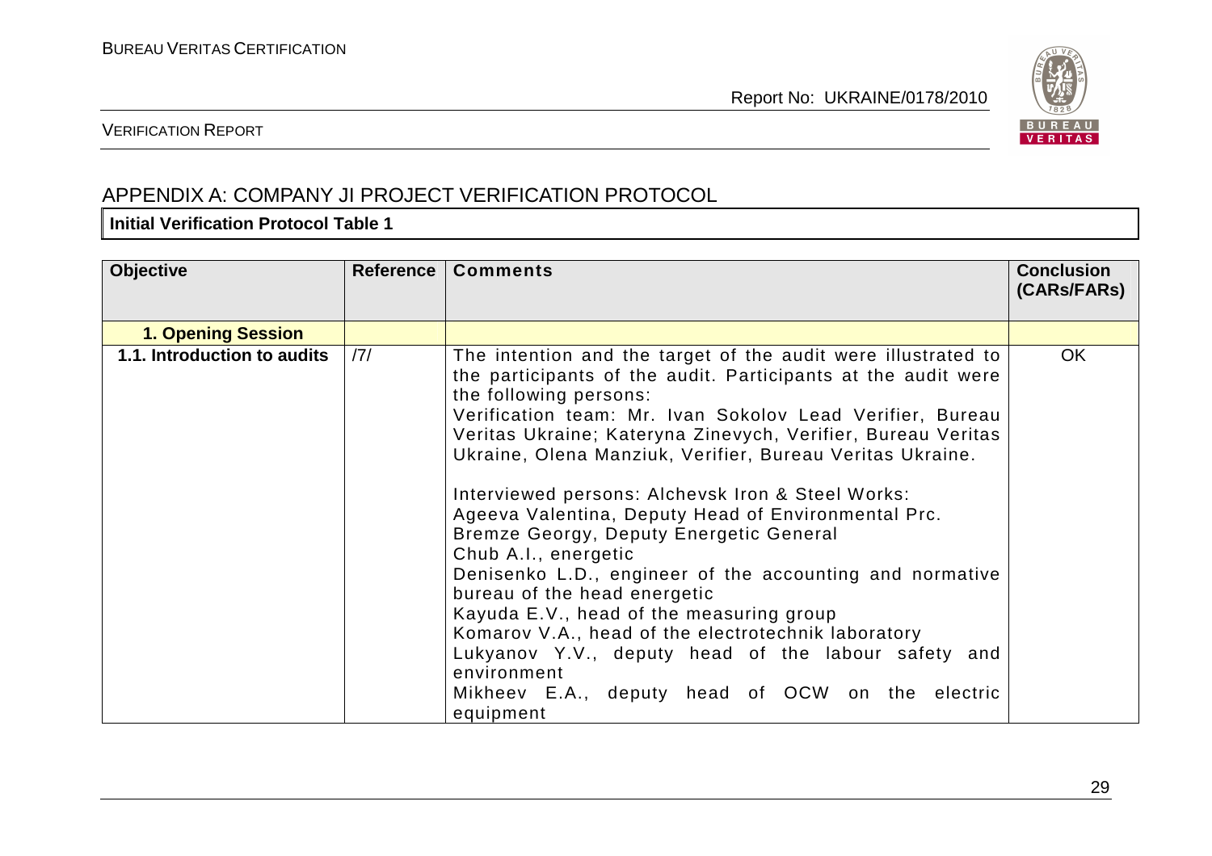## APPENDIX A: COMPANY JI PROJECT VERIFICATION PROTOCOL

**Initial Verification Protocol Table 1**

| Objective | Reference | Comments | Conclusion (CARs/FARs) |
|---|---|---|---|
| **1. Opening Session** | | | |
| **1.1. Introduction to audits** | /7/ | The intention and the target of the audit were illustrated to the participants of the audit. Participants at the audit were the following persons:<br>Verification team: Mr. Ivan Sokolov Lead Verifier, Bureau Veritas Ukraine; Kateryna Zinevych, Verifier, Bureau Veritas Ukraine, Olena Manziuk, Verifier, Bureau Veritas Ukraine.<br><br>Interviewed persons: Alchevsk Iron & Steel Works:<br>Ageeva Valentina, Deputy Head of Environmental Prc.<br>Bremze Georgy, Deputy Energetic General<br>Chub A.I., energetic<br>Denisenko L.D., engineer of the accounting and normative bureau of the head energetic<br>Kayuda E.V., head of the measuring group<br>Komarov V.A., head of the electrotechnik laboratory<br>Lukyanov Y.V., deputy head of the labour safety and environment<br>Mikheev E.A., deputy head of OCW on the electric equipment | OK |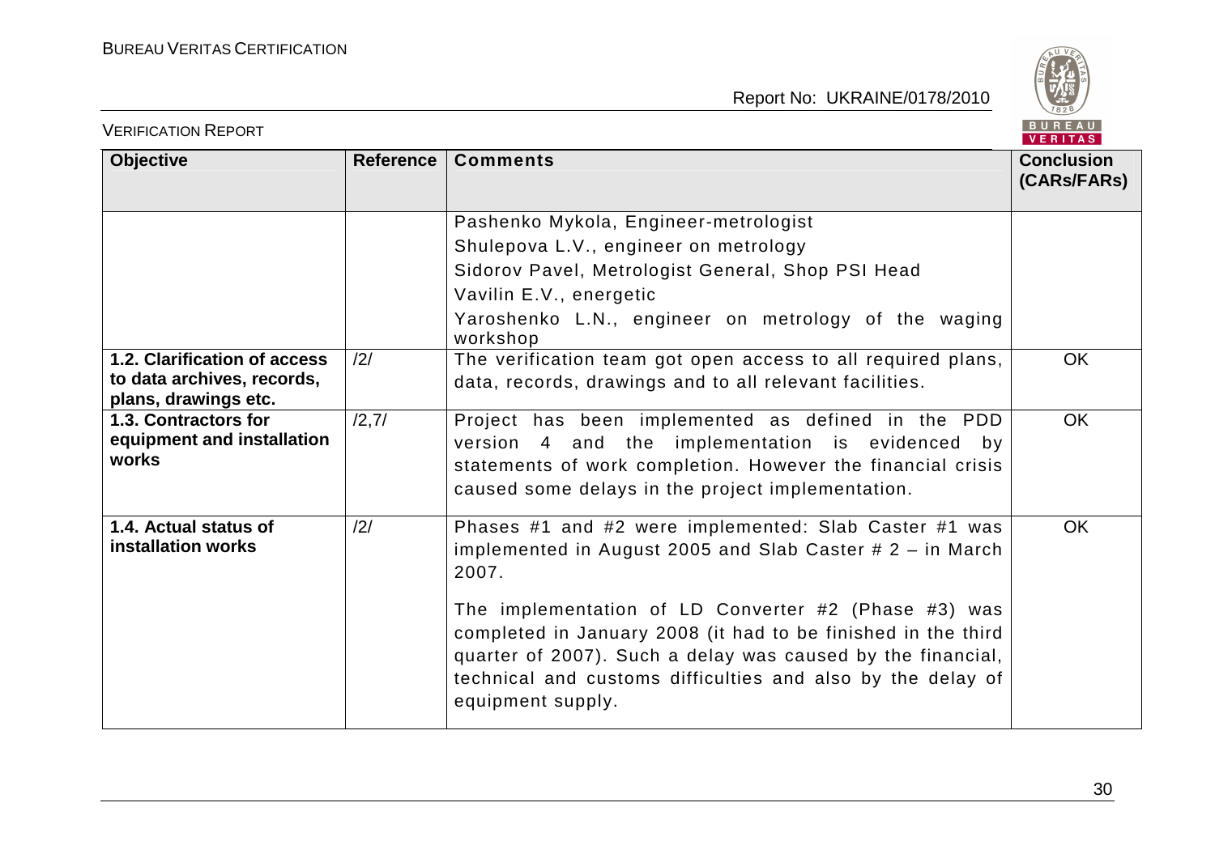| Objective | Reference | Comments | Conclusion (CARs/FARs) |
|---|---|---|---|
| | | Pashenko Mykola, Engineer-metrologist<br>Shulepova L.V., engineer on metrology<br>Sidorov Pavel, Metrologist General, Shop PSI Head<br>Vavilin E.V., energetic<br>Yaroshenko L.N., engineer on metrology of the waging workshop | |
| **1.2. Clarification of access to data archives, records, plans, drawings etc.** | /2/ | The verification team got open access to all required plans, data, records, drawings and to all relevant facilities. | OK |
| **1.3. Contractors for equipment and installation works** | /2,7/ | Project has been implemented as defined in the PDD version 4 and the implementation is evidenced by statements of work completion. However the financial crisis caused some delays in the project implementation. | OK |
| **1.4. Actual status of installation works** | /2/ | Phases #1 and #2 were implemented: Slab Caster #1 was implemented in August 2005 and Slab Caster # 2 – in March 2007.<br><br>The implementation of LD Converter #2 (Phase #3) was completed in January 2008 (it had to be finished in the third quarter of 2007). Such a delay was caused by the financial, technical and customs difficulties and also by the delay of equipment supply. | OK |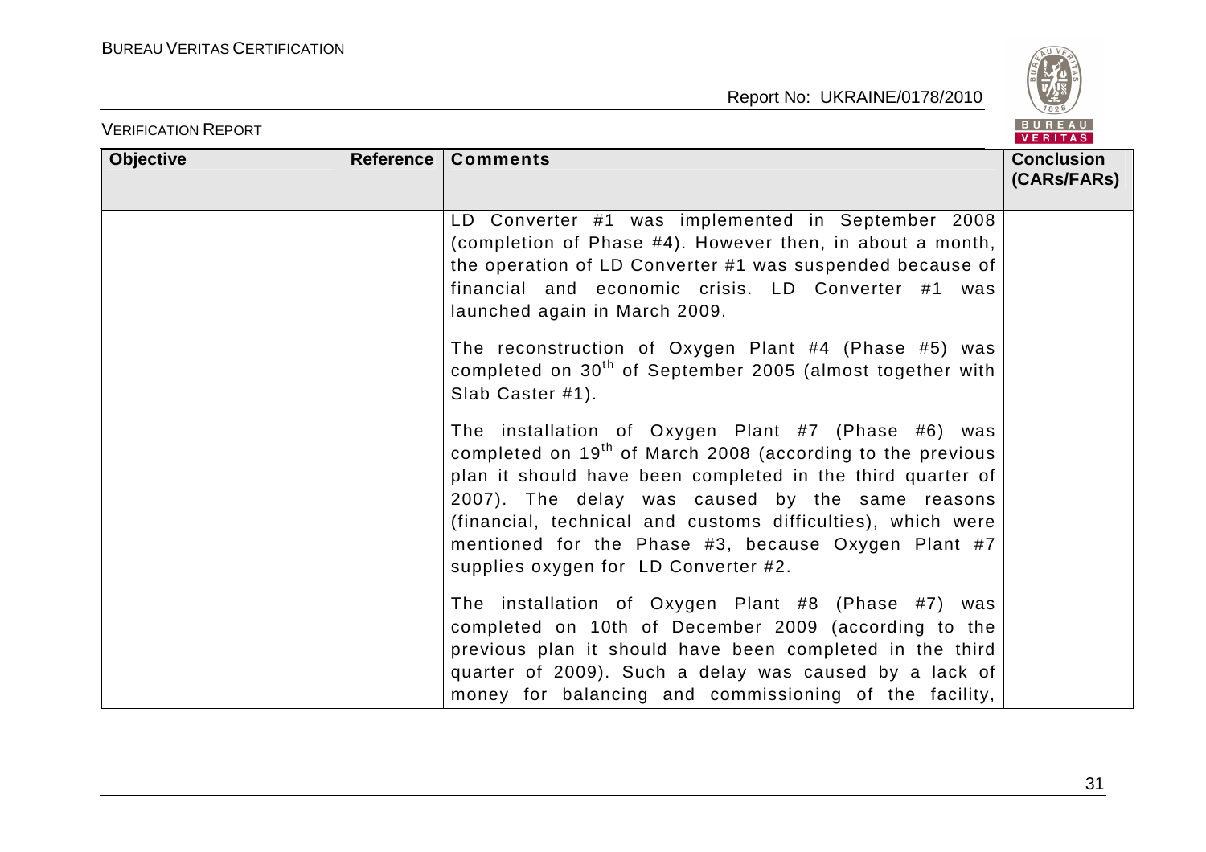| Objective | Reference | Comments | Conclusion (CARs/FARs) |
|---|---|---|---|
| | | LD Converter #1 was implemented in September 2008 (completion of Phase #4). However then, in about a month, the operation of LD Converter #1 was suspended because of financial and economic crisis. LD Converter #1 was launched again in March 2009.<br><br>The reconstruction of Oxygen Plant #4 (Phase #5) was completed on 30th of September 2005 (almost together with Slab Caster #1).<br><br>The installation of Oxygen Plant #7 (Phase #6) was completed on 19th of March 2008 (according to the previous plan it should have been completed in the third quarter of 2007). The delay was caused by the same reasons (financial, technical and customs difficulties), which were mentioned for the Phase #3, because Oxygen Plant #7 supplies oxygen for LD Converter #2.<br><br>The installation of Oxygen Plant #8 (Phase #7) was completed on 10th of December 2009 (according to the previous plan it should have been completed in the third quarter of 2009). Such a delay was caused by a lack of money for balancing and commissioning of the facility, | |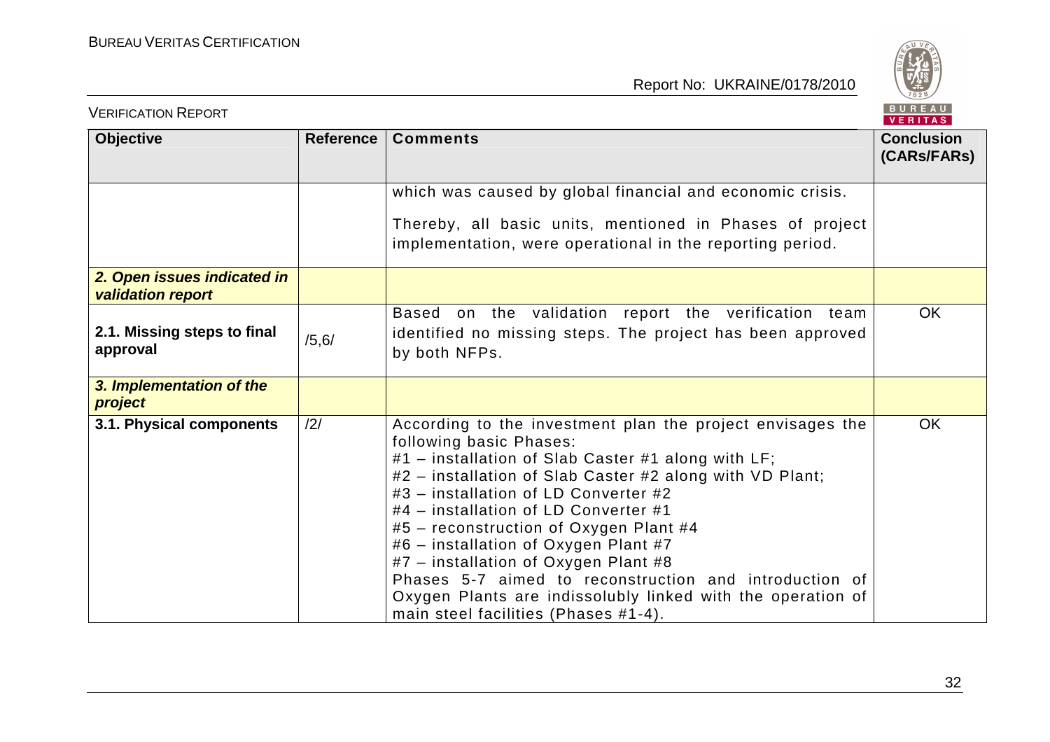| Objective | Reference | Comments | Conclusion (CARs/FARs) |
| --- | --- | --- | --- |
| | | which was caused by global financial and economic crisis.<br><br>Thereby, all basic units, mentioned in Phases of project implementation, were operational in the reporting period. | |
| ***2. Open issues indicated in validation report*** | | | |
| **2.1. Missing steps to final approval** | /5,6/ | Based on the validation report the verification team identified no missing steps. The project has been approved by both NFPs. | OK |
| ***3. Implementation of the project*** | | | |
| **3.1. Physical components** | /2/ | According to the investment plan the project envisages the following basic Phases:<br>#1 – installation of Slab Caster #1 along with LF;<br>#2 – installation of Slab Caster #2 along with VD Plant;<br>#3 – installation of LD Converter #2<br>#4 – installation of LD Converter #1<br>#5 – reconstruction of Oxygen Plant #4<br>#6 – installation of Oxygen Plant #7<br>#7 – installation of Oxygen Plant #8<br>Phases 5-7 aimed to reconstruction and introduction of Oxygen Plants are indissolubly linked with the operation of main steel facilities (Phases #1-4). | OK |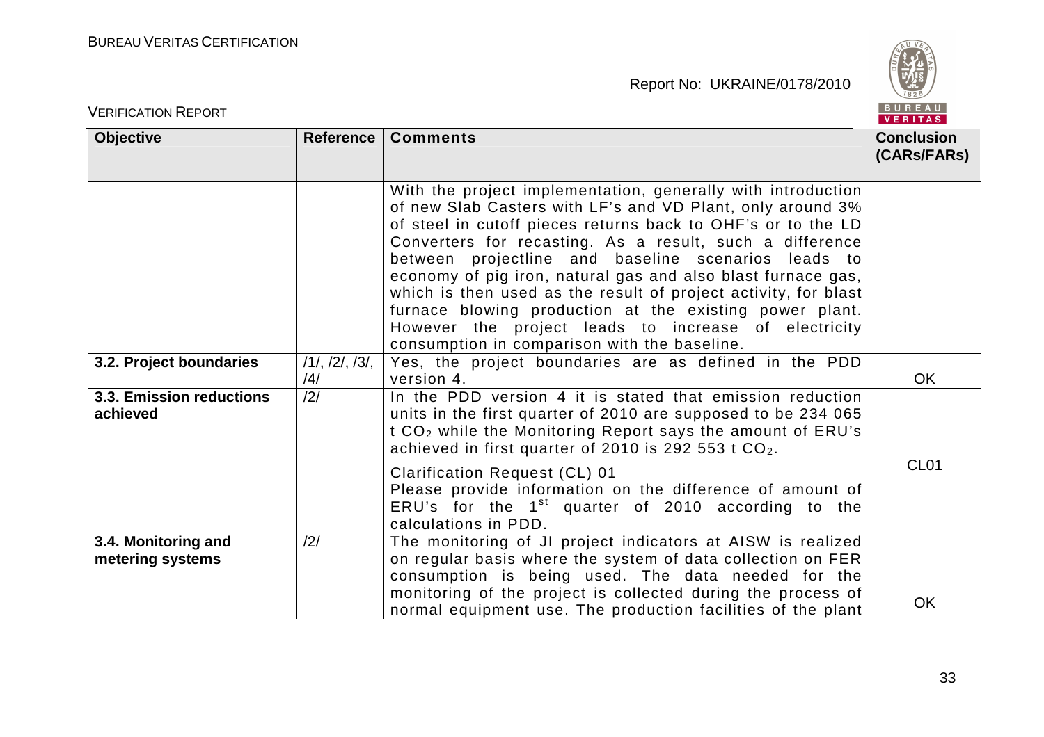| Objective | Reference | Comments | Conclusion (CARs/FARs) |
|---|---|---|---|
| | | With the project implementation, generally with introduction of new Slab Casters with LF's and VD Plant, only around 3% of steel in cutoff pieces returns back to OHF's or to the LD Converters for recasting. As a result, such a difference between projectline and baseline scenarios leads to economy of pig iron, natural gas and also blast furnace gas, which is then used as the result of project activity, for blast furnace blowing production at the existing power plant. However the project leads to increase of electricity consumption in comparison with the baseline. | |
| **3.2. Project boundaries** | /1/, /2/, /3/, /4/ | Yes, the project boundaries are as defined in the PDD version 4. | OK |
| **3.3. Emission reductions achieved** | /2/ | In the PDD version 4 it is stated that emission reduction units in the first quarter of 2010 are supposed to be 234 065 t $CO_2$ while the Monitoring Report says the amount of ERU's achieved in first quarter of 2010 is 292 553 t $CO_2$.<br><br>Clarification Request (CL) 01<br>Please provide information on the difference of amount of ERU's for the 1st quarter of 2010 according to the calculations in PDD. | CL01 |
| **3.4. Monitoring and metering systems** | /2/ | The monitoring of JI project indicators at AISW is realized on regular basis where the system of data collection on FER consumption is being used. The data needed for the monitoring of the project is collected during the process of normal equipment use. The production facilities of the plant | OK |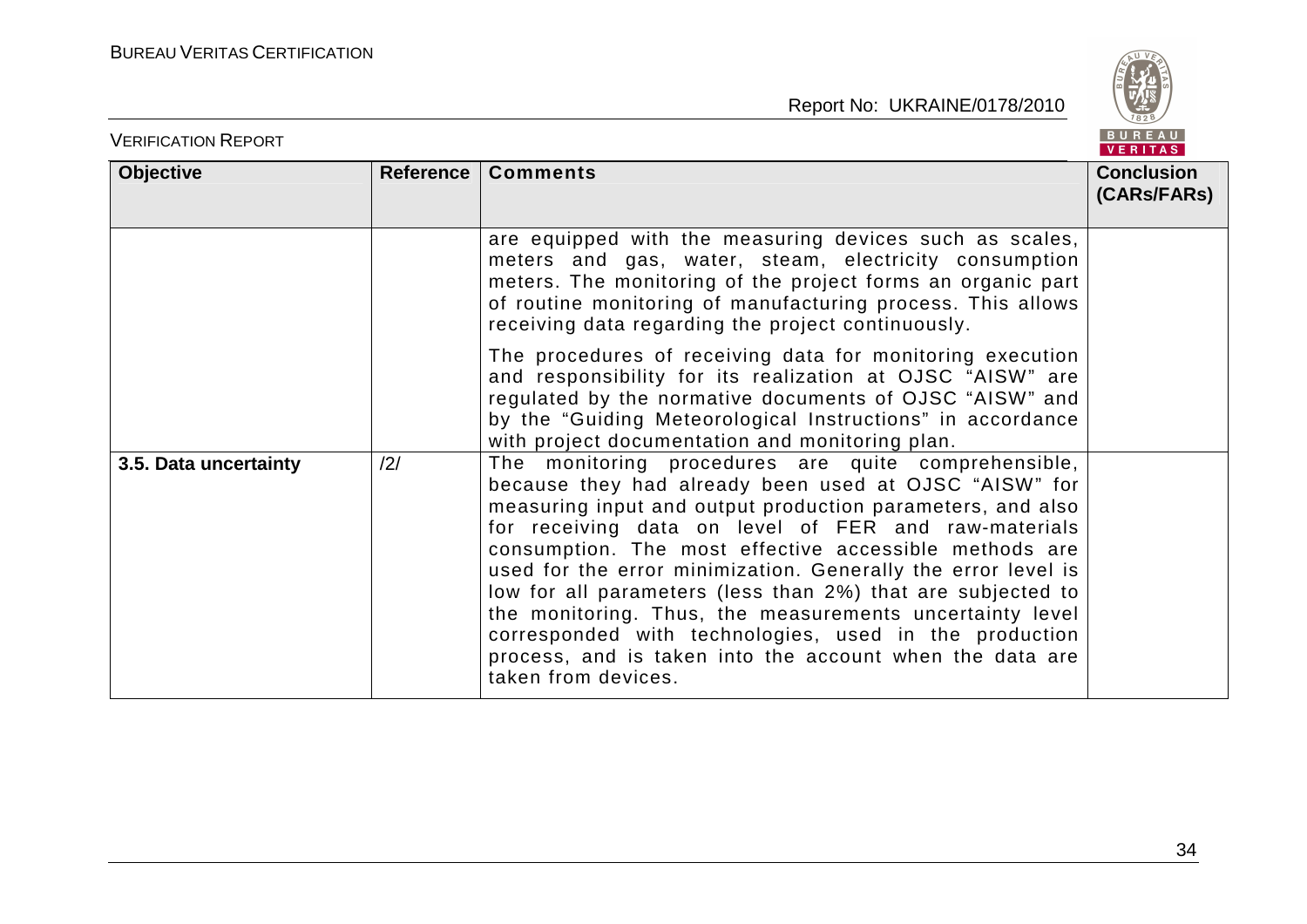| Objective | Reference | Comments | Conclusion (CARs/FARs) |
|---|---|---|---|
| | | are equipped with the measuring devices such as scales, meters and gas, water, steam, electricity consumption meters. The monitoring of the project forms an organic part of routine monitoring of manufacturing process. This allows receiving data regarding the project continuously.<br><br>The procedures of receiving data for monitoring execution and responsibility for its realization at OJSC "AISW" are regulated by the normative documents of OJSC "AISW" and by the "Guiding Meteorological Instructions" in accordance with project documentation and monitoring plan. | |
| **3.5. Data uncertainty** | /2/ | The monitoring procedures are quite comprehensible, because they had already been used at OJSC "AISW" for measuring input and output production parameters, and also for receiving data on level of FER and raw-materials consumption. The most effective accessible methods are used for the error minimization. Generally the error level is low for all parameters (less than 2%) that are subjected to the monitoring. Thus, the measurements uncertainty level corresponded with technologies, used in the production process, and is taken into the account when the data are taken from devices. | |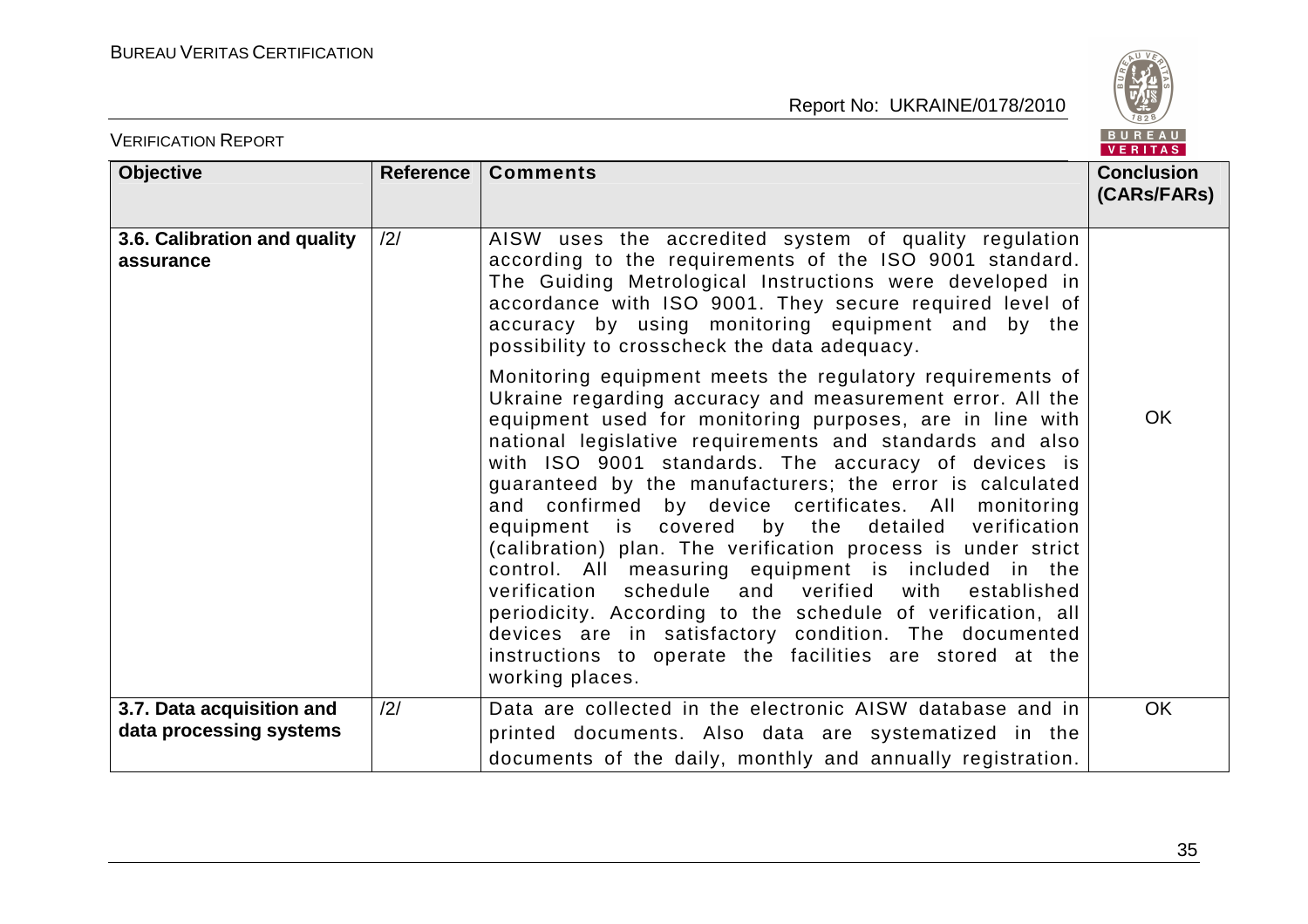| Objective | Reference | Comments | Conclusion (CARs/FARs) |
|---|---|---|---|
| **3.6. Calibration and quality assurance** | /2/ | AISW uses the accredited system of quality regulation according to the requirements of the ISO 9001 standard. The Guiding Metrological Instructions were developed in accordance with ISO 9001. They secure required level of accuracy by using monitoring equipment and by the possibility to crosscheck the data adequacy.<br><br>Monitoring equipment meets the regulatory requirements of Ukraine regarding accuracy and measurement error. All the equipment used for monitoring purposes, are in line with national legislative requirements and standards and also with ISO 9001 standards. The accuracy of devices is guaranteed by the manufacturers; the error is calculated and confirmed by device certificates. All monitoring equipment is covered by the detailed verification (calibration) plan. The verification process is under strict control. All measuring equipment is included in the verification schedule and verified with established periodicity. According to the schedule of verification, all devices are in satisfactory condition. The documented instructions to operate the facilities are stored at the working places. | OK |
| **3.7. Data acquisition and data processing systems** | /2/ | Data are collected in the electronic AISW database and in printed documents. Also data are systematized in the documents of the daily, monthly and annually registration. | OK |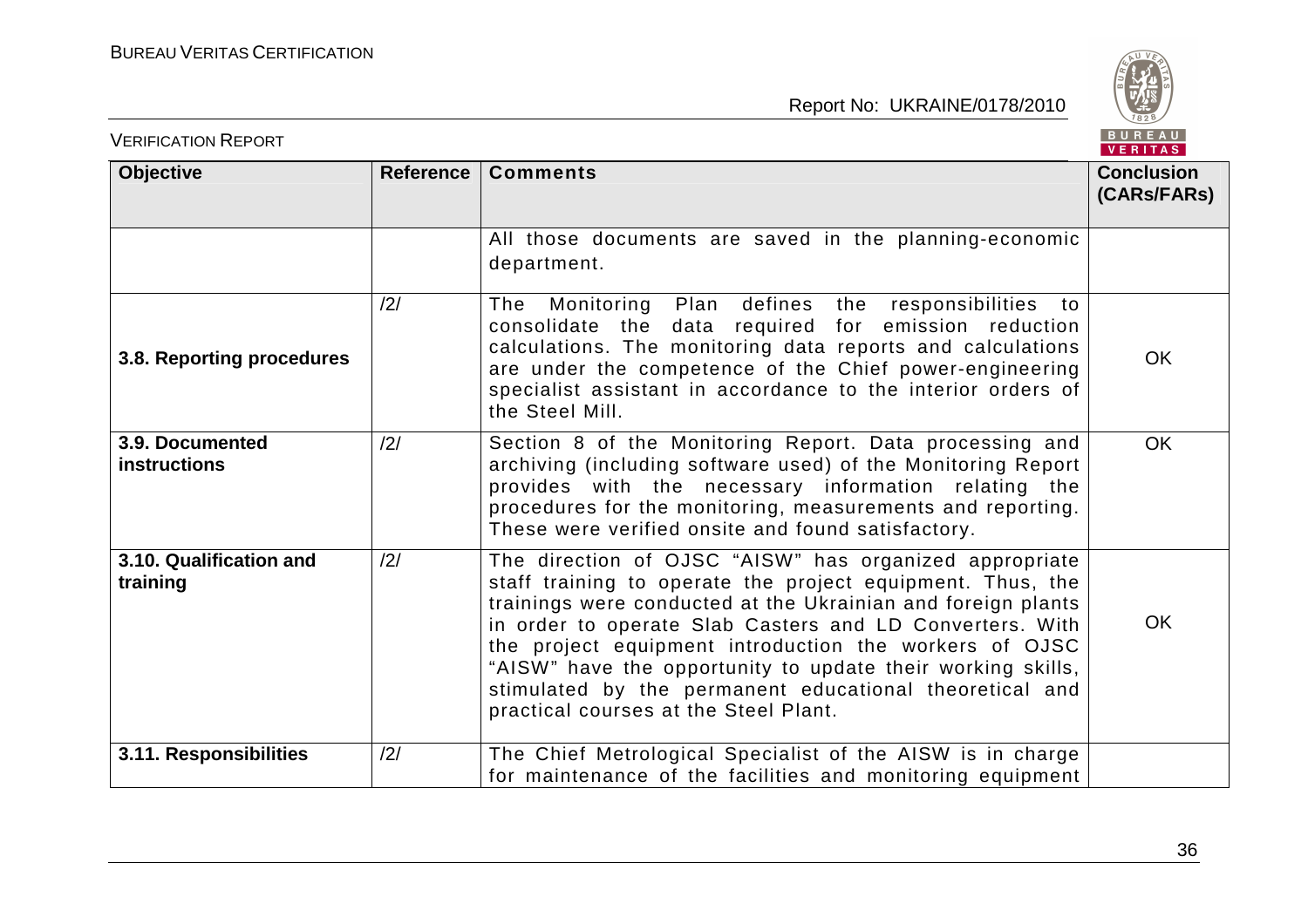| Objective | Reference | Comments | Conclusion (CARs/FARs) |
|---|---|---|---|
| | | All those documents are saved in the planning-economic department. | |
| **3.8. Reporting procedures** | /2/ | The Monitoring Plan defines the responsibilities to consolidate the data required for emission reduction calculations. The monitoring data reports and calculations are under the competence of the Chief power-engineering specialist assistant in accordance to the interior orders of the Steel Mill. | OK |
| **3.9. Documented instructions** | /2/ | Section 8 of the Monitoring Report. Data processing and archiving (including software used) of the Monitoring Report provides with the necessary information relating the procedures for the monitoring, measurements and reporting. These were verified onsite and found satisfactory. | OK |
| **3.10. Qualification and training** | /2/ | The direction of OJSC "AISW" has organized appropriate staff training to operate the project equipment. Thus, the trainings were conducted at the Ukrainian and foreign plants in order to operate Slab Casters and LD Converters. With the project equipment introduction the workers of OJSC "AISW" have the opportunity to update their working skills, stimulated by the permanent educational theoretical and practical courses at the Steel Plant. | OK |
| **3.11. Responsibilities** | /2/ | The Chief Metrological Specialist of the AISW is in charge for maintenance of the facilities and monitoring equipment | |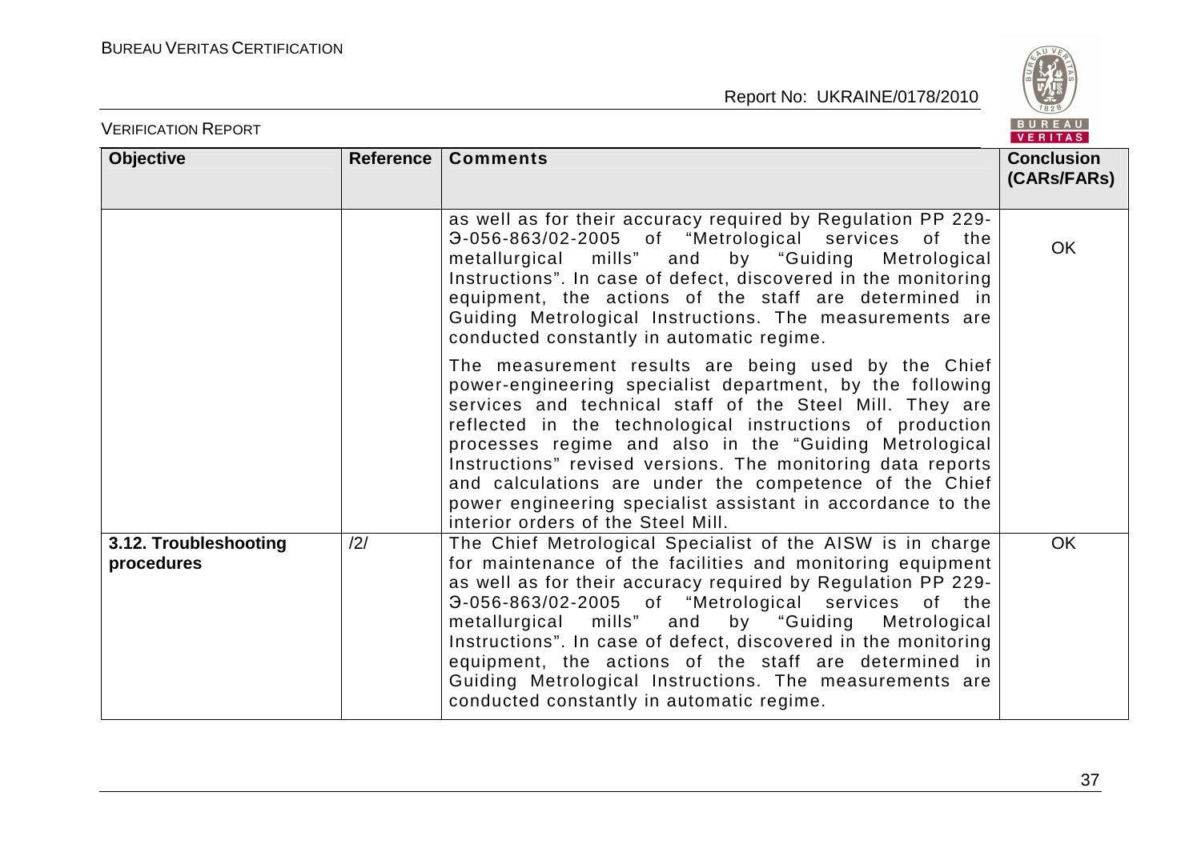| Objective | Reference | Comments | Conclusion (CARs/FARs) |
|---|---|---|---|
| | | as well as for their accuracy required by Regulation PP 229-Э-056-863/02-2005 of "Metrological services of the metallurgical mills" and by "Guiding Metrological Instructions". In case of defect, discovered in the monitoring equipment, the actions of the staff are determined in Guiding Metrological Instructions. The measurements are conducted constantly in automatic regime.<br><br>The measurement results are being used by the Chief power-engineering specialist department, by the following services and technical staff of the Steel Mill. They are reflected in the technological instructions of production processes regime and also in the "Guiding Metrological Instructions" revised versions. The monitoring data reports and calculations are under the competence of the Chief power engineering specialist assistant in accordance to the interior orders of the Steel Mill. | OK |
| **3.12. Troubleshooting procedures** | /2/ | The Chief Metrological Specialist of the AISW is in charge for maintenance of the facilities and monitoring equipment as well as for their accuracy required by Regulation PP 229-Э-056-863/02-2005 of "Metrological services of the metallurgical mills" and by "Guiding Metrological Instructions". In case of defect, discovered in the monitoring equipment, the actions of the staff are determined in Guiding Metrological Instructions. The measurements are conducted constantly in automatic regime. | OK |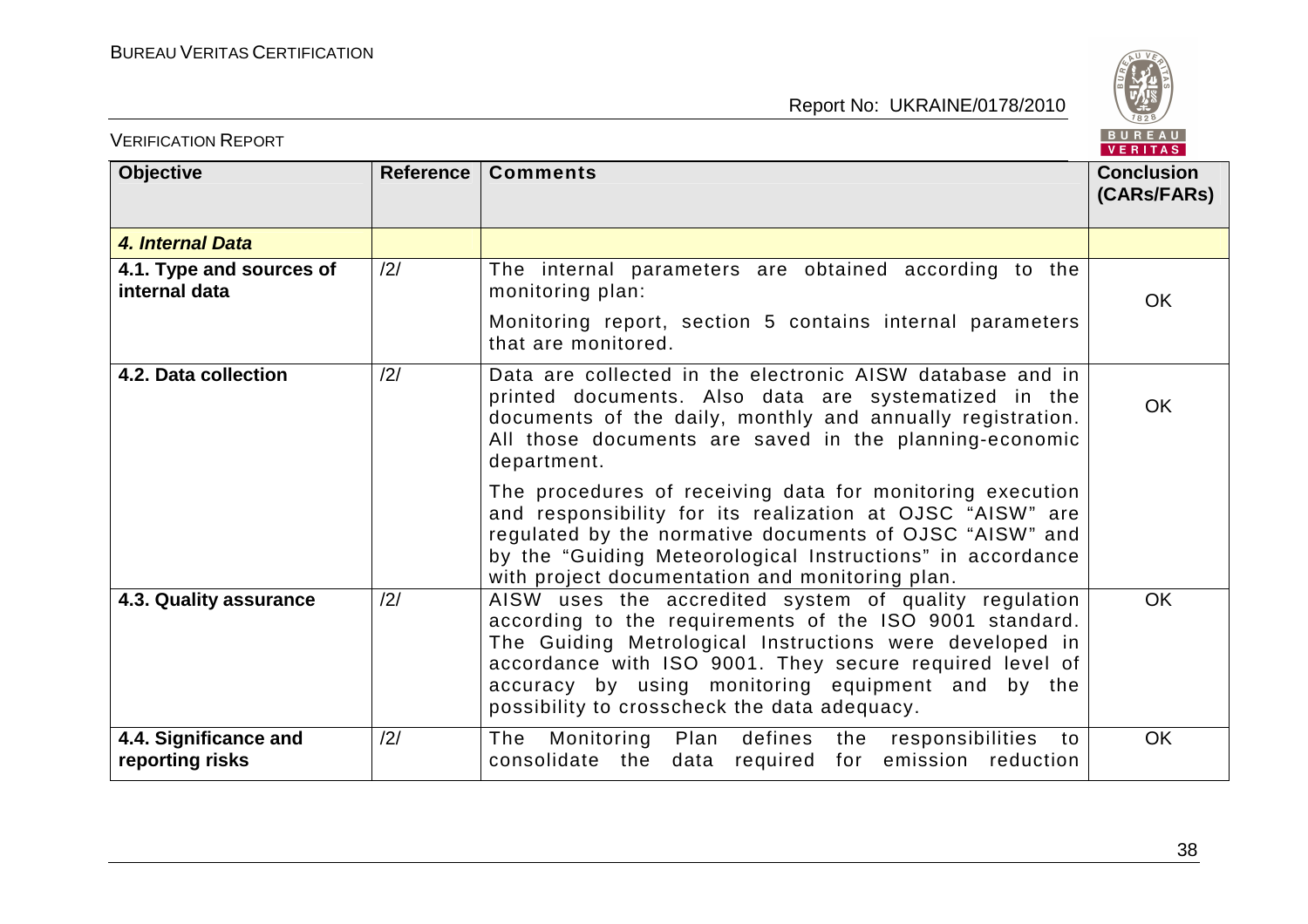| Objective | Reference | Comments | Conclusion (CARs/FARs) |
|---|---|---|---|
| ***4. Internal Data*** | | | |
| **4.1. Type and sources of internal data** | /2/ | The internal parameters are obtained according to the monitoring plan: Monitoring report, section 5 contains internal parameters that are monitored. | OK |
| **4.2. Data collection** | /2/ | Data are collected in the electronic AISW database and in printed documents. Also data are systematized in the documents of the daily, monthly and annually registration. All those documents are saved in the planning-economic department. The procedures of receiving data for monitoring execution and responsibility for its realization at OJSC "AISW" are regulated by the normative documents of OJSC "AISW" and by the "Guiding Meteorological Instructions" in accordance with project documentation and monitoring plan. | OK |
| **4.3. Quality assurance** | /2/ | AISW uses the accredited system of quality regulation according to the requirements of the ISO 9001 standard. The Guiding Metrological Instructions were developed in accordance with ISO 9001. They secure required level of accuracy by using monitoring equipment and by the possibility to crosscheck the data adequacy. | OK |
| **4.4. Significance and reporting risks** | /2/ | The Monitoring Plan defines the responsibilities to consolidate the data required for emission reduction | OK |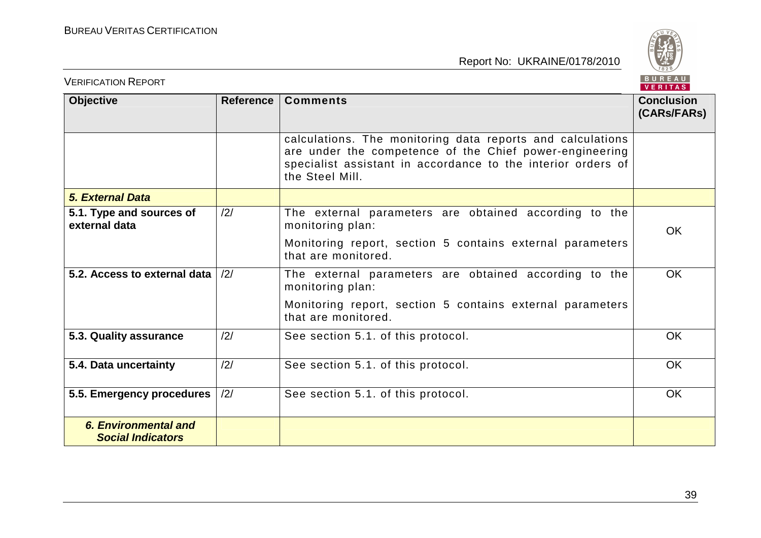| Objective | Reference | Comments | Conclusion (CARs/FARs) |
|---|---|---|---|
| | | calculations. The monitoring data reports and calculations are under the competence of the Chief power-engineering specialist assistant in accordance to the interior orders of the Steel Mill. | |
| ***5. External Data*** | | | |
| **5.1. Type and sources of external data** | /2/ | The external parameters are obtained according to the monitoring plan:<br>Monitoring report, section 5 contains external parameters that are monitored. | OK |
| **5.2. Access to external data** | /2/ | The external parameters are obtained according to the monitoring plan:<br>Monitoring report, section 5 contains external parameters that are monitored. | OK |
| **5.3. Quality assurance** | /2/ | See section 5.1. of this protocol. | OK |
| **5.4. Data uncertainty** | /2/ | See section 5.1. of this protocol. | OK |
| **5.5. Emergency procedures** | /2/ | See section 5.1. of this protocol. | OK |
| ***6. Environmental and Social Indicators*** | | | |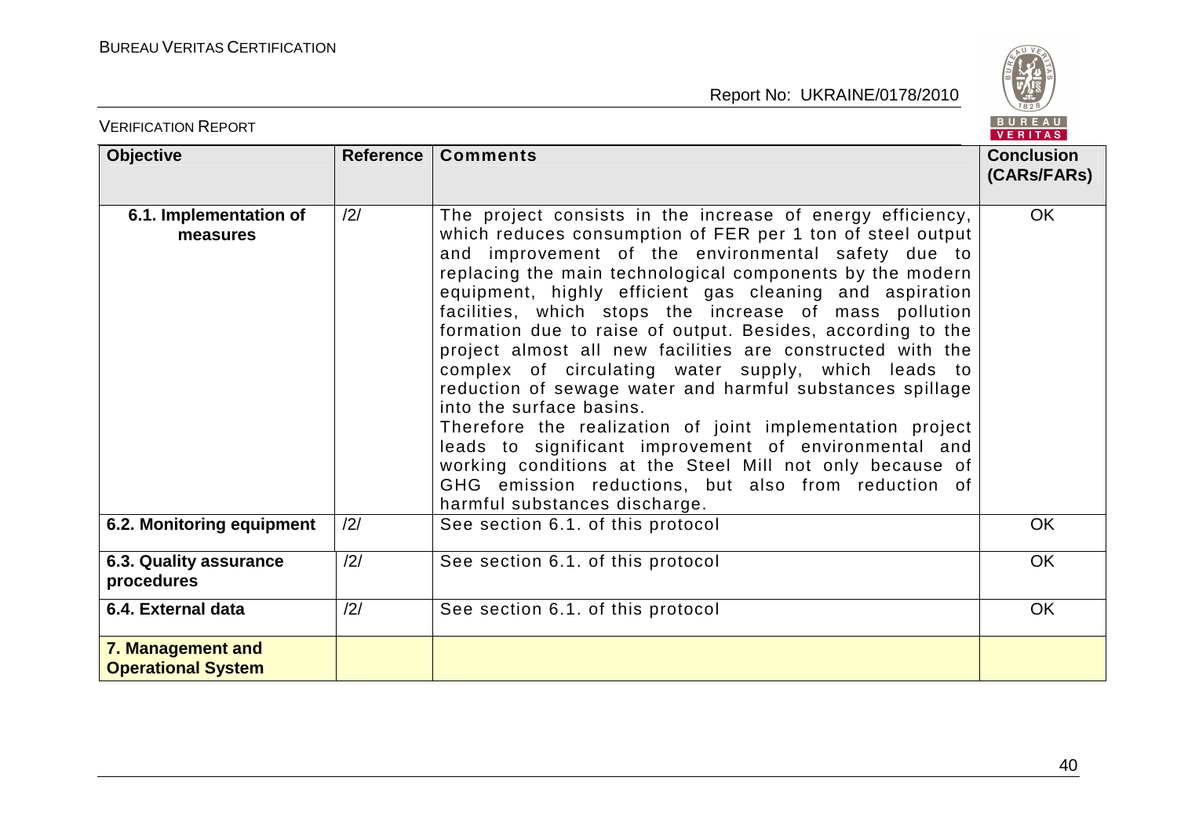| Objective | Reference | Comments | Conclusion (CARs/FARs) |
|---|---|---|---|
| **6.1. Implementation of measures** | /2/ | The project consists in the increase of energy efficiency, which reduces consumption of FER per 1 ton of steel output and improvement of the environmental safety due to replacing the main technological components by the modern equipment, highly efficient gas cleaning and aspiration facilities, which stops the increase of mass pollution formation due to raise of output. Besides, according to the project almost all new facilities are constructed with the complex of circulating water supply, which leads to reduction of sewage water and harmful substances spillage into the surface basins.<br>Therefore the realization of joint implementation project leads to significant improvement of environmental and working conditions at the Steel Mill not only because of GHG emission reductions, but also from reduction of harmful substances discharge. | OK |
| **6.2. Monitoring equipment** | /2/ | See section 6.1. of this protocol | OK |
| **6.3. Quality assurance procedures** | /2/ | See section 6.1. of this protocol | OK |
| **6.4. External data** | /2/ | See section 6.1. of this protocol | OK |
| **7. Management and Operational System** | | | |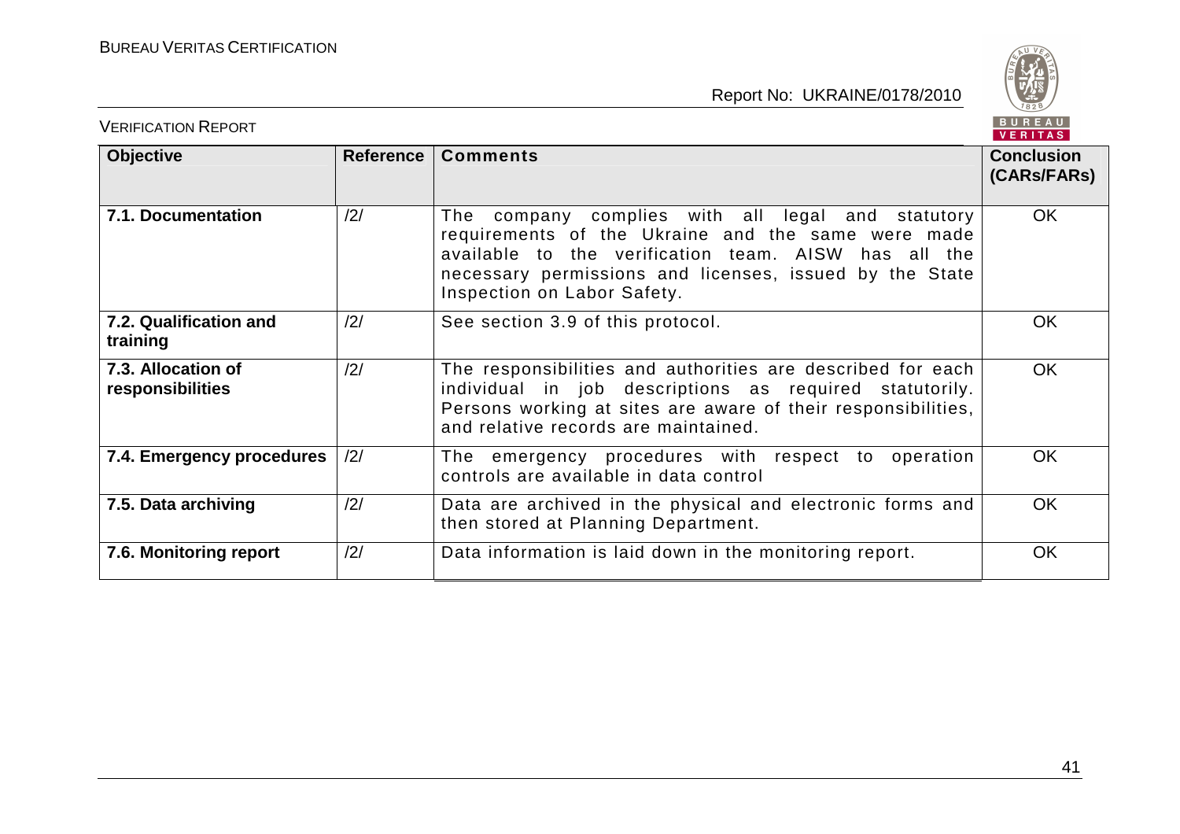| Objective | Reference | Comments | Conclusion (CARs/FARs) |
|---|---|---|---|
| **7.1. Documentation** | /2/ | The company complies with all legal and statutory requirements of the Ukraine and the same were made available to the verification team. AISW has all the necessary permissions and licenses, issued by the State Inspection on Labor Safety. | OK |
| **7.2. Qualification and training** | /2/ | See section 3.9 of this protocol. | OK |
| **7.3. Allocation of responsibilities** | /2/ | The responsibilities and authorities are described for each individual in job descriptions as required statutorily. Persons working at sites are aware of their responsibilities, and relative records are maintained. | OK |
| **7.4. Emergency procedures** | /2/ | The emergency procedures with respect to operation controls are available in data control | OK |
| **7.5. Data archiving** | /2/ | Data are archived in the physical and electronic forms and then stored at Planning Department. | OK |
| **7.6. Monitoring report** | /2/ | Data information is laid down in the monitoring report. | OK |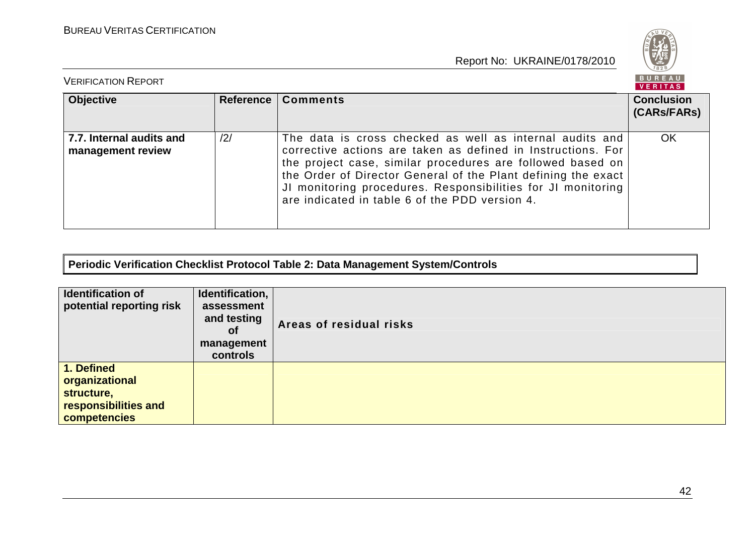| Objective | Reference | Comments | Conclusion (CARs/FARs) |
|---|---|---|---|
| **7.7. Internal audits and management review** | /2/ | The data is cross checked as well as internal audits and corrective actions are taken as defined in Instructions. For the project case, similar procedures are followed based on the Order of Director General of the Plant defining the exact JI monitoring procedures. Responsibilities for JI monitoring are indicated in table 6 of the PDD version 4. | OK |

**Periodic Verification Checklist Protocol Table 2: Data Management System/Controls**

| Identification of potential reporting risk | Identification, assessment and testing of management controls | Areas of residual risks |
|---|---|---|
| **1. Defined organizational structure, responsibilities and competencies** | | |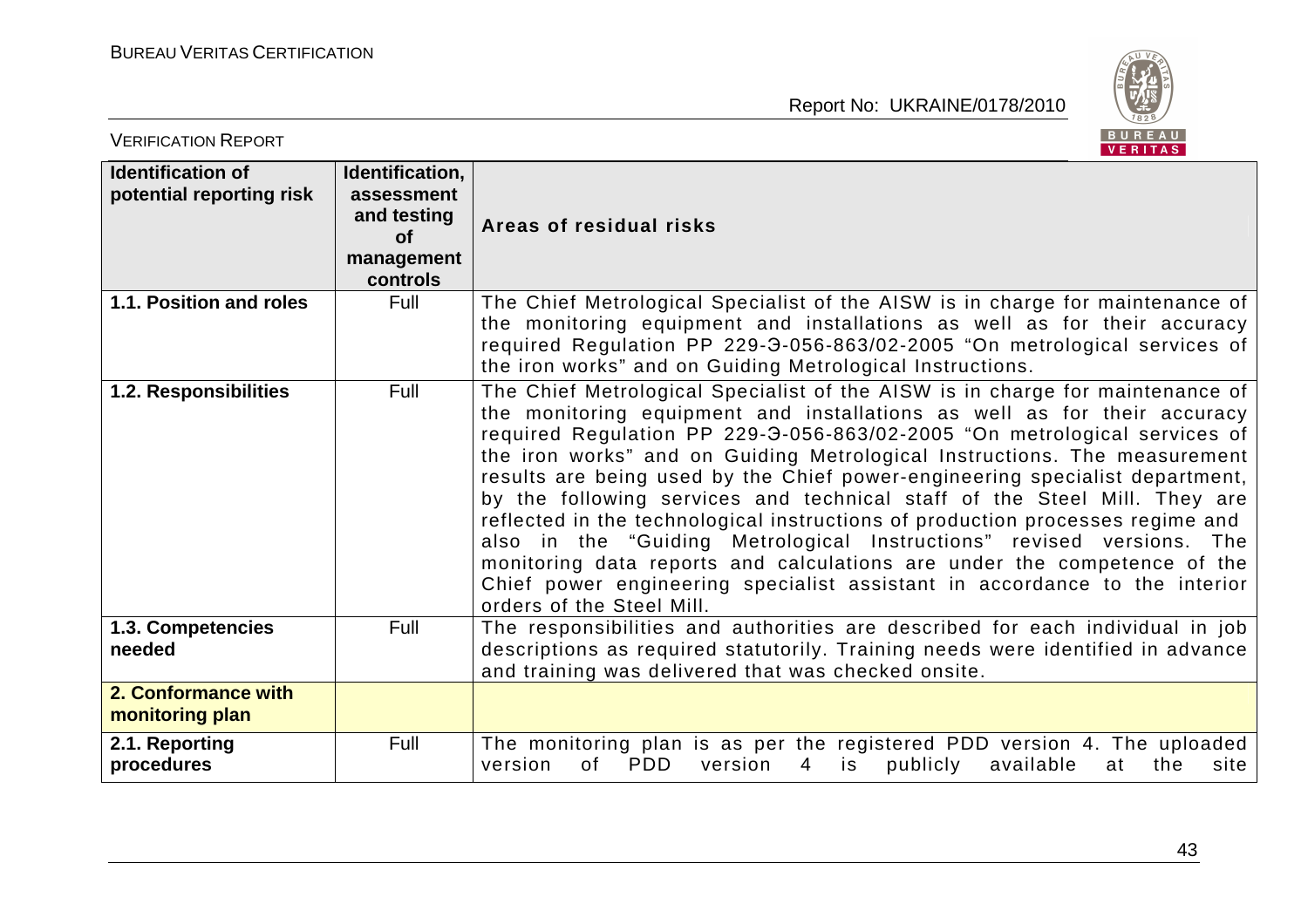| Identification of potential reporting risk | Identification, assessment and testing of management controls | Areas of residual risks |
|---|---|---|
| **1.1. Position and roles** | Full | The Chief Metrological Specialist of the AISW is in charge for maintenance of the monitoring equipment and installations as well as for their accuracy required Regulation PP 229-Э-056-863/02-2005 "On metrological services of the iron works" and on Guiding Metrological Instructions. |
| **1.2. Responsibilities** | Full | The Chief Metrological Specialist of the AISW is in charge for maintenance of the monitoring equipment and installations as well as for their accuracy required Regulation PP 229-Э-056-863/02-2005 "On metrological services of the iron works" and on Guiding Metrological Instructions. The measurement results are being used by the Chief power-engineering specialist department, by the following services and technical staff of the Steel Mill. They are reflected in the technological instructions of production processes regime and also in the "Guiding Metrological Instructions" revised versions. The monitoring data reports and calculations are under the competence of the Chief power engineering specialist assistant in accordance to the interior orders of the Steel Mill. |
| **1.3. Competencies needed** | Full | The responsibilities and authorities are described for each individual in job descriptions as required statutorily. Training needs were identified in advance and training was delivered that was checked onsite. |
| **2. Conformance with monitoring plan** | | |
| **2.1. Reporting procedures** | Full | The monitoring plan is as per the registered PDD version 4. The uploaded version of PDD version 4 is publicly available at the site |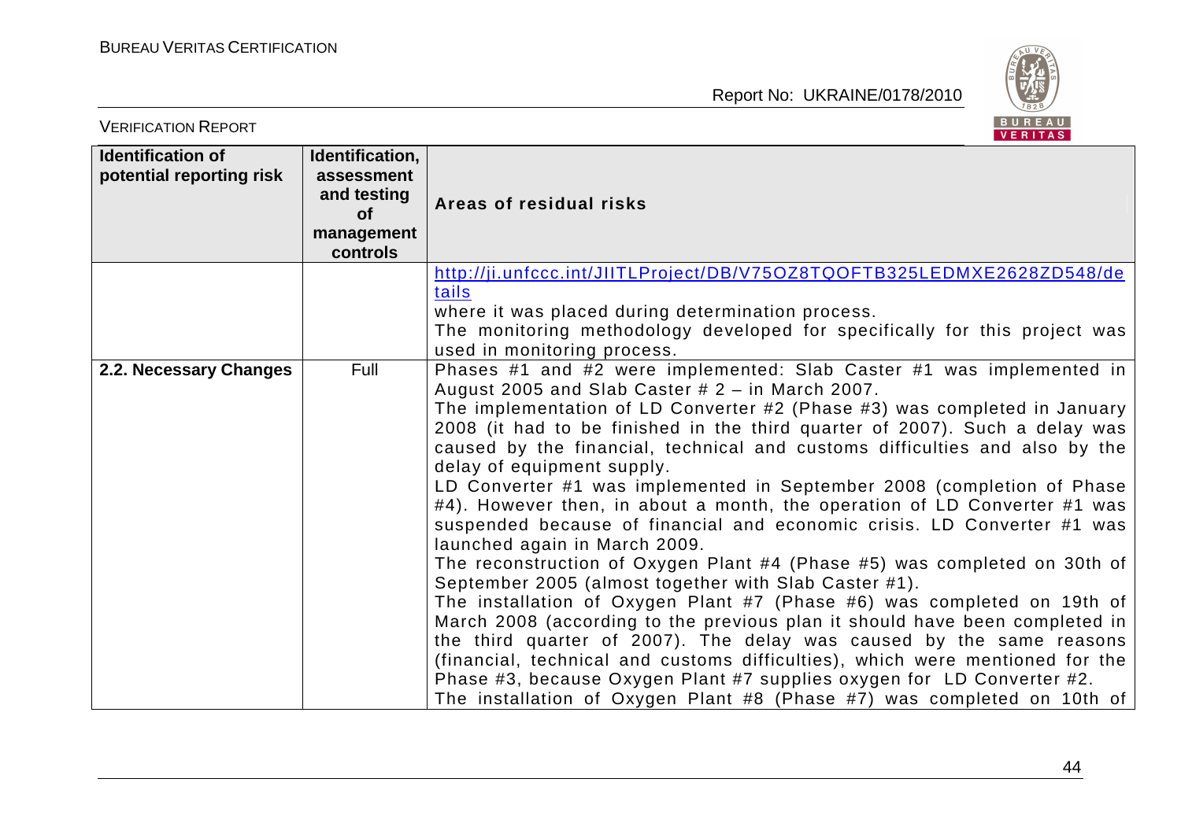| Identification of potential reporting risk | Identification, assessment and testing of management controls | Areas of residual risks |
| --- | --- | --- |
| | | http://ji.unfccc.int/JIITLProject/DB/V75OZ8TQOFTB325LEDMXE2628ZD548/details<br>where it was placed during determination process.<br>The monitoring methodology developed for specifically for this project was used in monitoring process. |
| **2.2. Necessary Changes** | Full | Phases #1 and #2 were implemented: Slab Caster #1 was implemented in August 2005 and Slab Caster # 2 – in March 2007.<br>The implementation of LD Converter #2 (Phase #3) was completed in January 2008 (it had to be finished in the third quarter of 2007). Such a delay was caused by the financial, technical and customs difficulties and also by the delay of equipment supply.<br>LD Converter #1 was implemented in September 2008 (completion of Phase #4). However then, in about a month, the operation of LD Converter #1 was suspended because of financial and economic crisis. LD Converter #1 was launched again in March 2009.<br>The reconstruction of Oxygen Plant #4 (Phase #5) was completed on 30th of September 2005 (almost together with Slab Caster #1).<br>The installation of Oxygen Plant #7 (Phase #6) was completed on 19th of March 2008 (according to the previous plan it should have been completed in the third quarter of 2007). The delay was caused by the same reasons (financial, technical and customs difficulties), which were mentioned for the Phase #3, because Oxygen Plant #7 supplies oxygen for LD Converter #2.<br>The installation of Oxygen Plant #8 (Phase #7) was completed on 10th of |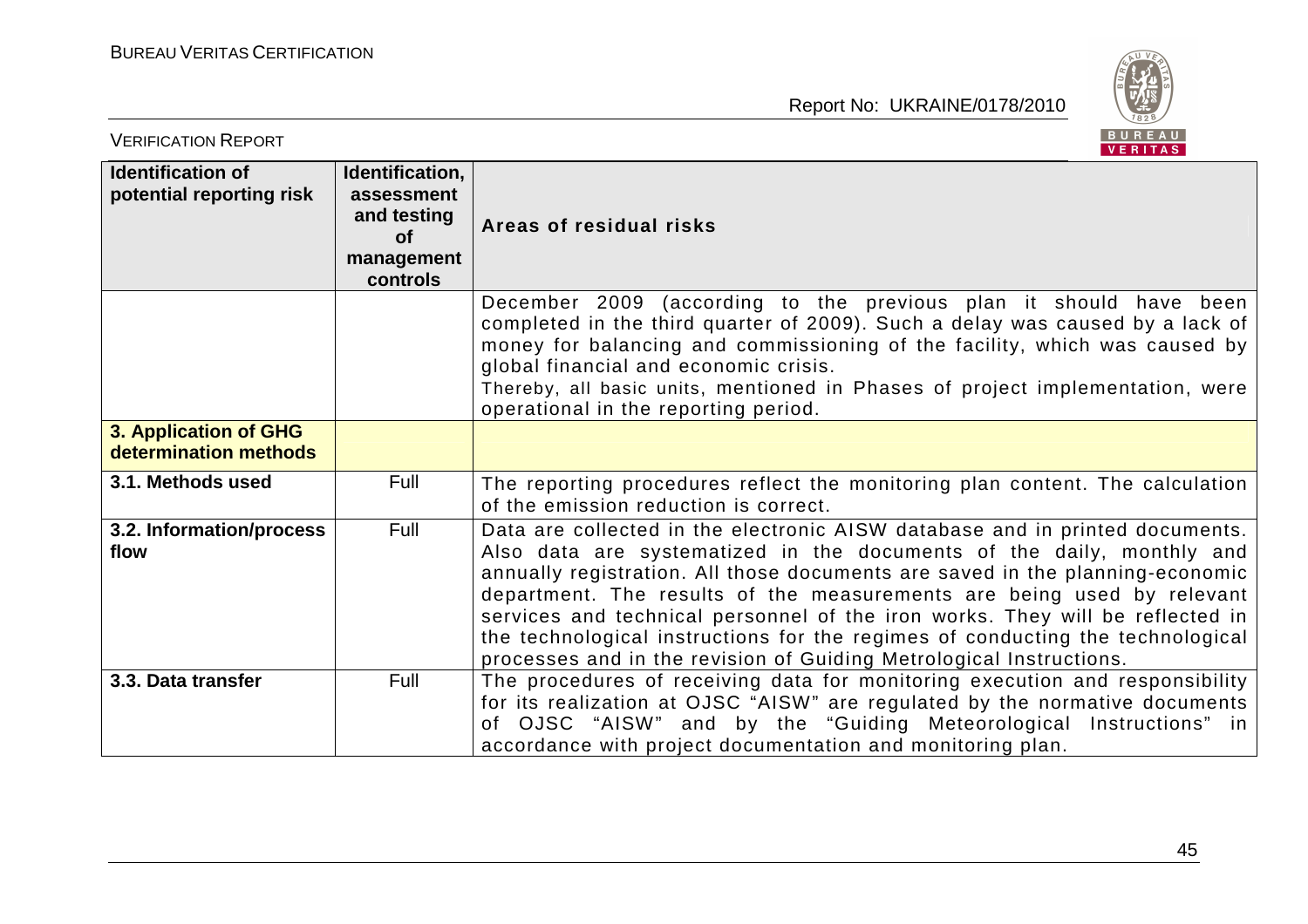| Identification of potential reporting risk | Identification, assessment and testing of management controls | Areas of residual risks |
|---|---|---|
| | | December 2009 (according to the previous plan it should have been completed in the third quarter of 2009). Such a delay was caused by a lack of money for balancing and commissioning of the facility, which was caused by global financial and economic crisis. Thereby, all basic units, mentioned in Phases of project implementation, were operational in the reporting period. |
| **3. Application of GHG determination methods** | | |
| **3.1. Methods used** | Full | The reporting procedures reflect the monitoring plan content. The calculation of the emission reduction is correct. |
| **3.2. Information/process flow** | Full | Data are collected in the electronic AISW database and in printed documents. Also data are systematized in the documents of the daily, monthly and annually registration. All those documents are saved in the planning-economic department. The results of the measurements are being used by relevant services and technical personnel of the iron works. They will be reflected in the technological instructions for the regimes of conducting the technological processes and in the revision of Guiding Metrological Instructions. |
| **3.3. Data transfer** | Full | The procedures of receiving data for monitoring execution and responsibility for its realization at OJSC "AISW" are regulated by the normative documents of OJSC "AISW" and by the "Guiding Meteorological Instructions" in accordance with project documentation and monitoring plan. |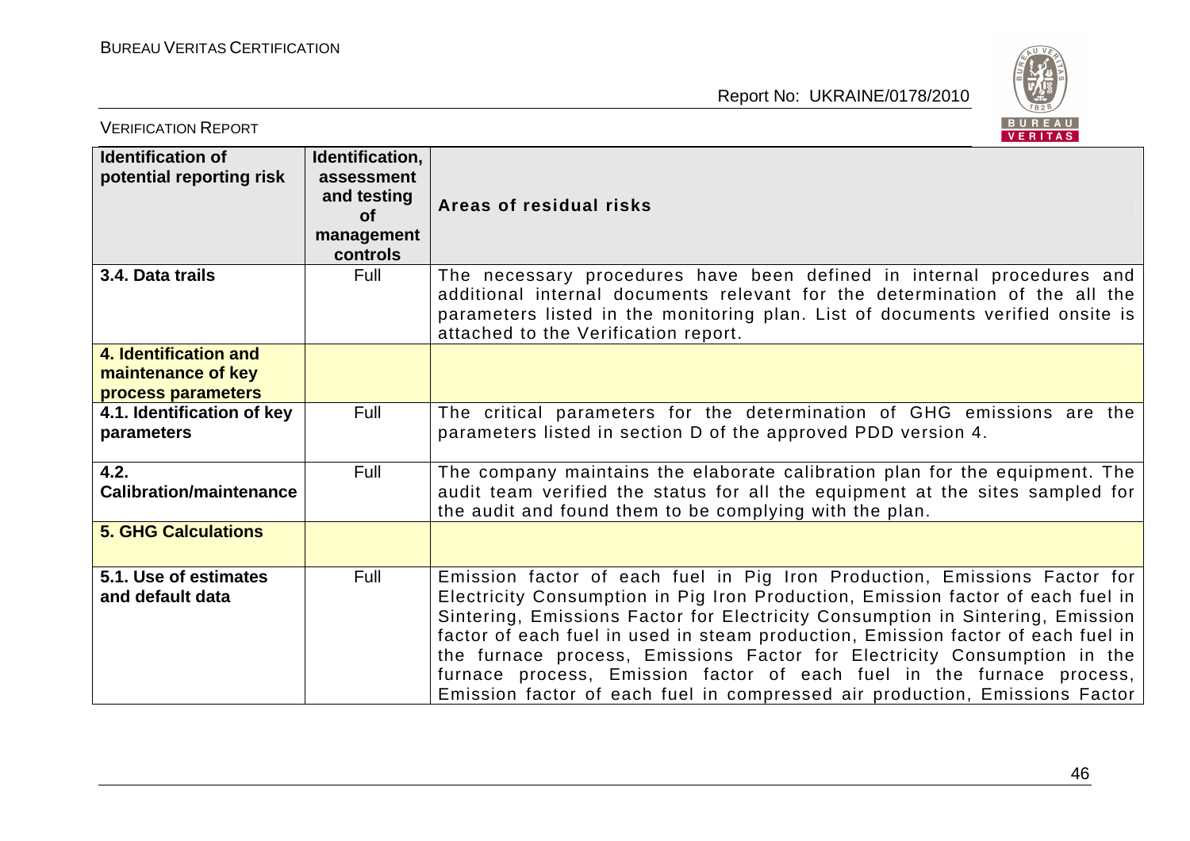| Identification of potential reporting risk | Identification, assessment and testing of management controls | Areas of residual risks |
|---|---|---|
| **3.4. Data trails** | Full | The necessary procedures have been defined in internal procedures and additional internal documents relevant for the determination of the all the parameters listed in the monitoring plan. List of documents verified onsite is attached to the Verification report. |
| **4. Identification and maintenance of key process parameters** | | |
| **4.1. Identification of key parameters** | Full | The critical parameters for the determination of GHG emissions are the parameters listed in section D of the approved PDD version 4. |
| **4.2. Calibration/maintenance** | Full | The company maintains the elaborate calibration plan for the equipment. The audit team verified the status for all the equipment at the sites sampled for the audit and found them to be complying with the plan. |
| **5. GHG Calculations** | | |
| **5.1. Use of estimates and default data** | Full | Emission factor of each fuel in Pig Iron Production, Emissions Factor for Electricity Consumption in Pig Iron Production, Emission factor of each fuel in Sintering, Emissions Factor for Electricity Consumption in Sintering, Emission factor of each fuel in used in steam production, Emission factor of each fuel in the furnace process, Emissions Factor for Electricity Consumption in the furnace process, Emission factor of each fuel in the furnace process, Emission factor of each fuel in compressed air production, Emissions Factor |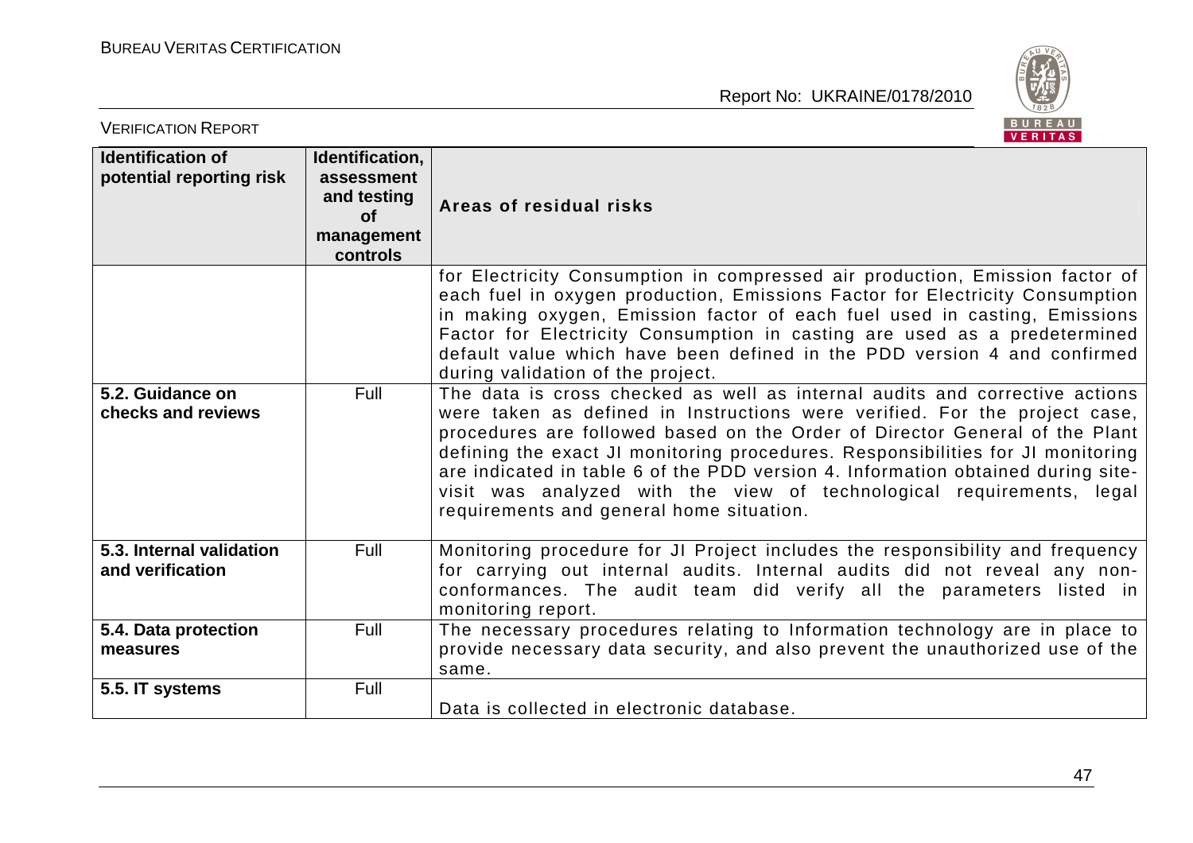| Identification of potential reporting risk | Identification, assessment and testing of management controls | Areas of residual risks |
|---|---|---|
| | | for Electricity Consumption in compressed air production, Emission factor of each fuel in oxygen production, Emissions Factor for Electricity Consumption in making oxygen, Emission factor of each fuel used in casting, Emissions Factor for Electricity Consumption in casting are used as a predetermined default value which have been defined in the PDD version 4 and confirmed during validation of the project. |
| **5.2. Guidance on checks and reviews** | Full | The data is cross checked as well as internal audits and corrective actions were taken as defined in Instructions were verified. For the project case, procedures are followed based on the Order of Director General of the Plant defining the exact JI monitoring procedures. Responsibilities for JI monitoring are indicated in table 6 of the PDD version 4. Information obtained during site-visit was analyzed with the view of technological requirements, legal requirements and general home situation. |
| **5.3. Internal validation and verification** | Full | Monitoring procedure for JI Project includes the responsibility and frequency for carrying out internal audits. Internal audits did not reveal any non-conformances. The audit team did verify all the parameters listed in monitoring report. |
| **5.4. Data protection measures** | Full | The necessary procedures relating to Information technology are in place to provide necessary data security, and also prevent the unauthorized use of the same. |
| **5.5. IT systems** | Full | Data is collected in electronic database. |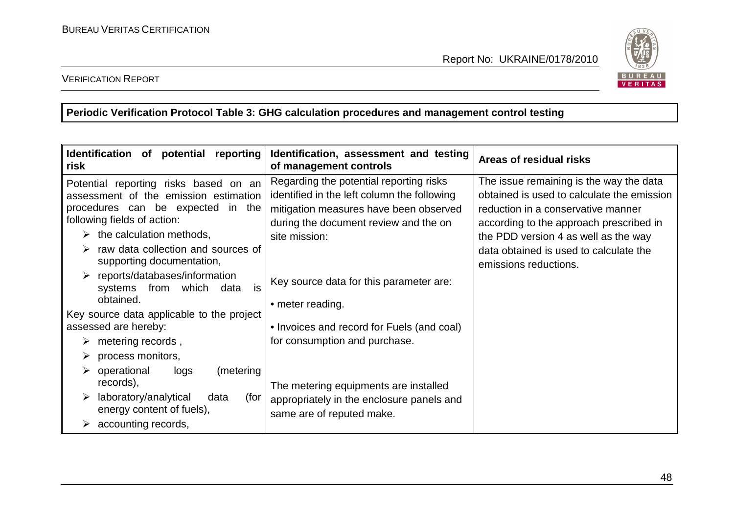**Periodic Verification Protocol Table 3: GHG calculation procedures and management control testing**

| Identification of potential reporting risk | Identification, assessment and testing of management controls | Areas of residual risks |
|---|---|---|
| Potential reporting risks based on an assessment of the emission estimation procedures can be expected in the following fields of action:<br>➢ the calculation methods,<br>➢ raw data collection and sources of supporting documentation,<br>➢ reports/databases/information systems from which data is obtained.<br>Key source data applicable to the project assessed are hereby:<br>➢ metering records ,<br>➢ process monitors,<br>➢ operational logs (metering records),<br>➢ laboratory/analytical data (for energy content of fuels),<br>➢ accounting records, | Regarding the potential reporting risks identified in the left column the following mitigation measures have been observed during the document review and the on site mission:<br><br>Key source data for this parameter are:<br><br>• meter reading.<br><br>• Invoices and record for Fuels (and coal) for consumption and purchase.<br><br>The metering equipments are installed appropriately in the enclosure panels and same are of reputed make. | The issue remaining is the way the data obtained is used to calculate the emission reduction in a conservative manner according to the approach prescribed in the PDD version 4 as well as the way data obtained is used to calculate the emissions reductions. |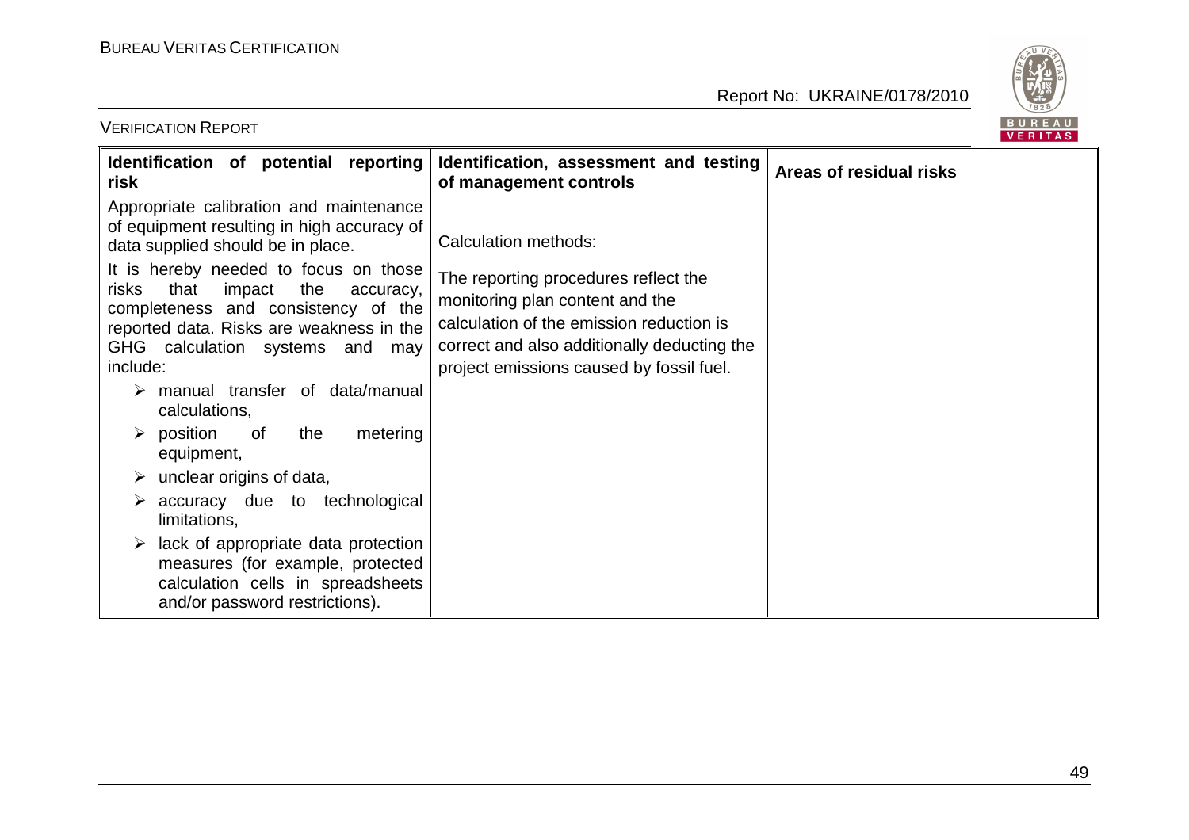| Identification of potential reporting risk | Identification, assessment and testing of management controls | Areas of residual risks |
|---|---|---|
| Appropriate calibration and maintenance of equipment resulting in high accuracy of data supplied should be in place.<br><br>It is hereby needed to focus on those risks that impact the accuracy, completeness and consistency of the reported data. Risks are weakness in the GHG calculation systems and may include:<br><br>➢ manual transfer of data/manual calculations,<br>➢ position of the metering equipment,<br>➢ unclear origins of data,<br>➢ accuracy due to technological limitations,<br>➢ lack of appropriate data protection measures (for example, protected calculation cells in spreadsheets and/or password restrictions). | Calculation methods:<br><br>The reporting procedures reflect the monitoring plan content and the calculation of the emission reduction is correct and also additionally deducting the project emissions caused by fossil fuel. | |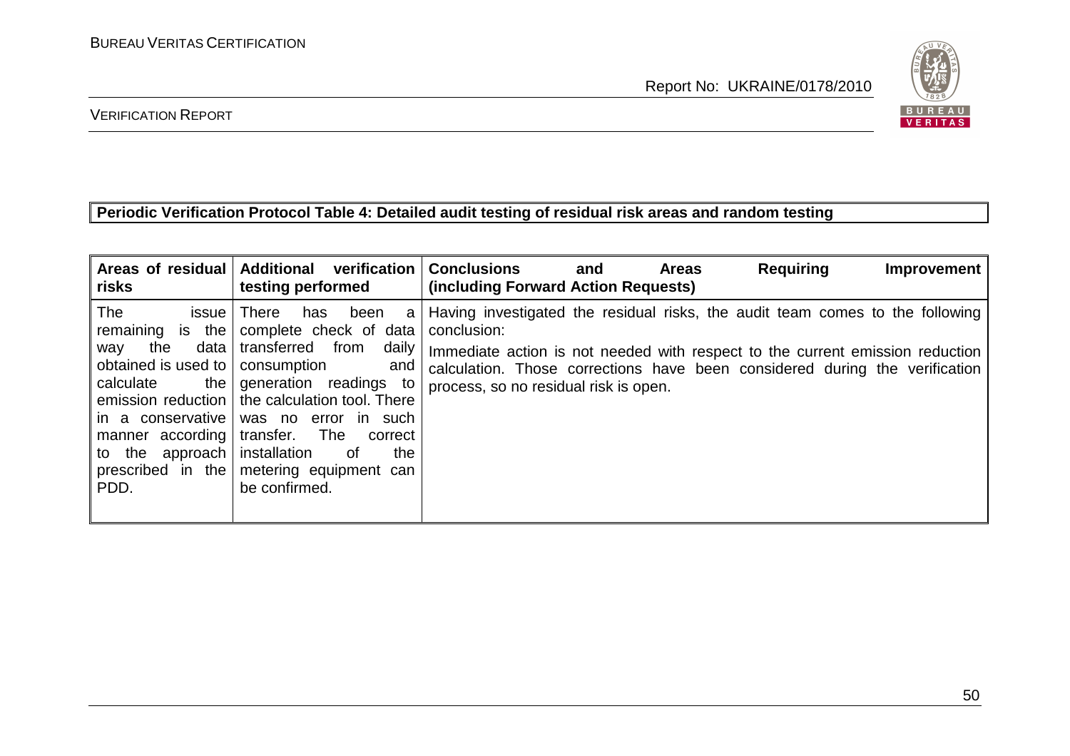**Periodic Verification Protocol Table 4: Detailed audit testing of residual risk areas and random testing**

| Areas of residual risks | Additional verification testing performed | Conclusions and Areas Requiring Improvement (including Forward Action Requests) |
|---|---|---|
| The issue remaining is the way the data obtained is used to calculate the emission reduction in a conservative manner according to the approach prescribed in the PDD. | There has been a complete check of data transferred from daily consumption and generation readings to the calculation tool. There was no error in such transfer. The correct installation of the metering equipment can be confirmed. | Having investigated the residual risks, the audit team comes to the following conclusion:<br>Immediate action is not needed with respect to the current emission reduction calculation. Those corrections have been considered during the verification process, so no residual risk is open. |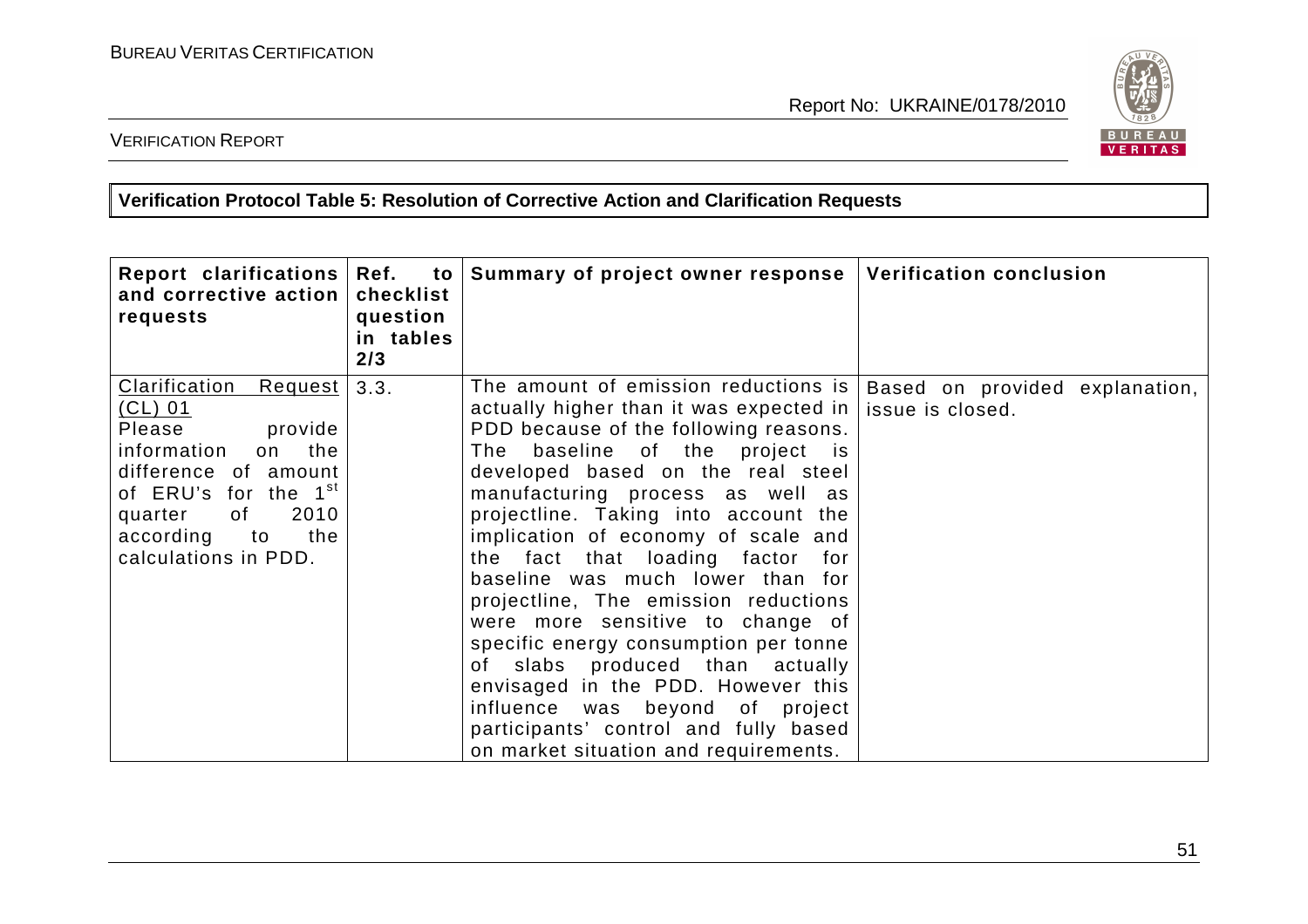**Verification Protocol Table 5: Resolution of Corrective Action and Clarification Requests**

| Report clarifications and corrective action requests | Ref. to checklist question in tables 2/3 | Summary of project owner response | Verification conclusion |
|---|---|---|---|
| Clarification Request (CL) 01<br>Please provide information on the difference of amount of ERU's for the 1st quarter of 2010 according to the calculations in PDD. | 3.3. | The amount of emission reductions is actually higher than it was expected in PDD because of the following reasons. The baseline of the project is developed based on the real steel manufacturing process as well as projectline. Taking into account the implication of economy of scale and the fact that loading factor for baseline was much lower than for projectline, The emission reductions were more sensitive to change of specific energy consumption per tonne of slabs produced than actually envisaged in the PDD. However this influence was beyond of project participants' control and fully based on market situation and requirements. | Based on provided explanation, issue is closed. |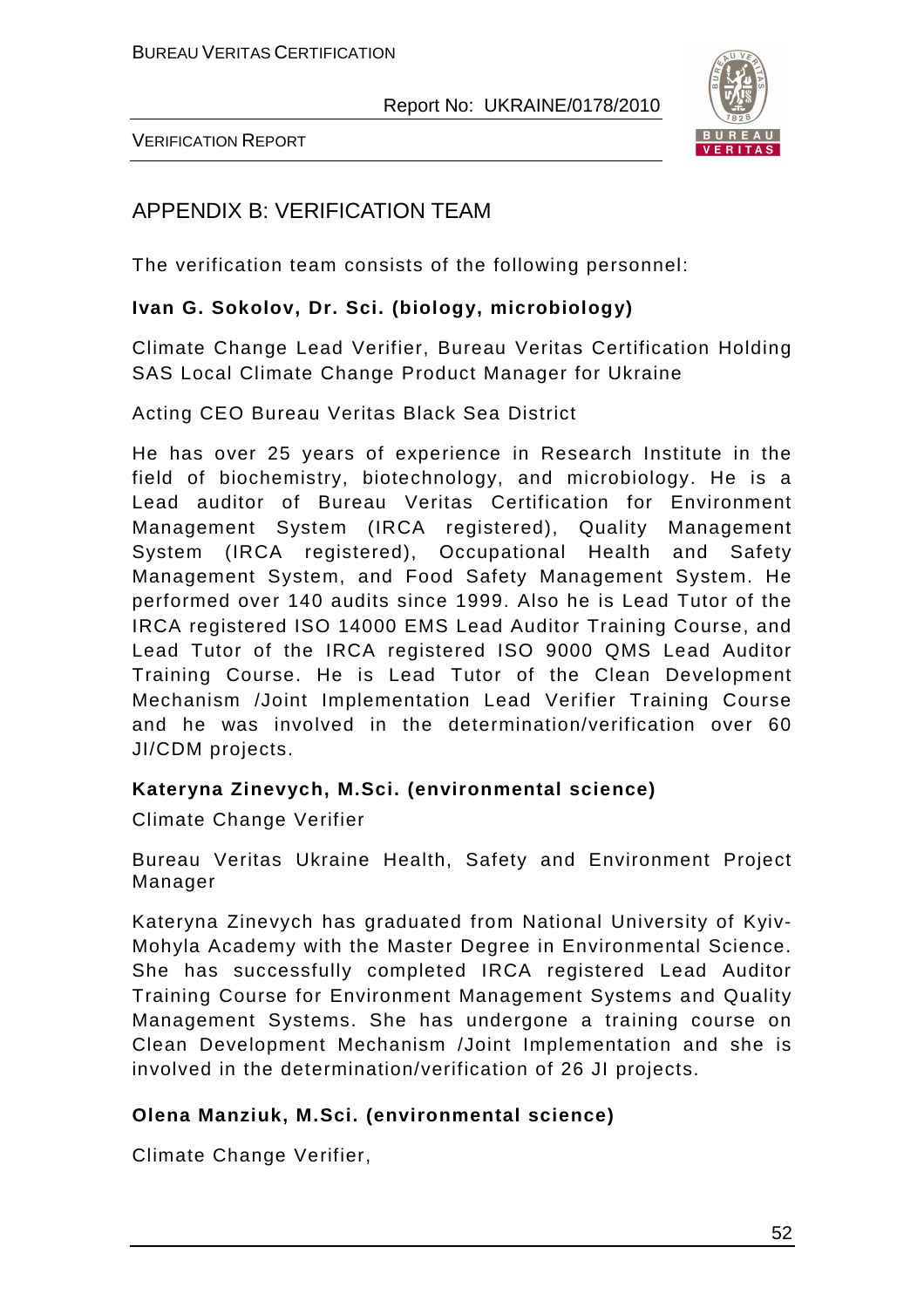## APPENDIX B: VERIFICATION TEAM

The verification team consists of the following personnel:

**Ivan G. Sokolov, Dr. Sci. (biology, microbiology)**

Climate Change Lead Verifier, Bureau Veritas Certification Holding SAS Local Climate Change Product Manager for Ukraine

Acting CEO Bureau Veritas Black Sea District

He has over 25 years of experience in Research Institute in the field of biochemistry, biotechnology, and microbiology. He is a Lead auditor of Bureau Veritas Certification for Environment Management System (IRCA registered), Quality Management System (IRCA registered), Occupational Health and Safety Management System, and Food Safety Management System. He performed over 140 audits since 1999. Also he is Lead Tutor of the IRCA registered ISO 14000 EMS Lead Auditor Training Course, and Lead Tutor of the IRCA registered ISO 9000 QMS Lead Auditor Training Course. He is Lead Tutor of the Clean Development Mechanism /Joint Implementation Lead Verifier Training Course and he was involved in the determination/verification over 60 JI/CDM projects.

**Kateryna Zinevych, M.Sci. (environmental science)**

Climate Change Verifier

Bureau Veritas Ukraine Health, Safety and Environment Project Manager

Kateryna Zinevych has graduated from National University of Kyiv-Mohyla Academy with the Master Degree in Environmental Science. She has successfully completed IRCA registered Lead Auditor Training Course for Environment Management Systems and Quality Management Systems. She has undergone a training course on Clean Development Mechanism /Joint Implementation and she is involved in the determination/verification of 26 JI projects.

**Olena Manziuk, M.Sci. (environmental science)**

Climate Change Verifier,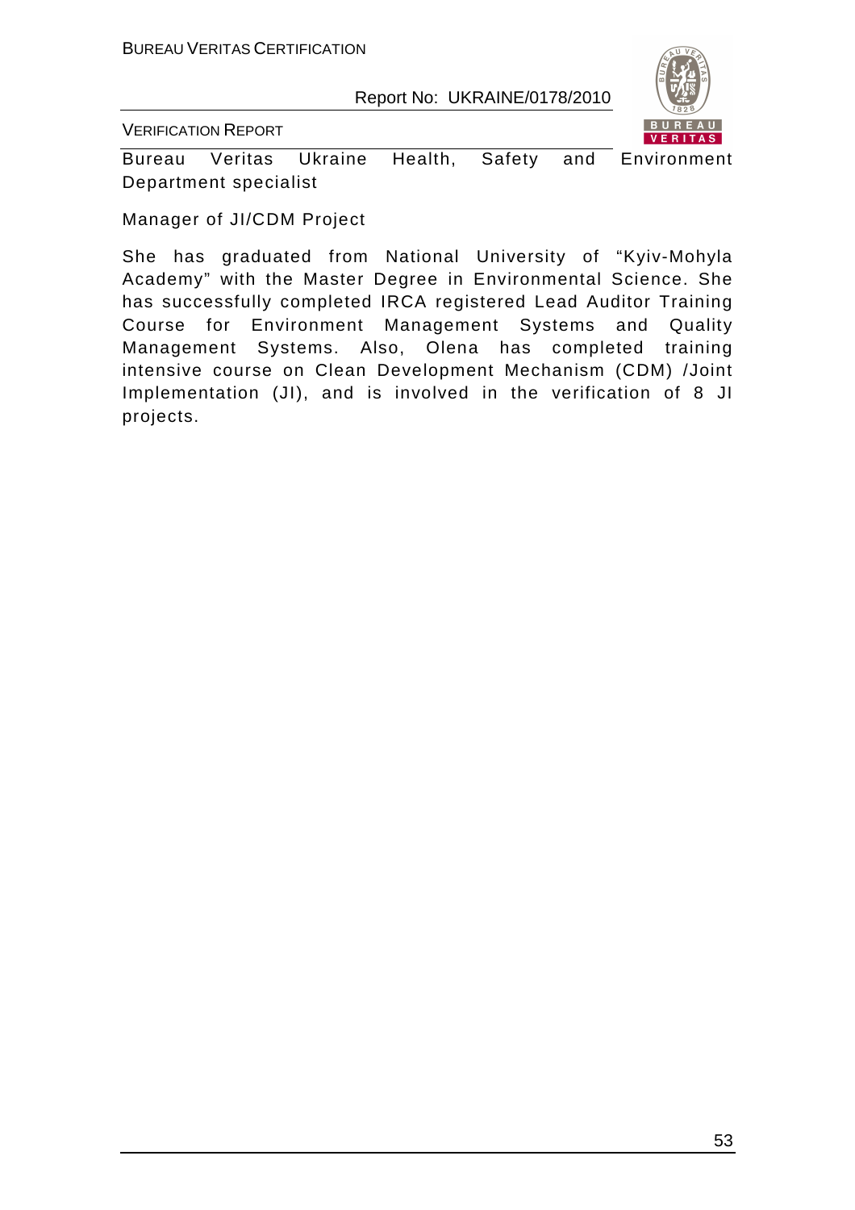Bureau Veritas Ukraine Health, Safety and Environment Department specialist

Manager of JI/CDM Project

She has graduated from National University of "Kyiv-Mohyla Academy" with the Master Degree in Environmental Science. She has successfully completed IRCA registered Lead Auditor Training Course for Environment Management Systems and Quality Management Systems. Also, Olena has completed training intensive course on Clean Development Mechanism (CDM) /Joint Implementation (JI), and is involved in the verification of 8 JI projects.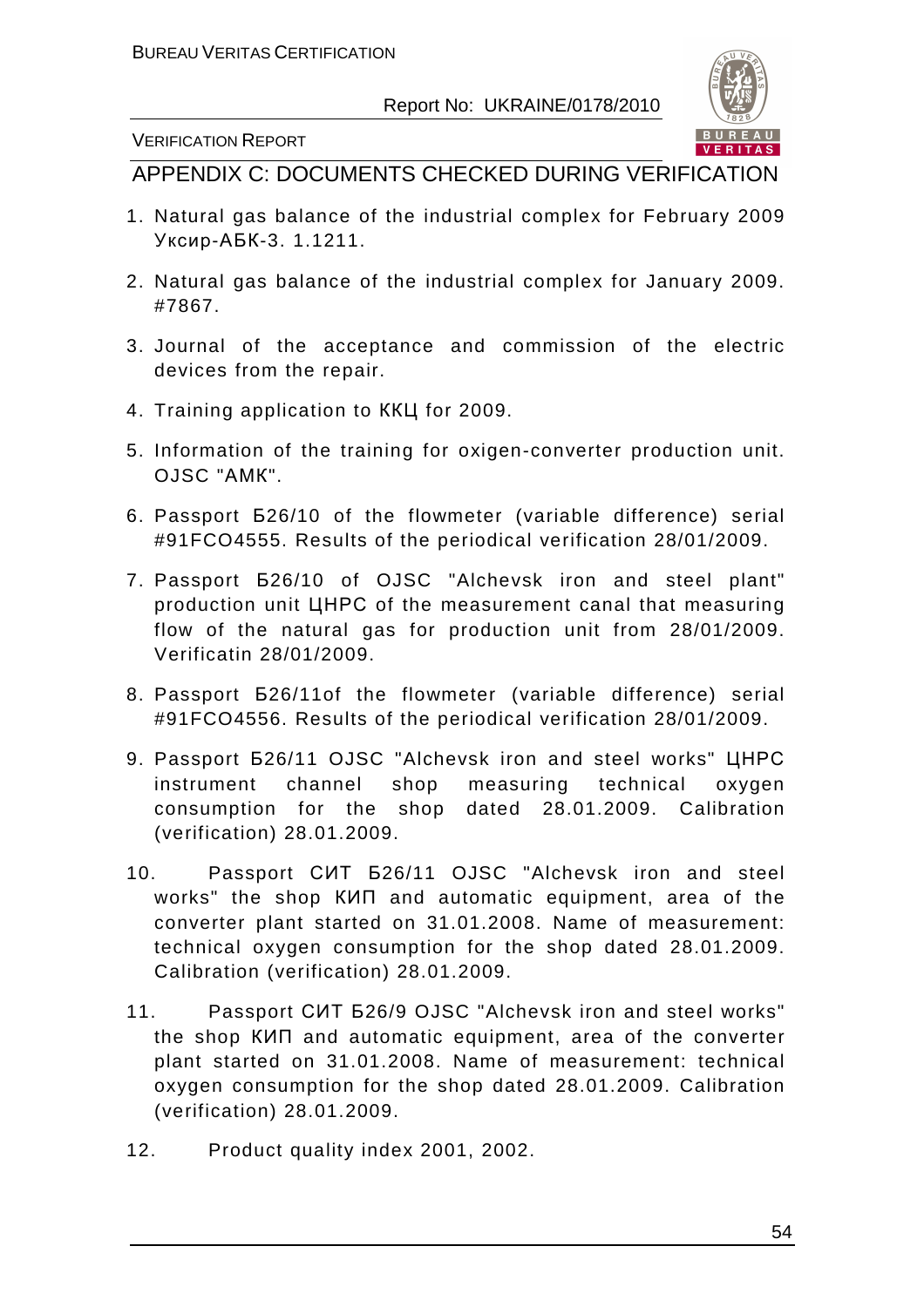## APPENDIX C: DOCUMENTS CHECKED DURING VERIFICATION

1. Natural gas balance of the industrial complex for February 2009 Уксир-АБК-3. 1.1211.
2. Natural gas balance of the industrial complex for January 2009. #7867.
3. Journal of the acceptance and commission of the electric devices from the repair.
4. Training application to ККЦ for 2009.
5. Information of the training for oxigen-converter production unit. OJSC "АМК".
6. Passport Б26/10 of the flowmeter (variable difference) serial #91FCO4555. Results of the periodical verification 28/01/2009.
7. Passport Б26/10 of OJSC "Alchevsk iron and steel plant" production unit ЦНРС of the measurement canal that measuring flow of the natural gas for production unit from 28/01/2009. Verificatin 28/01/2009.
8. Passport Б26/11of the flowmeter (variable difference) serial #91FCO4556. Results of the periodical verification 28/01/2009.
9. Passport Б26/11 OJSC "Alchevsk iron and steel works" ЦНРС instrument channel shop measuring technical oxygen consumption for the shop dated 28.01.2009. Calibration (verification) 28.01.2009.
10. Passport СИТ Б26/11 OJSC "Alchevsk iron and steel works" the shop КИП and automatic equipment, area of the converter plant started on 31.01.2008. Name of measurement: technical oxygen consumption for the shop dated 28.01.2009. Calibration (verification) 28.01.2009.
11. Passport СИТ Б26/9 OJSC "Alchevsk iron and steel works" the shop КИП and automatic equipment, area of the converter plant started on 31.01.2008. Name of measurement: technical oxygen consumption for the shop dated 28.01.2009. Calibration (verification) 28.01.2009.
12. Product quality index 2001, 2002.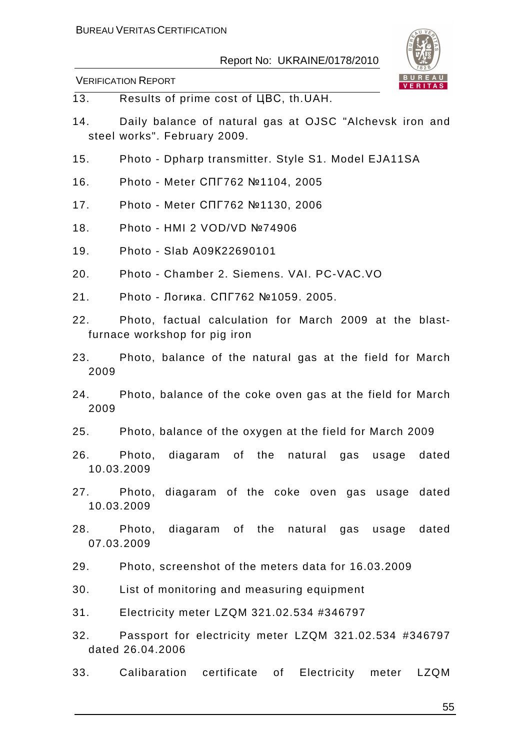13. Results of prime cost of ЦВС, th.UAH.

14. Daily balance of natural gas at OJSC "Alchevsk iron and steel works". February 2009.

15. Photo - Dpharp transmitter. Style S1. Model EJA11SA

16. Photo - Meter СПГ762 №1104, 2005

17. Photo - Meter СПГ762 №1130, 2006

18. Photo - HMI 2 VOD/VD №74906

19. Photo - Slab A09K22690101

20. Photo - Chamber 2. Siemens. VAI. PC-VAC.VO

21. Photo - Логика. СПГ762 №1059. 2005.

22. Photo, factual calculation for March 2009 at the blast-furnace workshop for pig iron

23. Photo, balance of the natural gas at the field for March 2009

24. Photo, balance of the coke oven gas at the field for March 2009

25. Photo, balance of the oxygen at the field for March 2009

26. Photo, diagaram of the natural gas usage dated 10.03.2009

27. Photo, diagaram of the coke oven gas usage dated 10.03.2009

28. Photo, diagaram of the natural gas usage dated 07.03.2009

29. Photo, screenshot of the meters data for 16.03.2009

30. List of monitoring and measuring equipment

31. Electricity meter LZQM 321.02.534 #346797

32. Passport for electricity meter LZQM 321.02.534 #346797 dated 26.04.2006

33. Calibaration certificate of Electricity meter LZQM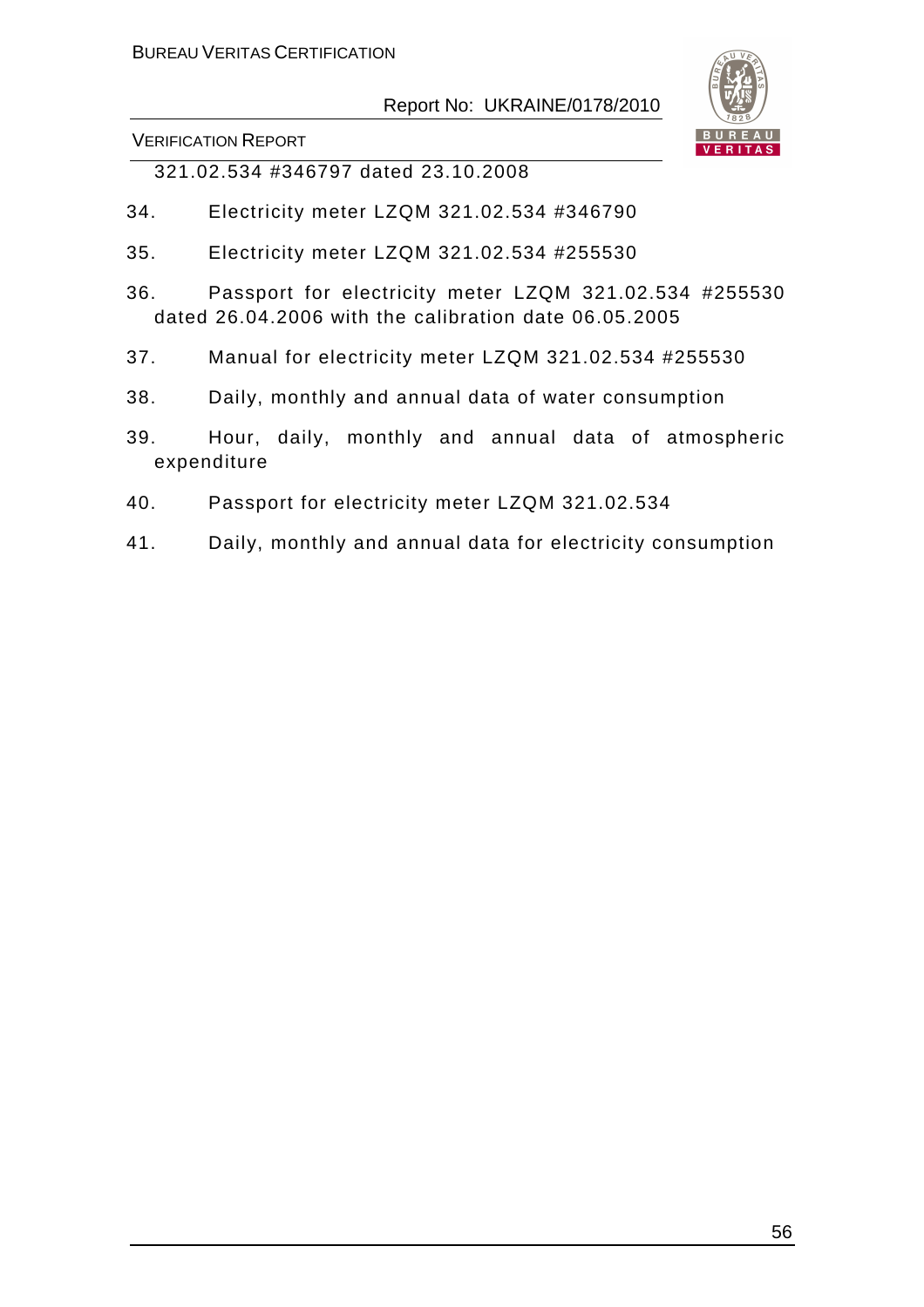321.02.534 #346797 dated 23.10.2008

34. Electricity meter LZQM 321.02.534 #346790

35. Electricity meter LZQM 321.02.534 #255530

36. Passport for electricity meter LZQM 321.02.534 #255530 dated 26.04.2006 with the calibration date 06.05.2005

37. Manual for electricity meter LZQM 321.02.534 #255530

38. Daily, monthly and annual data of water consumption

39. Hour, daily, monthly and annual data of atmospheric expenditure

40. Passport for electricity meter LZQM 321.02.534

41. Daily, monthly and annual data for electricity consumption